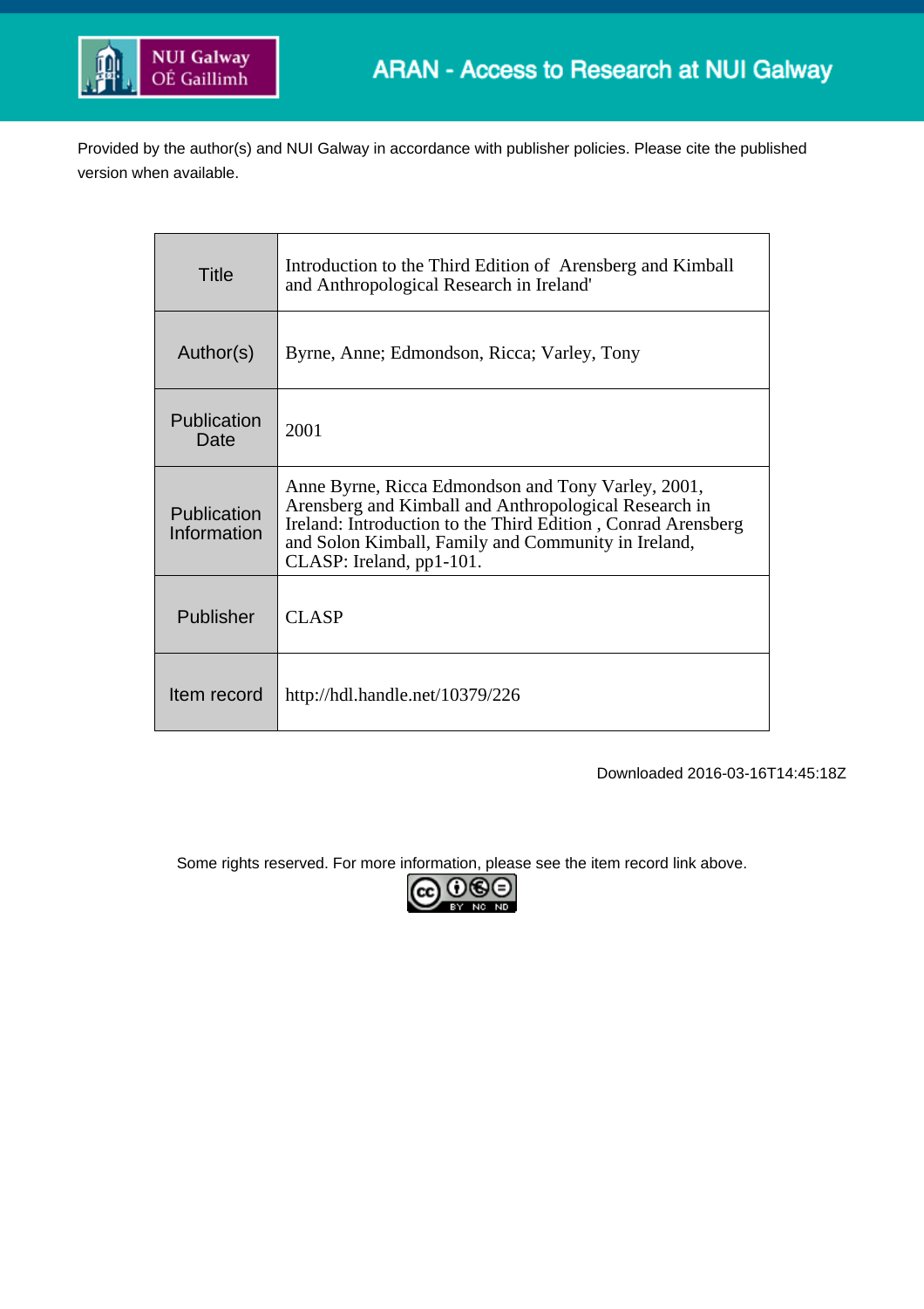NUI Galway
OÉ Gaillimh

ARAN - Access to Research at NUI Galway

Provided by the author(s) and NUI Galway in accordance with publisher policies. Please cite the published version when available.

| | |
|---|---|
| Title | Introduction to the Third Edition of Arensberg and Kimball and Anthropological Research in Ireland' |
| Author(s) | Byrne, Anne; Edmondson, Ricca; Varley, Tony |
| Publication Date | 2001 |
| Publication Information | Anne Byrne, Ricca Edmondson and Tony Varley, 2001, Arensberg and Kimball and Anthropological Research in Ireland: Introduction to the Third Edition , Conrad Arensberg and Solon Kimball, Family and Community in Ireland, CLASP: Ireland, pp1-101. |
| Publisher | CLASP |
| Item record | http://hdl.handle.net/10379/226 |

Downloaded 2016-03-16T14:45:18Z

Some rights reserved. For more information, please see the item record link above.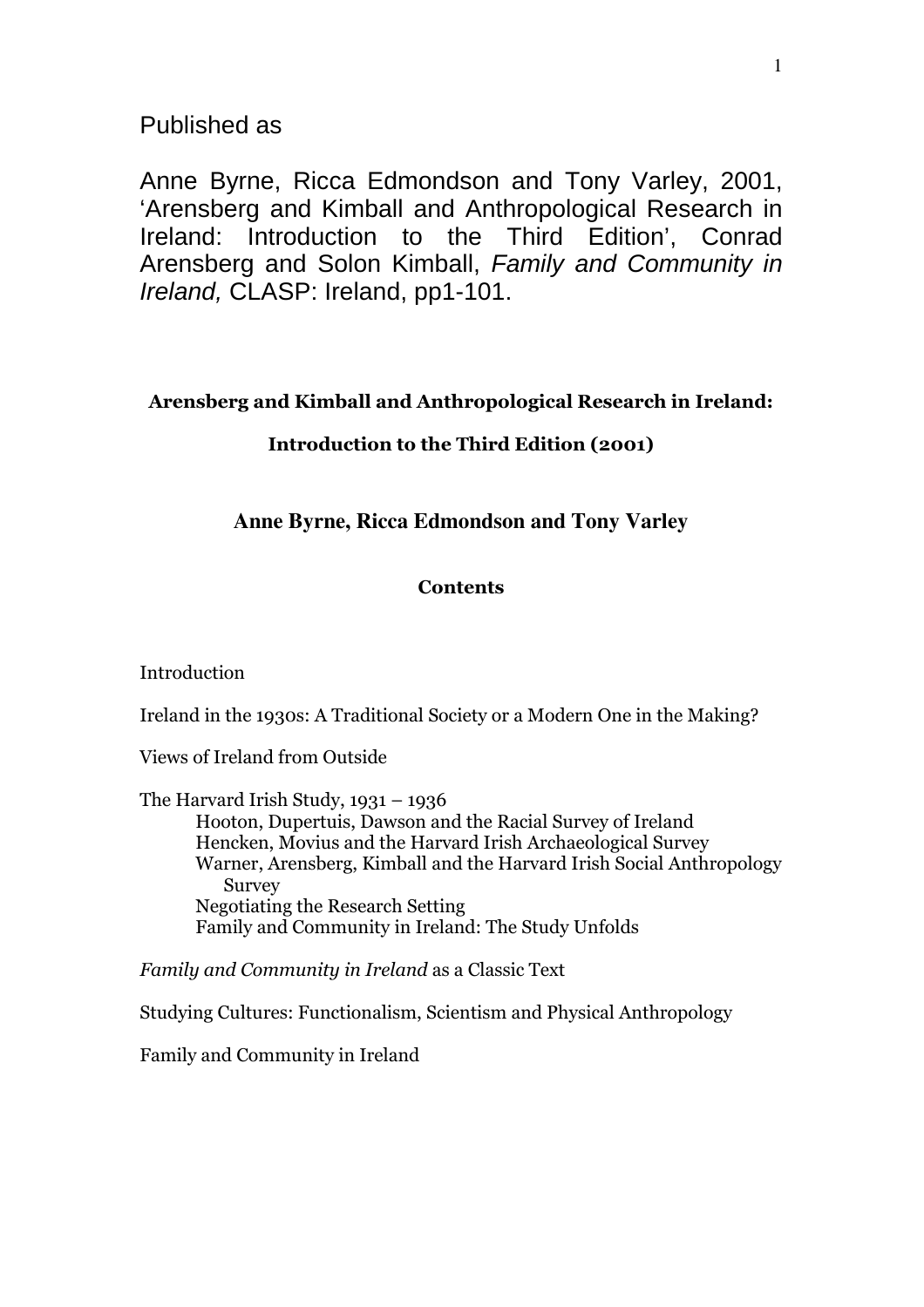Published as

Anne Byrne, Ricca Edmondson and Tony Varley, 2001, 'Arensberg and Kimball and Anthropological Research in Ireland: Introduction to the Third Edition', Conrad Arensberg and Solon Kimball, *Family and Community in Ireland,* CLASP: Ireland, pp1-101.

# Arensberg and Kimball and Anthropological Research in Ireland:

## Introduction to the Third Edition (2001)

**Anne Byrne, Ricca Edmondson and Tony Varley**

**Contents**

Introduction

Ireland in the 1930s: A Traditional Society or a Modern One in the Making?

Views of Ireland from Outside

The Harvard Irish Study, 1931 – 1936
- Hooton, Dupertuis, Dawson and the Racial Survey of Ireland
- Hencken, Movius and the Harvard Irish Archaeological Survey
- Warner, Arensberg, Kimball and the Harvard Irish Social Anthropology Survey
- Negotiating the Research Setting
- Family and Community in Ireland: The Study Unfolds

*Family and Community in Ireland* as a Classic Text

Studying Cultures: Functionalism, Scientism and Physical Anthropology

Family and Community in Ireland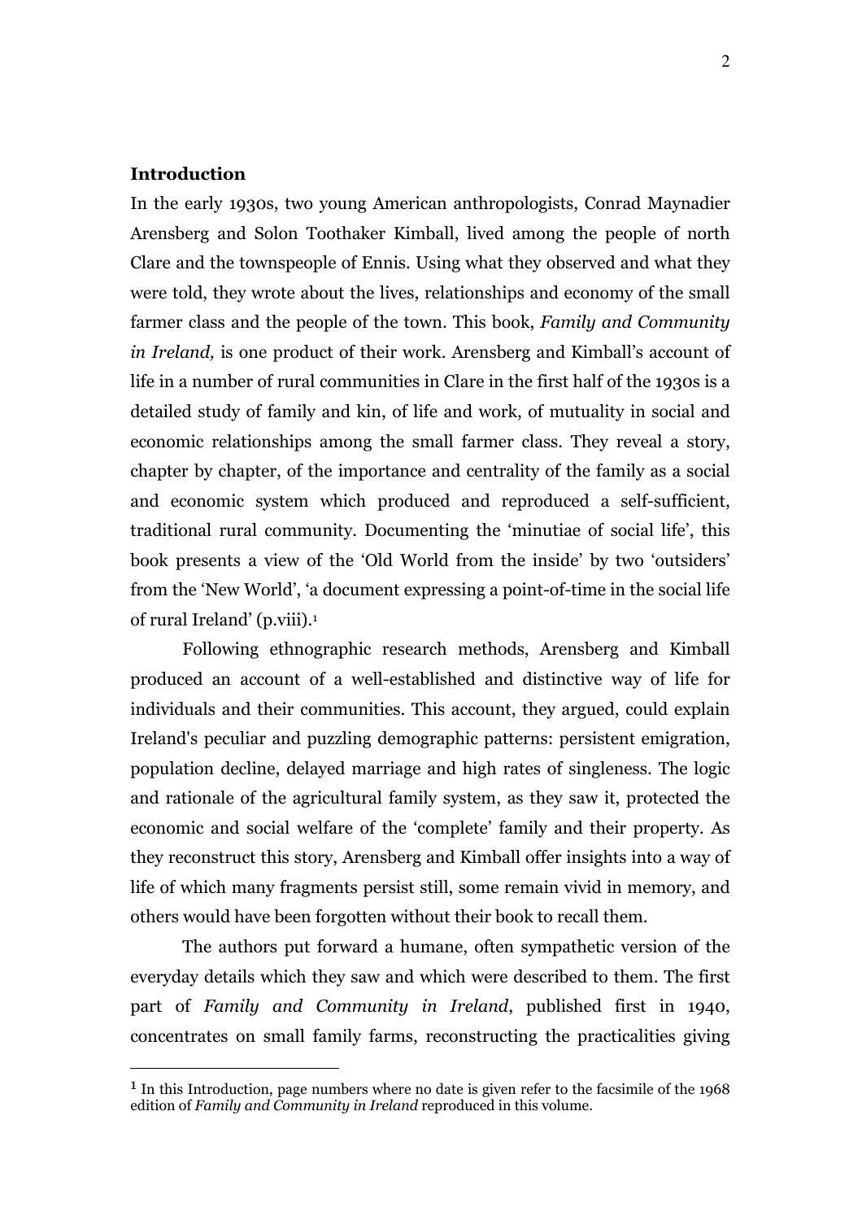## Introduction

In the early 1930s, two young American anthropologists, Conrad Maynadier Arensberg and Solon Toothaker Kimball, lived among the people of north Clare and the townspeople of Ennis. Using what they observed and what they were told, they wrote about the lives, relationships and economy of the small farmer class and the people of the town. This book, *Family and Community in Ireland,* is one product of their work. Arensberg and Kimball's account of life in a number of rural communities in Clare in the first half of the 1930s is a detailed study of family and kin, of life and work, of mutuality in social and economic relationships among the small farmer class. They reveal a story, chapter by chapter, of the importance and centrality of the family as a social and economic system which produced and reproduced a self-sufficient, traditional rural community. Documenting the 'minutiae of social life', this book presents a view of the 'Old World from the inside' by two 'outsiders' from the 'New World', 'a document expressing a point-of-time in the social life of rural Ireland' (p.viii).[1]

Following ethnographic research methods, Arensberg and Kimball produced an account of a well-established and distinctive way of life for individuals and their communities. This account, they argued, could explain Ireland's peculiar and puzzling demographic patterns: persistent emigration, population decline, delayed marriage and high rates of singleness. The logic and rationale of the agricultural family system, as they saw it, protected the economic and social welfare of the 'complete' family and their property. As they reconstruct this story, Arensberg and Kimball offer insights into a way of life of which many fragments persist still, some remain vivid in memory, and others would have been forgotten without their book to recall them.

The authors put forward a humane, often sympathetic version of the everyday details which they saw and which were described to them. The first part of *Family and Community in Ireland*, published first in 1940, concentrates on small family farms, reconstructing the practicalities giving

---

[1] In this Introduction, page numbers where no date is given refer to the facsimile of the 1968 edition of *Family and Community in Ireland* reproduced in this volume.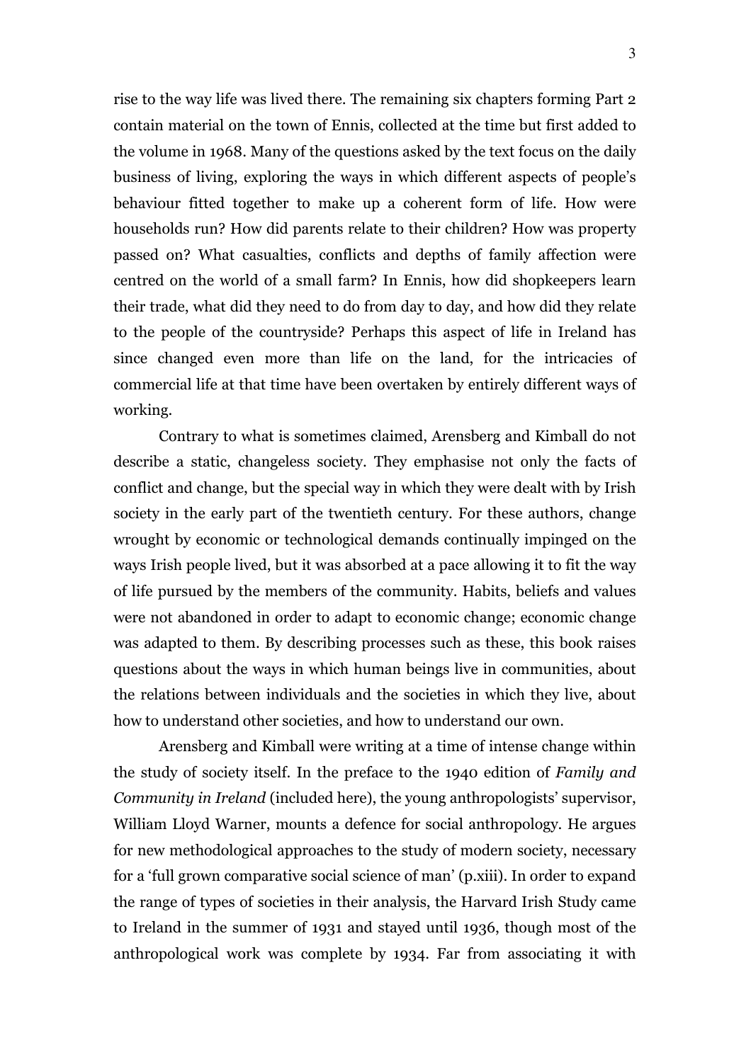rise to the way life was lived there. The remaining six chapters forming Part 2 contain material on the town of Ennis, collected at the time but first added to the volume in 1968. Many of the questions asked by the text focus on the daily business of living, exploring the ways in which different aspects of people's behaviour fitted together to make up a coherent form of life. How were households run? How did parents relate to their children? How was property passed on? What casualties, conflicts and depths of family affection were centred on the world of a small farm? In Ennis, how did shopkeepers learn their trade, what did they need to do from day to day, and how did they relate to the people of the countryside? Perhaps this aspect of life in Ireland has since changed even more than life on the land, for the intricacies of commercial life at that time have been overtaken by entirely different ways of working.

Contrary to what is sometimes claimed, Arensberg and Kimball do not describe a static, changeless society. They emphasise not only the facts of conflict and change, but the special way in which they were dealt with by Irish society in the early part of the twentieth century. For these authors, change wrought by economic or technological demands continually impinged on the ways Irish people lived, but it was absorbed at a pace allowing it to fit the way of life pursued by the members of the community. Habits, beliefs and values were not abandoned in order to adapt to economic change; economic change was adapted to them. By describing processes such as these, this book raises questions about the ways in which human beings live in communities, about the relations between individuals and the societies in which they live, about how to understand other societies, and how to understand our own.

Arensberg and Kimball were writing at a time of intense change within the study of society itself. In the preface to the 1940 edition of *Family and Community in Ireland* (included here), the young anthropologists' supervisor, William Lloyd Warner, mounts a defence for social anthropology. He argues for new methodological approaches to the study of modern society, necessary for a 'full grown comparative social science of man' (p.xiii). In order to expand the range of types of societies in their analysis, the Harvard Irish Study came to Ireland in the summer of 1931 and stayed until 1936, though most of the anthropological work was complete by 1934. Far from associating it with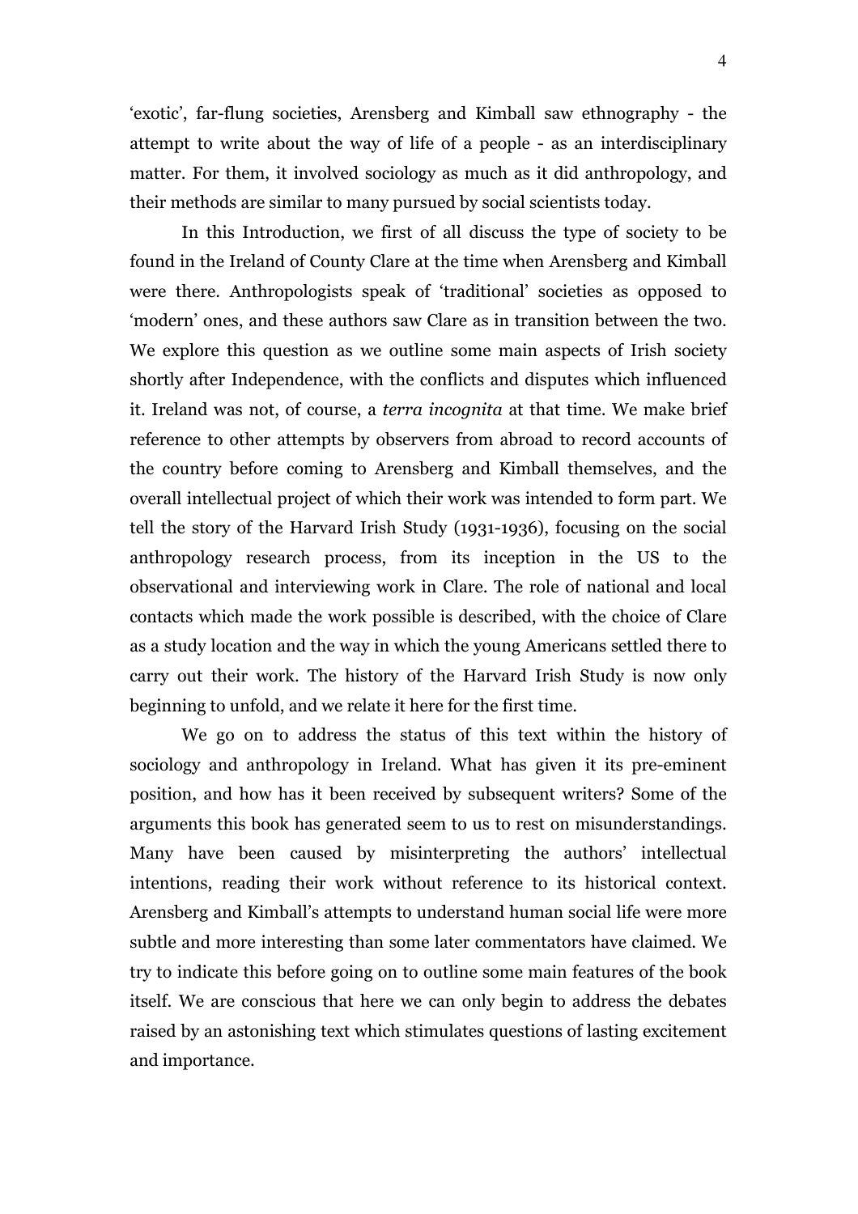'exotic', far-flung societies, Arensberg and Kimball saw ethnography - the attempt to write about the way of life of a people - as an interdisciplinary matter. For them, it involved sociology as much as it did anthropology, and their methods are similar to many pursued by social scientists today.

In this Introduction, we first of all discuss the type of society to be found in the Ireland of County Clare at the time when Arensberg and Kimball were there. Anthropologists speak of 'traditional' societies as opposed to 'modern' ones, and these authors saw Clare as in transition between the two. We explore this question as we outline some main aspects of Irish society shortly after Independence, with the conflicts and disputes which influenced it. Ireland was not, of course, a *terra incognita* at that time. We make brief reference to other attempts by observers from abroad to record accounts of the country before coming to Arensberg and Kimball themselves, and the overall intellectual project of which their work was intended to form part. We tell the story of the Harvard Irish Study (1931-1936), focusing on the social anthropology research process, from its inception in the US to the observational and interviewing work in Clare. The role of national and local contacts which made the work possible is described, with the choice of Clare as a study location and the way in which the young Americans settled there to carry out their work. The history of the Harvard Irish Study is now only beginning to unfold, and we relate it here for the first time.

We go on to address the status of this text within the history of sociology and anthropology in Ireland. What has given it its pre-eminent position, and how has it been received by subsequent writers? Some of the arguments this book has generated seem to us to rest on misunderstandings. Many have been caused by misinterpreting the authors' intellectual intentions, reading their work without reference to its historical context. Arensberg and Kimball's attempts to understand human social life were more subtle and more interesting than some later commentators have claimed. We try to indicate this before going on to outline some main features of the book itself. We are conscious that here we can only begin to address the debates raised by an astonishing text which stimulates questions of lasting excitement and importance.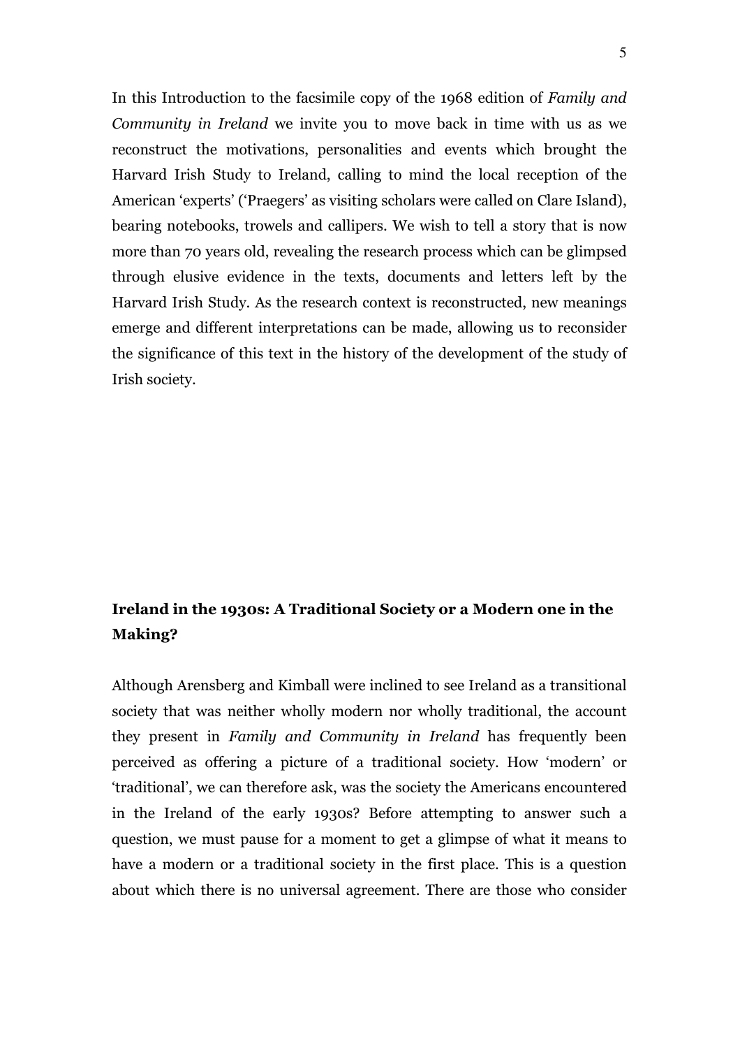In this Introduction to the facsimile copy of the 1968 edition of *Family and Community in Ireland* we invite you to move back in time with us as we reconstruct the motivations, personalities and events which brought the Harvard Irish Study to Ireland, calling to mind the local reception of the American 'experts' ('Praegers' as visiting scholars were called on Clare Island), bearing notebooks, trowels and callipers. We wish to tell a story that is now more than 70 years old, revealing the research process which can be glimpsed through elusive evidence in the texts, documents and letters left by the Harvard Irish Study. As the research context is reconstructed, new meanings emerge and different interpretations can be made, allowing us to reconsider the significance of this text in the history of the development of the study of Irish society.

## Ireland in the 1930s: A Traditional Society or a Modern one in the Making?

Although Arensberg and Kimball were inclined to see Ireland as a transitional society that was neither wholly modern nor wholly traditional, the account they present in *Family and Community in Ireland* has frequently been perceived as offering a picture of a traditional society. How 'modern' or 'traditional', we can therefore ask, was the society the Americans encountered in the Ireland of the early 1930s? Before attempting to answer such a question, we must pause for a moment to get a glimpse of what it means to have a modern or a traditional society in the first place. This is a question about which there is no universal agreement. There are those who consider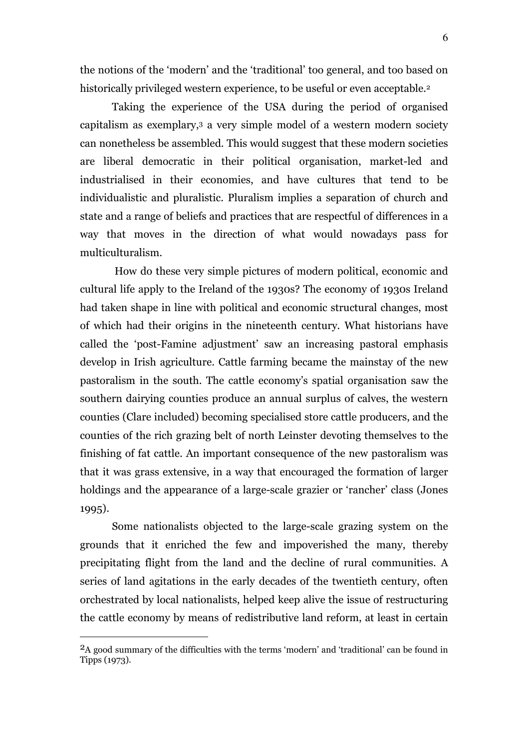the notions of the 'modern' and the 'traditional' too general, and too based on historically privileged western experience, to be useful or even acceptable.[2]

Taking the experience of the USA during the period of organised capitalism as exemplary,[3] a very simple model of a western modern society can nonetheless be assembled. This would suggest that these modern societies are liberal democratic in their political organisation, market-led and industrialised in their economies, and have cultures that tend to be individualistic and pluralistic. Pluralism implies a separation of church and state and a range of beliefs and practices that are respectful of differences in a way that moves in the direction of what would nowadays pass for multiculturalism.

How do these very simple pictures of modern political, economic and cultural life apply to the Ireland of the 1930s? The economy of 1930s Ireland had taken shape in line with political and economic structural changes, most of which had their origins in the nineteenth century. What historians have called the 'post-Famine adjustment' saw an increasing pastoral emphasis develop in Irish agriculture. Cattle farming became the mainstay of the new pastoralism in the south. The cattle economy's spatial organisation saw the southern dairying counties produce an annual surplus of calves, the western counties (Clare included) becoming specialised store cattle producers, and the counties of the rich grazing belt of north Leinster devoting themselves to the finishing of fat cattle. An important consequence of the new pastoralism was that it was grass extensive, in a way that encouraged the formation of larger holdings and the appearance of a large-scale grazier or 'rancher' class (Jones 1995).

Some nationalists objected to the large-scale grazing system on the grounds that it enriched the few and impoverished the many, thereby precipitating flight from the land and the decline of rural communities. A series of land agitations in the early decades of the twentieth century, often orchestrated by local nationalists, helped keep alive the issue of restructuring the cattle economy by means of redistributive land reform, at least in certain

[2] A good summary of the difficulties with the terms 'modern' and 'traditional' can be found in Tipps (1973).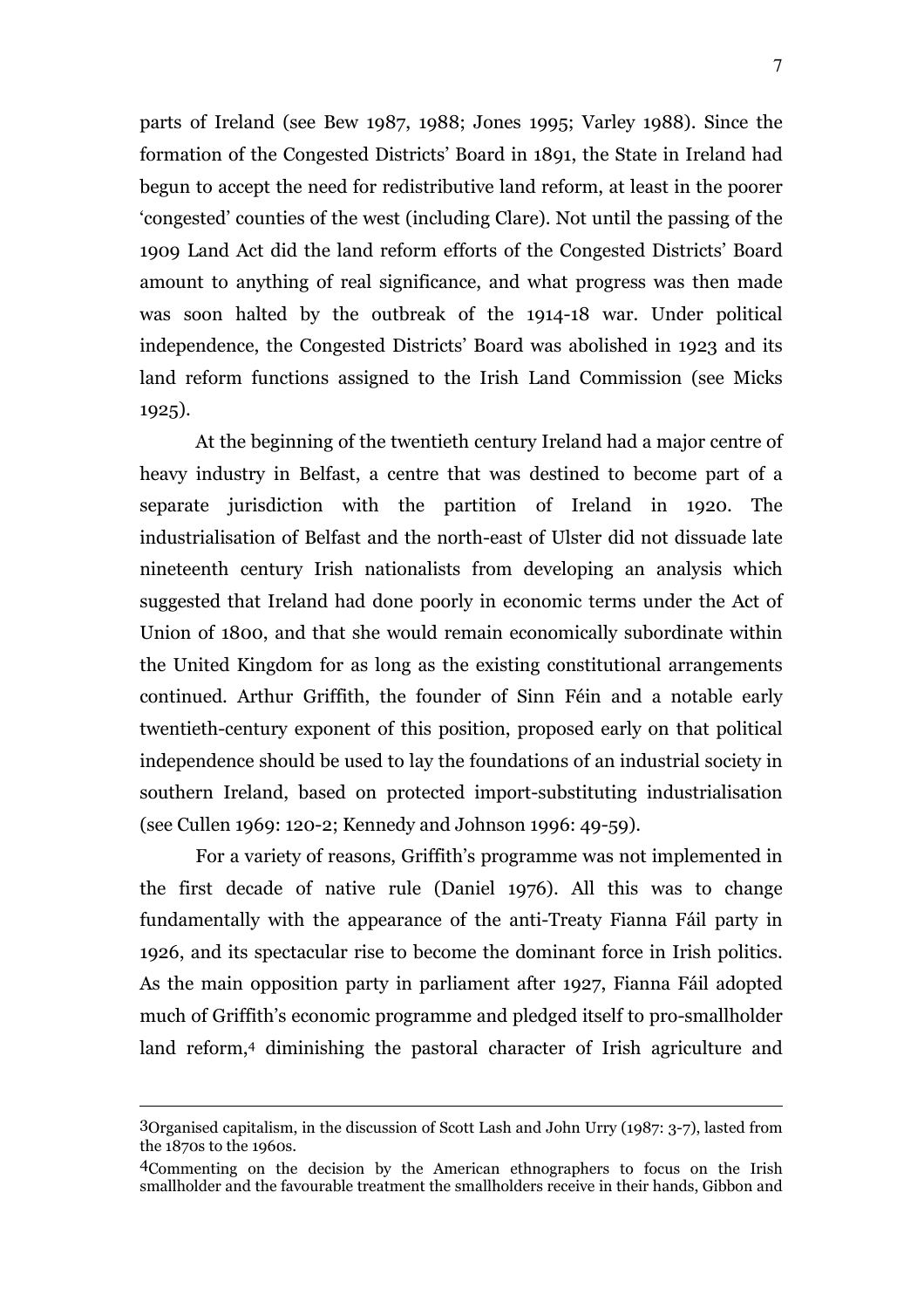parts of Ireland (see Bew 1987, 1988; Jones 1995; Varley 1988). Since the formation of the Congested Districts' Board in 1891, the State in Ireland had begun to accept the need for redistributive land reform, at least in the poorer 'congested' counties of the west (including Clare). Not until the passing of the 1909 Land Act did the land reform efforts of the Congested Districts' Board amount to anything of real significance, and what progress was then made was soon halted by the outbreak of the 1914-18 war. Under political independence, the Congested Districts' Board was abolished in 1923 and its land reform functions assigned to the Irish Land Commission (see Micks 1925).

At the beginning of the twentieth century Ireland had a major centre of heavy industry in Belfast, a centre that was destined to become part of a separate jurisdiction with the partition of Ireland in 1920. The industrialisation of Belfast and the north-east of Ulster did not dissuade late nineteenth century Irish nationalists from developing an analysis which suggested that Ireland had done poorly in economic terms under the Act of Union of 1800, and that she would remain economically subordinate within the United Kingdom for as long as the existing constitutional arrangements continued. Arthur Griffith, the founder of Sinn Féin and a notable early twentieth-century exponent of this position, proposed early on that political independence should be used to lay the foundations of an industrial society in southern Ireland, based on protected import-substituting industrialisation (see Cullen 1969: 120-2; Kennedy and Johnson 1996: 49-59).

For a variety of reasons, Griffith's programme was not implemented in the first decade of native rule (Daniel 1976). All this was to change fundamentally with the appearance of the anti-Treaty Fianna Fáil party in 1926, and its spectacular rise to become the dominant force in Irish politics. As the main opposition party in parliament after 1927, Fianna Fáil adopted much of Griffith's economic programme and pledged itself to pro-smallholder land reform,[4] diminishing the pastoral character of Irish agriculture and

---

[3] Organised capitalism, in the discussion of Scott Lash and John Urry (1987: 3-7), lasted from the 1870s to the 1960s.

[4] Commenting on the decision by the American ethnographers to focus on the Irish smallholder and the favourable treatment the smallholders receive in their hands, Gibbon and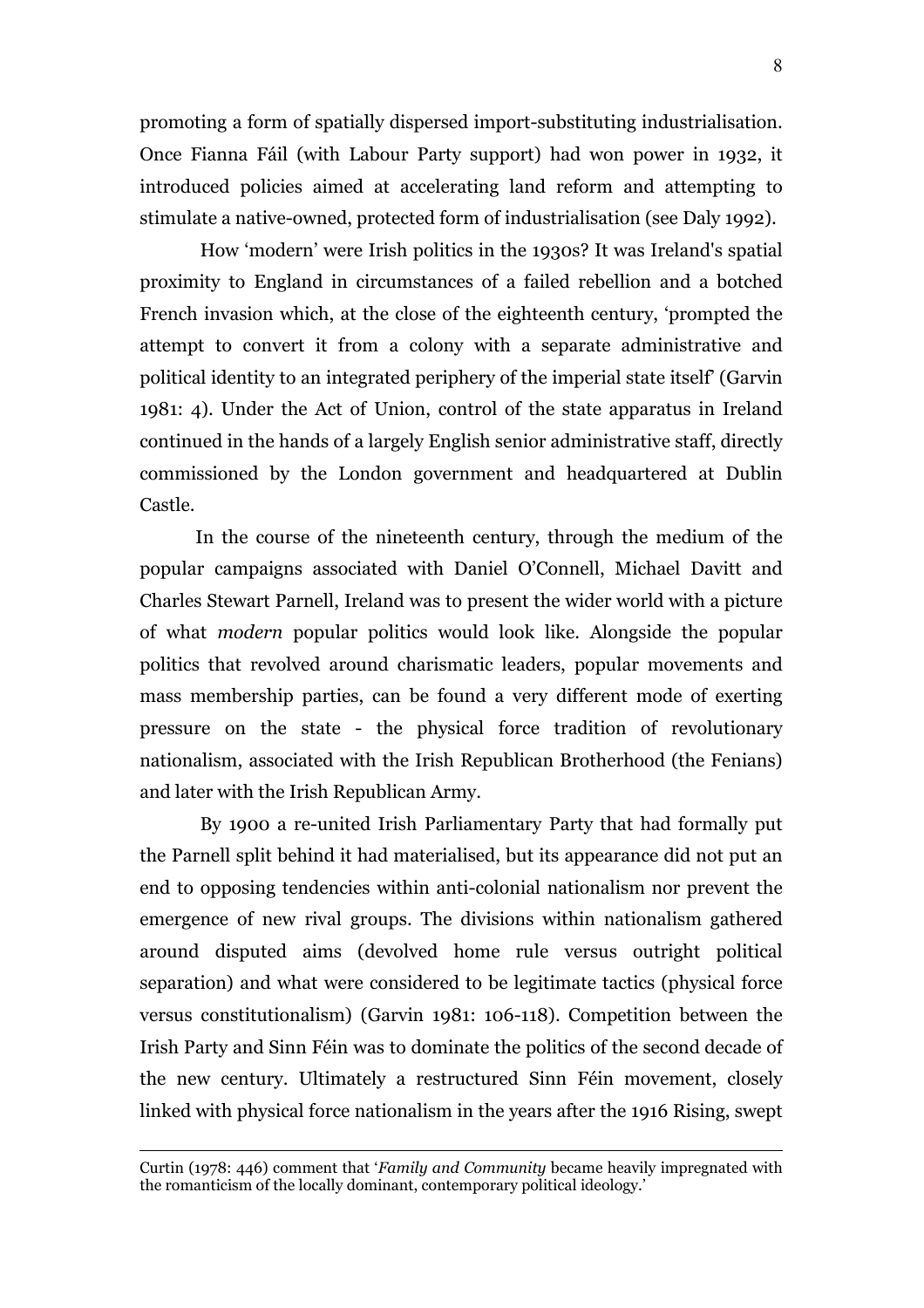promoting a form of spatially dispersed import-substituting industrialisation. Once Fianna Fáil (with Labour Party support) had won power in 1932, it introduced policies aimed at accelerating land reform and attempting to stimulate a native-owned, protected form of industrialisation (see Daly 1992).

How 'modern' were Irish politics in the 1930s? It was Ireland's spatial proximity to England in circumstances of a failed rebellion and a botched French invasion which, at the close of the eighteenth century, 'prompted the attempt to convert it from a colony with a separate administrative and political identity to an integrated periphery of the imperial state itself' (Garvin 1981: 4). Under the Act of Union, control of the state apparatus in Ireland continued in the hands of a largely English senior administrative staff, directly commissioned by the London government and headquartered at Dublin Castle.

In the course of the nineteenth century, through the medium of the popular campaigns associated with Daniel O'Connell, Michael Davitt and Charles Stewart Parnell, Ireland was to present the wider world with a picture of what *modern* popular politics would look like. Alongside the popular politics that revolved around charismatic leaders, popular movements and mass membership parties, can be found a very different mode of exerting pressure on the state - the physical force tradition of revolutionary nationalism, associated with the Irish Republican Brotherhood (the Fenians) and later with the Irish Republican Army.

By 1900 a re-united Irish Parliamentary Party that had formally put the Parnell split behind it had materialised, but its appearance did not put an end to opposing tendencies within anti-colonial nationalism nor prevent the emergence of new rival groups. The divisions within nationalism gathered around disputed aims (devolved home rule versus outright political separation) and what were considered to be legitimate tactics (physical force versus constitutionalism) (Garvin 1981: 106-118). Competition between the Irish Party and Sinn Féin was to dominate the politics of the second decade of the new century. Ultimately a restructured Sinn Féin movement, closely linked with physical force nationalism in the years after the 1916 Rising, swept

---

Curtin (1978: 446) comment that '*Family and Community* became heavily impregnated with the romanticism of the locally dominant, contemporary political ideology.'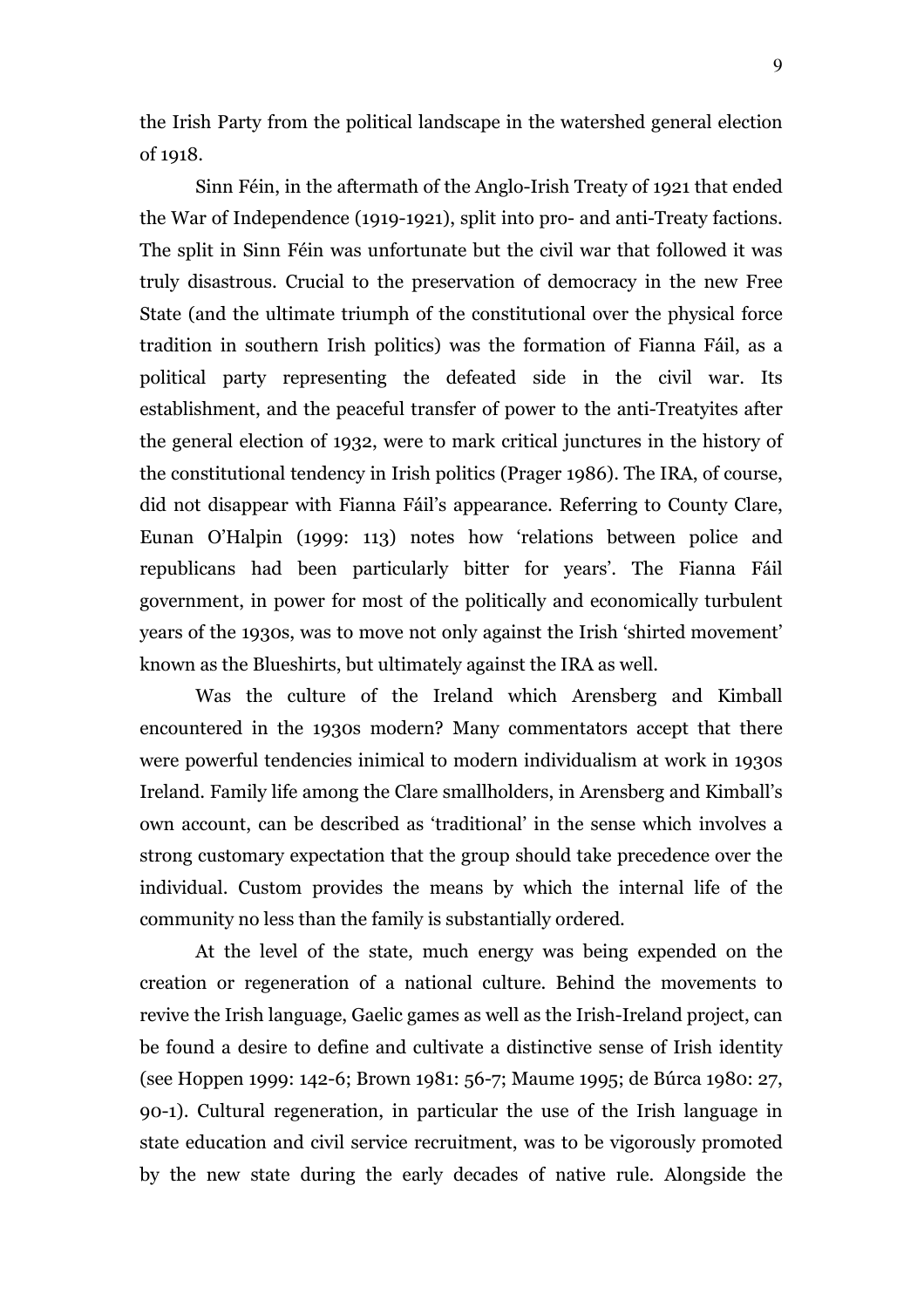the Irish Party from the political landscape in the watershed general election of 1918.

Sinn Féin, in the aftermath of the Anglo-Irish Treaty of 1921 that ended the War of Independence (1919-1921), split into pro- and anti-Treaty factions. The split in Sinn Féin was unfortunate but the civil war that followed it was truly disastrous. Crucial to the preservation of democracy in the new Free State (and the ultimate triumph of the constitutional over the physical force tradition in southern Irish politics) was the formation of Fianna Fáil, as a political party representing the defeated side in the civil war. Its establishment, and the peaceful transfer of power to the anti-Treatyites after the general election of 1932, were to mark critical junctures in the history of the constitutional tendency in Irish politics (Prager 1986). The IRA, of course, did not disappear with Fianna Fáil's appearance. Referring to County Clare, Eunan O'Halpin (1999: 113) notes how 'relations between police and republicans had been particularly bitter for years'. The Fianna Fáil government, in power for most of the politically and economically turbulent years of the 1930s, was to move not only against the Irish 'shirted movement' known as the Blueshirts, but ultimately against the IRA as well.

Was the culture of the Ireland which Arensberg and Kimball encountered in the 1930s modern? Many commentators accept that there were powerful tendencies inimical to modern individualism at work in 1930s Ireland. Family life among the Clare smallholders, in Arensberg and Kimball's own account, can be described as 'traditional' in the sense which involves a strong customary expectation that the group should take precedence over the individual. Custom provides the means by which the internal life of the community no less than the family is substantially ordered.

At the level of the state, much energy was being expended on the creation or regeneration of a national culture. Behind the movements to revive the Irish language, Gaelic games as well as the Irish-Ireland project, can be found a desire to define and cultivate a distinctive sense of Irish identity (see Hoppen 1999: 142-6; Brown 1981: 56-7; Maume 1995; de Búrca 1980: 27, 90-1). Cultural regeneration, in particular the use of the Irish language in state education and civil service recruitment, was to be vigorously promoted by the new state during the early decades of native rule. Alongside the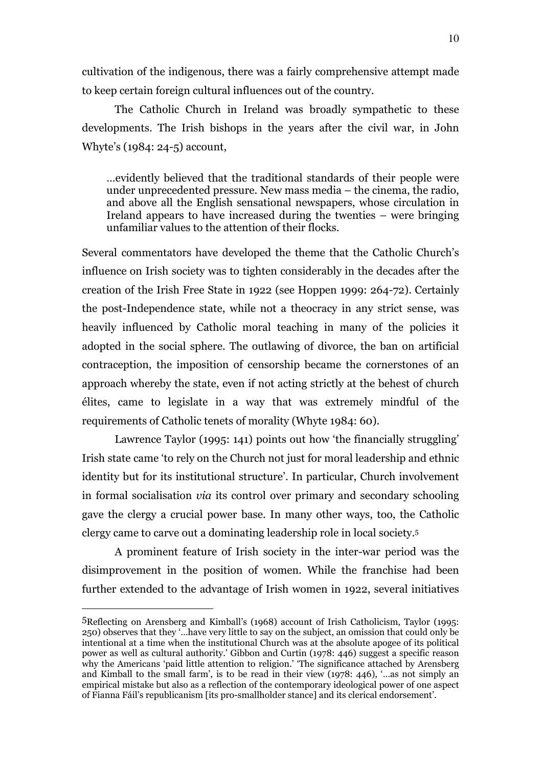cultivation of the indigenous, there was a fairly comprehensive attempt made to keep certain foreign cultural influences out of the country.

The Catholic Church in Ireland was broadly sympathetic to these developments. The Irish bishops in the years after the civil war, in John Whyte's (1984: 24-5) account,

> …evidently believed that the traditional standards of their people were under unprecedented pressure. New mass media – the cinema, the radio, and above all the English sensational newspapers, whose circulation in Ireland appears to have increased during the twenties – were bringing unfamiliar values to the attention of their flocks.

Several commentators have developed the theme that the Catholic Church's influence on Irish society was to tighten considerably in the decades after the creation of the Irish Free State in 1922 (see Hoppen 1999: 264-72). Certainly the post-Independence state, while not a theocracy in any strict sense, was heavily influenced by Catholic moral teaching in many of the policies it adopted in the social sphere. The outlawing of divorce, the ban on artificial contraception, the imposition of censorship became the cornerstones of an approach whereby the state, even if not acting strictly at the behest of church élites, came to legislate in a way that was extremely mindful of the requirements of Catholic tenets of morality (Whyte 1984: 60).

Lawrence Taylor (1995: 141) points out how 'the financially struggling' Irish state came 'to rely on the Church not just for moral leadership and ethnic identity but for its institutional structure'. In particular, Church involvement in formal socialisation *via* its control over primary and secondary schooling gave the clergy a crucial power base. In many other ways, too, the Catholic clergy came to carve out a dominating leadership role in local society.[5]

A prominent feature of Irish society in the inter-war period was the disimprovement in the position of women. While the franchise had been further extended to the advantage of Irish women in 1922, several initiatives

[5] Reflecting on Arensberg and Kimball's (1968) account of Irish Catholicism, Taylor (1995: 250) observes that they '…have very little to say on the subject, an omission that could only be intentional at a time when the institutional Church was at the absolute apogee of its political power as well as cultural authority.' Gibbon and Curtin (1978: 446) suggest a specific reason why the Americans 'paid little attention to religion.' 'The significance attached by Arensberg and Kimball to the small farm', is to be read in their view (1978: 446), '…as not simply an empirical mistake but also as a reflection of the contemporary ideological power of one aspect of Fianna Fáil's republicanism [its pro-smallholder stance] and its clerical endorsement'.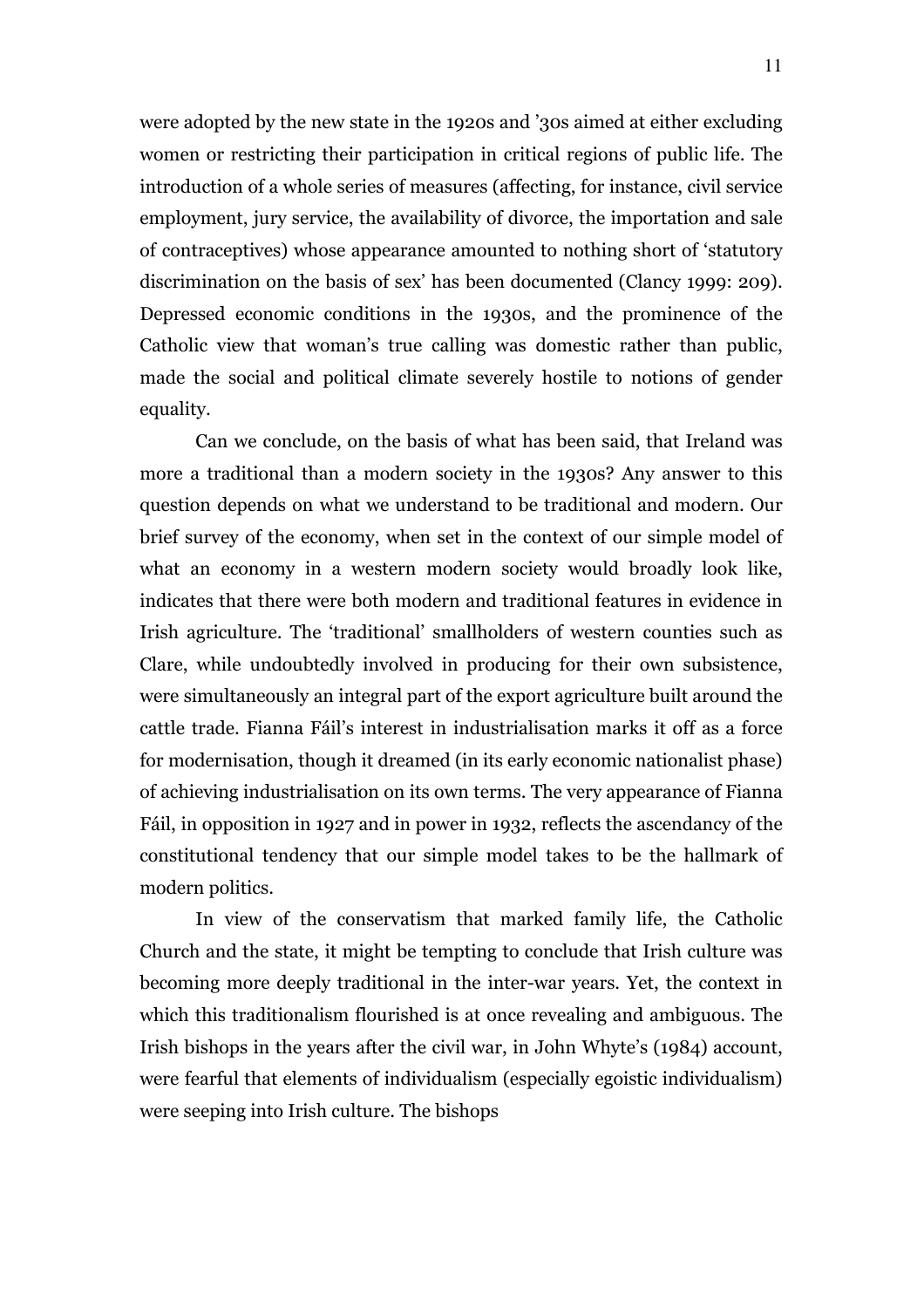were adopted by the new state in the 1920s and '30s aimed at either excluding women or restricting their participation in critical regions of public life. The introduction of a whole series of measures (affecting, for instance, civil service employment, jury service, the availability of divorce, the importation and sale of contraceptives) whose appearance amounted to nothing short of 'statutory discrimination on the basis of sex' has been documented (Clancy 1999: 209). Depressed economic conditions in the 1930s, and the prominence of the Catholic view that woman's true calling was domestic rather than public, made the social and political climate severely hostile to notions of gender equality.

Can we conclude, on the basis of what has been said, that Ireland was more a traditional than a modern society in the 1930s? Any answer to this question depends on what we understand to be traditional and modern. Our brief survey of the economy, when set in the context of our simple model of what an economy in a western modern society would broadly look like, indicates that there were both modern and traditional features in evidence in Irish agriculture. The 'traditional' smallholders of western counties such as Clare, while undoubtedly involved in producing for their own subsistence, were simultaneously an integral part of the export agriculture built around the cattle trade. Fianna Fáil's interest in industrialisation marks it off as a force for modernisation, though it dreamed (in its early economic nationalist phase) of achieving industrialisation on its own terms. The very appearance of Fianna Fáil, in opposition in 1927 and in power in 1932, reflects the ascendancy of the constitutional tendency that our simple model takes to be the hallmark of modern politics.

In view of the conservatism that marked family life, the Catholic Church and the state, it might be tempting to conclude that Irish culture was becoming more deeply traditional in the inter-war years. Yet, the context in which this traditionalism flourished is at once revealing and ambiguous. The Irish bishops in the years after the civil war, in John Whyte's (1984) account, were fearful that elements of individualism (especially egoistic individualism) were seeping into Irish culture. The bishops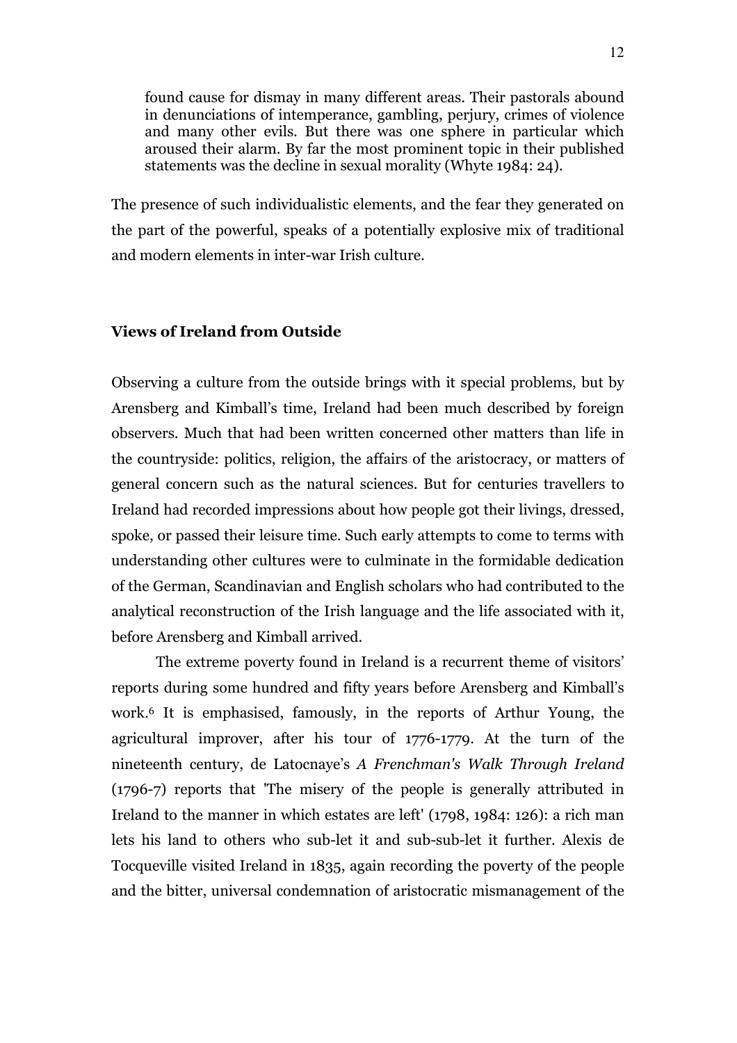> found cause for dismay in many different areas. Their pastorals abound in denunciations of intemperance, gambling, perjury, crimes of violence and many other evils. But there was one sphere in particular which aroused their alarm. By far the most prominent topic in their published statements was the decline in sexual morality (Whyte 1984: 24).

The presence of such individualistic elements, and the fear they generated on the part of the powerful, speaks of a potentially explosive mix of traditional and modern elements in inter-war Irish culture.

## Views of Ireland from Outside

Observing a culture from the outside brings with it special problems, but by Arensberg and Kimball's time, Ireland had been much described by foreign observers. Much that had been written concerned other matters than life in the countryside: politics, religion, the affairs of the aristocracy, or matters of general concern such as the natural sciences. But for centuries travellers to Ireland had recorded impressions about how people got their livings, dressed, spoke, or passed their leisure time. Such early attempts to come to terms with understanding other cultures were to culminate in the formidable dedication of the German, Scandinavian and English scholars who had contributed to the analytical reconstruction of the Irish language and the life associated with it, before Arensberg and Kimball arrived.

The extreme poverty found in Ireland is a recurrent theme of visitors' reports during some hundred and fifty years before Arensberg and Kimball's work.[6] It is emphasised, famously, in the reports of Arthur Young, the agricultural improver, after his tour of 1776-1779. At the turn of the nineteenth century, de Latocnaye's *A Frenchman's Walk Through Ireland* (1796-7) reports that 'The misery of the people is generally attributed in Ireland to the manner in which estates are left' (1798, 1984: 126): a rich man lets his land to others who sub-let it and sub-sub-let it further. Alexis de Tocqueville visited Ireland in 1835, again recording the poverty of the people and the bitter, universal condemnation of aristocratic mismanagement of the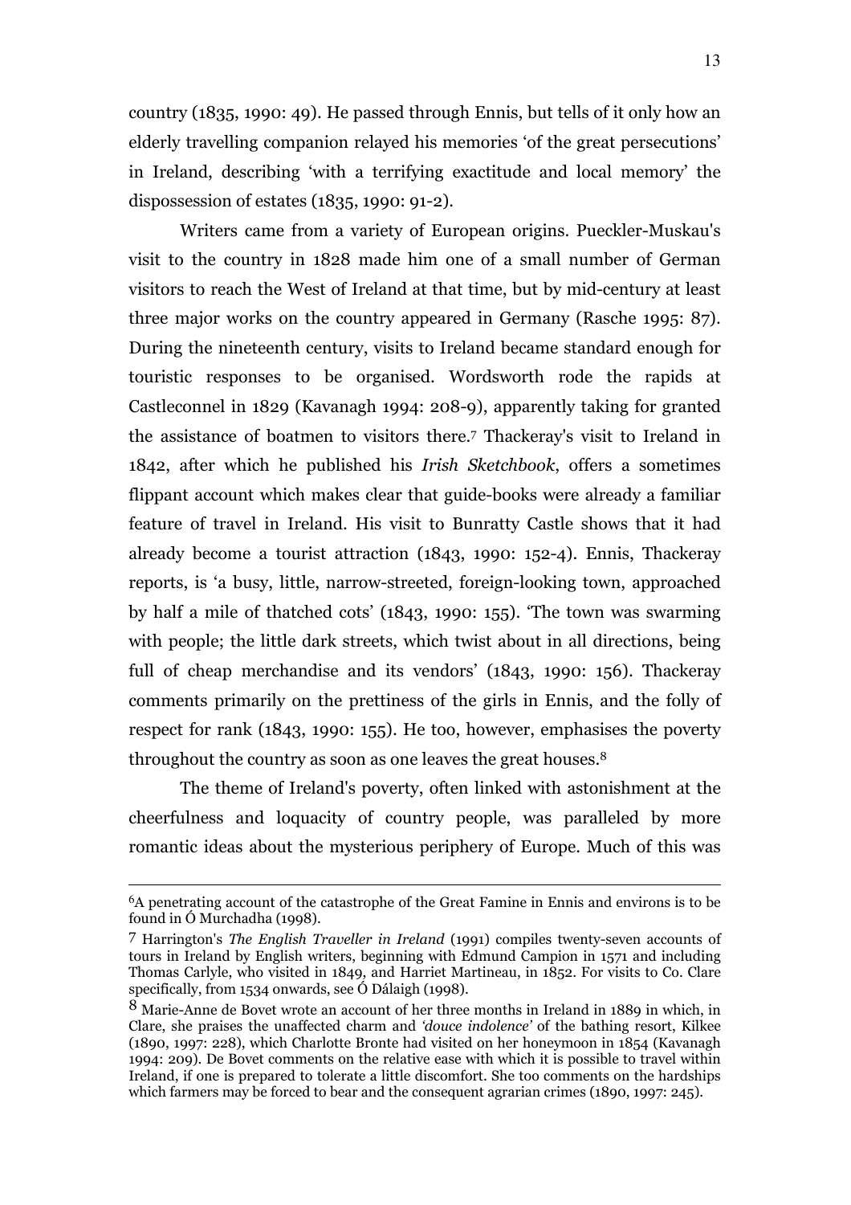country (1835, 1990: 49). He passed through Ennis, but tells of it only how an elderly travelling companion relayed his memories 'of the great persecutions' in Ireland, describing 'with a terrifying exactitude and local memory' the dispossession of estates (1835, 1990: 91-2).

Writers came from a variety of European origins. Pueckler-Muskau's visit to the country in 1828 made him one of a small number of German visitors to reach the West of Ireland at that time, but by mid-century at least three major works on the country appeared in Germany (Rasche 1995: 87). During the nineteenth century, visits to Ireland became standard enough for touristic responses to be organised. Wordsworth rode the rapids at Castleconnel in 1829 (Kavanagh 1994: 208-9), apparently taking for granted the assistance of boatmen to visitors there.[7] Thackeray's visit to Ireland in 1842, after which he published his *Irish Sketchbook*, offers a sometimes flippant account which makes clear that guide-books were already a familiar feature of travel in Ireland. His visit to Bunratty Castle shows that it had already become a tourist attraction (1843, 1990: 152-4). Ennis, Thackeray reports, is 'a busy, little, narrow-streeted, foreign-looking town, approached by half a mile of thatched cots' (1843, 1990: 155). 'The town was swarming with people; the little dark streets, which twist about in all directions, being full of cheap merchandise and its vendors' (1843, 1990: 156). Thackeray comments primarily on the prettiness of the girls in Ennis, and the folly of respect for rank (1843, 1990: 155). He too, however, emphasises the poverty throughout the country as soon as one leaves the great houses.[8]

The theme of Ireland's poverty, often linked with astonishment at the cheerfulness and loquacity of country people, was paralleled by more romantic ideas about the mysterious periphery of Europe. Much of this was

---

[6]A penetrating account of the catastrophe of the Great Famine in Ennis and environs is to be found in Ó Murchadha (1998).

[7] Harrington's *The English Traveller in Ireland* (1991) compiles twenty-seven accounts of tours in Ireland by English writers, beginning with Edmund Campion in 1571 and including Thomas Carlyle, who visited in 1849, and Harriet Martineau, in 1852. For visits to Co. Clare specifically, from 1534 onwards, see Ó Dálaigh (1998).

[8] Marie-Anne de Bovet wrote an account of her three months in Ireland in 1889 in which, in Clare, she praises the unaffected charm and *'douce indolence'* of the bathing resort, Kilkee (1890, 1997: 228), which Charlotte Bronte had visited on her honeymoon in 1854 (Kavanagh 1994: 209). De Bovet comments on the relative ease with which it is possible to travel within Ireland, if one is prepared to tolerate a little discomfort. She too comments on the hardships which farmers may be forced to bear and the consequent agrarian crimes (1890, 1997: 245).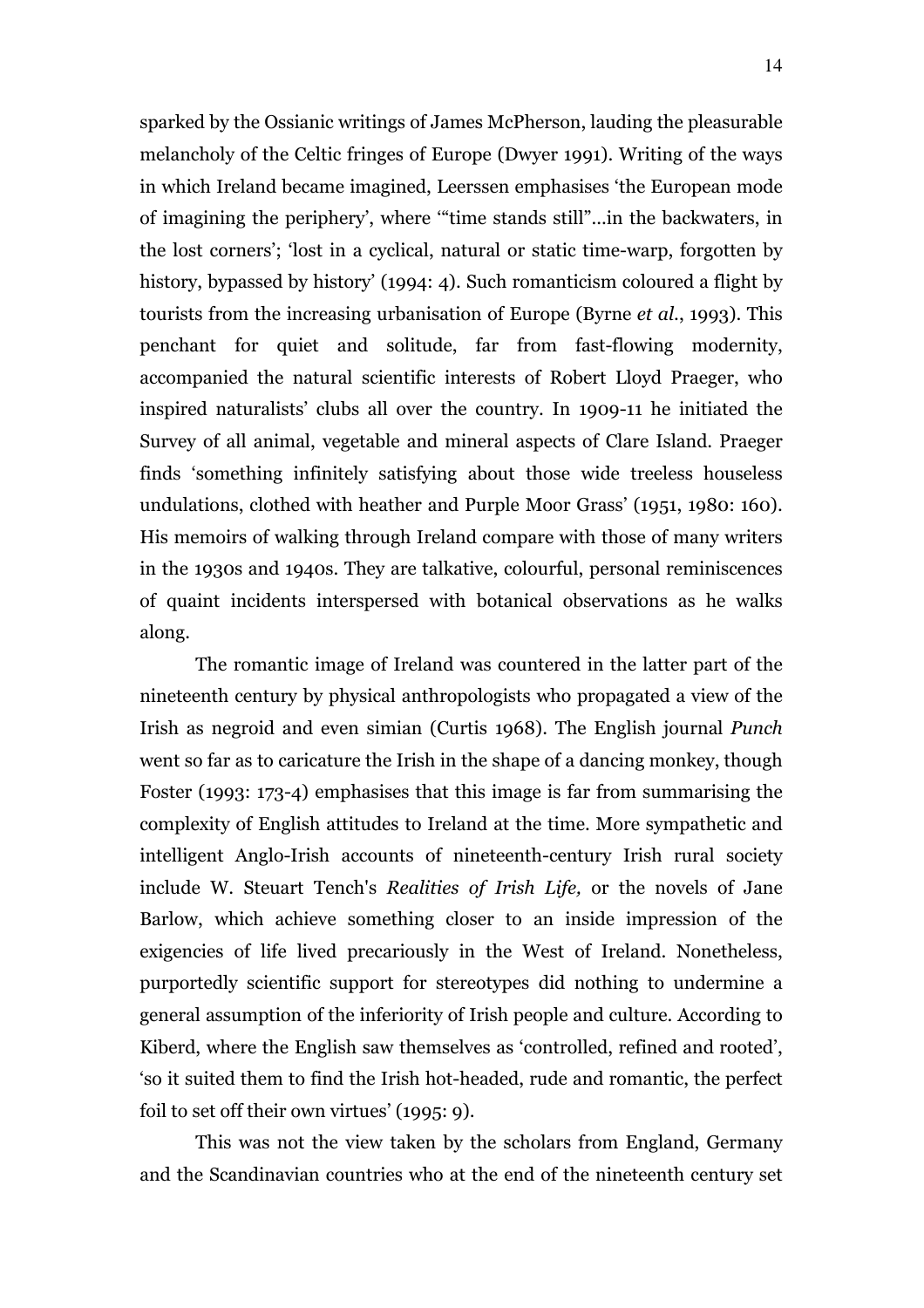sparked by the Ossianic writings of James McPherson, lauding the pleasurable melancholy of the Celtic fringes of Europe (Dwyer 1991). Writing of the ways in which Ireland became imagined, Leerssen emphasises 'the European mode of imagining the periphery', where '"time stands still"...in the backwaters, in the lost corners'; 'lost in a cyclical, natural or static time-warp, forgotten by history, bypassed by history' (1994: 4). Such romanticism coloured a flight by tourists from the increasing urbanisation of Europe (Byrne *et al*., 1993). This penchant for quiet and solitude, far from fast-flowing modernity, accompanied the natural scientific interests of Robert Lloyd Praeger, who inspired naturalists' clubs all over the country. In 1909-11 he initiated the Survey of all animal, vegetable and mineral aspects of Clare Island. Praeger finds 'something infinitely satisfying about those wide treeless houseless undulations, clothed with heather and Purple Moor Grass' (1951, 1980: 160). His memoirs of walking through Ireland compare with those of many writers in the 1930s and 1940s. They are talkative, colourful, personal reminiscences of quaint incidents interspersed with botanical observations as he walks along.

The romantic image of Ireland was countered in the latter part of the nineteenth century by physical anthropologists who propagated a view of the Irish as negroid and even simian (Curtis 1968). The English journal *Punch* went so far as to caricature the Irish in the shape of a dancing monkey, though Foster (1993: 173-4) emphasises that this image is far from summarising the complexity of English attitudes to Ireland at the time. More sympathetic and intelligent Anglo-Irish accounts of nineteenth-century Irish rural society include W. Steuart Tench's *Realities of Irish Life,* or the novels of Jane Barlow, which achieve something closer to an inside impression of the exigencies of life lived precariously in the West of Ireland. Nonetheless, purportedly scientific support for stereotypes did nothing to undermine a general assumption of the inferiority of Irish people and culture. According to Kiberd, where the English saw themselves as 'controlled, refined and rooted', 'so it suited them to find the Irish hot-headed, rude and romantic, the perfect foil to set off their own virtues' (1995: 9).

This was not the view taken by the scholars from England, Germany and the Scandinavian countries who at the end of the nineteenth century set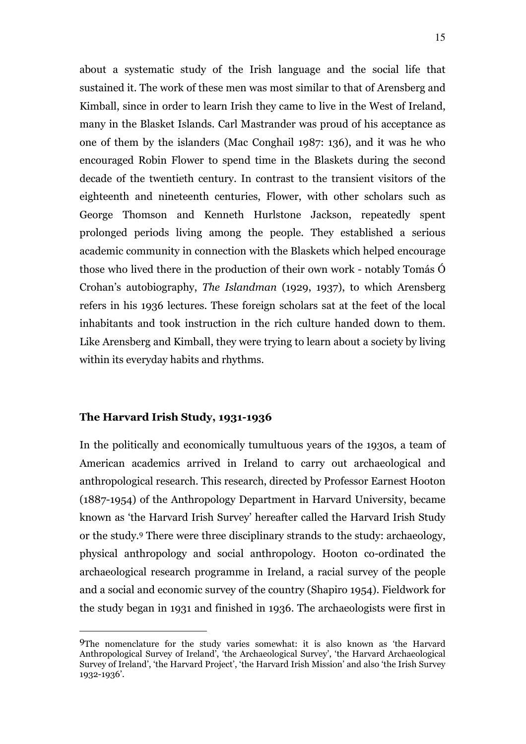about a systematic study of the Irish language and the social life that sustained it. The work of these men was most similar to that of Arensberg and Kimball, since in order to learn Irish they came to live in the West of Ireland, many in the Blasket Islands. Carl Mastrander was proud of his acceptance as one of them by the islanders (Mac Conghail 1987: 136), and it was he who encouraged Robin Flower to spend time in the Blaskets during the second decade of the twentieth century. In contrast to the transient visitors of the eighteenth and nineteenth centuries, Flower, with other scholars such as George Thomson and Kenneth Hurlstone Jackson, repeatedly spent prolonged periods living among the people. They established a serious academic community in connection with the Blaskets which helped encourage those who lived there in the production of their own work - notably Tomás Ó Crohan's autobiography, *The Islandman* (1929, 1937), to which Arensberg refers in his 1936 lectures. These foreign scholars sat at the feet of the local inhabitants and took instruction in the rich culture handed down to them. Like Arensberg and Kimball, they were trying to learn about a society by living within its everyday habits and rhythms.

## The Harvard Irish Study, 1931-1936

In the politically and economically tumultuous years of the 1930s, a team of American academics arrived in Ireland to carry out archaeological and anthropological research. This research, directed by Professor Earnest Hooton (1887-1954) of the Anthropology Department in Harvard University, became known as 'the Harvard Irish Survey' hereafter called the Harvard Irish Study or the study.[9] There were three disciplinary strands to the study: archaeology, physical anthropology and social anthropology. Hooton co-ordinated the archaeological research programme in Ireland, a racial survey of the people and a social and economic survey of the country (Shapiro 1954). Fieldwork for the study began in 1931 and finished in 1936. The archaeologists were first in

---

[9] The nomenclature for the study varies somewhat: it is also known as 'the Harvard Anthropological Survey of Ireland', 'the Archaeological Survey', 'the Harvard Archaeological Survey of Ireland', 'the Harvard Project', 'the Harvard Irish Mission' and also 'the Irish Survey 1932-1936'.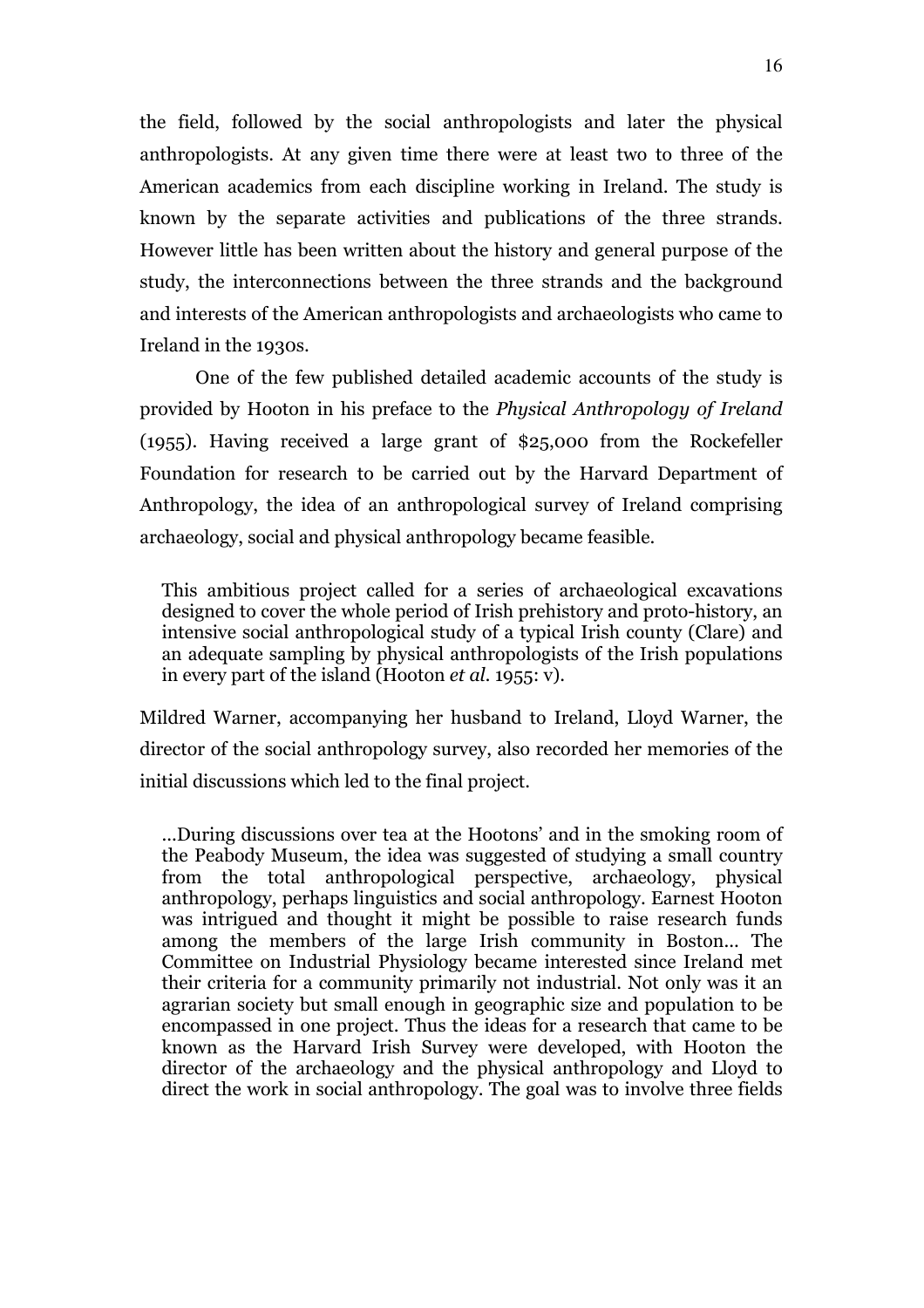the field, followed by the social anthropologists and later the physical anthropologists. At any given time there were at least two to three of the American academics from each discipline working in Ireland. The study is known by the separate activities and publications of the three strands. However little has been written about the history and general purpose of the study, the interconnections between the three strands and the background and interests of the American anthropologists and archaeologists who came to Ireland in the 1930s.

One of the few published detailed academic accounts of the study is provided by Hooton in his preface to the *Physical Anthropology of Ireland* (1955). Having received a large grant of $25,000 from the Rockefeller Foundation for research to be carried out by the Harvard Department of Anthropology, the idea of an anthropological survey of Ireland comprising archaeology, social and physical anthropology became feasible.

> This ambitious project called for a series of archaeological excavations designed to cover the whole period of Irish prehistory and proto-history, an intensive social anthropological study of a typical Irish county (Clare) and an adequate sampling by physical anthropologists of the Irish populations in every part of the island (Hooton *et al.* 1955: v).

Mildred Warner, accompanying her husband to Ireland, Lloyd Warner, the director of the social anthropology survey, also recorded her memories of the initial discussions which led to the final project.

> ...During discussions over tea at the Hootons' and in the smoking room of the Peabody Museum, the idea was suggested of studying a small country from the total anthropological perspective, archaeology, physical anthropology, perhaps linguistics and social anthropology. Earnest Hooton was intrigued and thought it might be possible to raise research funds among the members of the large Irish community in Boston... The Committee on Industrial Physiology became interested since Ireland met their criteria for a community primarily not industrial. Not only was it an agrarian society but small enough in geographic size and population to be encompassed in one project. Thus the ideas for a research that came to be known as the Harvard Irish Survey were developed, with Hooton the director of the archaeology and the physical anthropology and Lloyd to direct the work in social anthropology. The goal was to involve three fields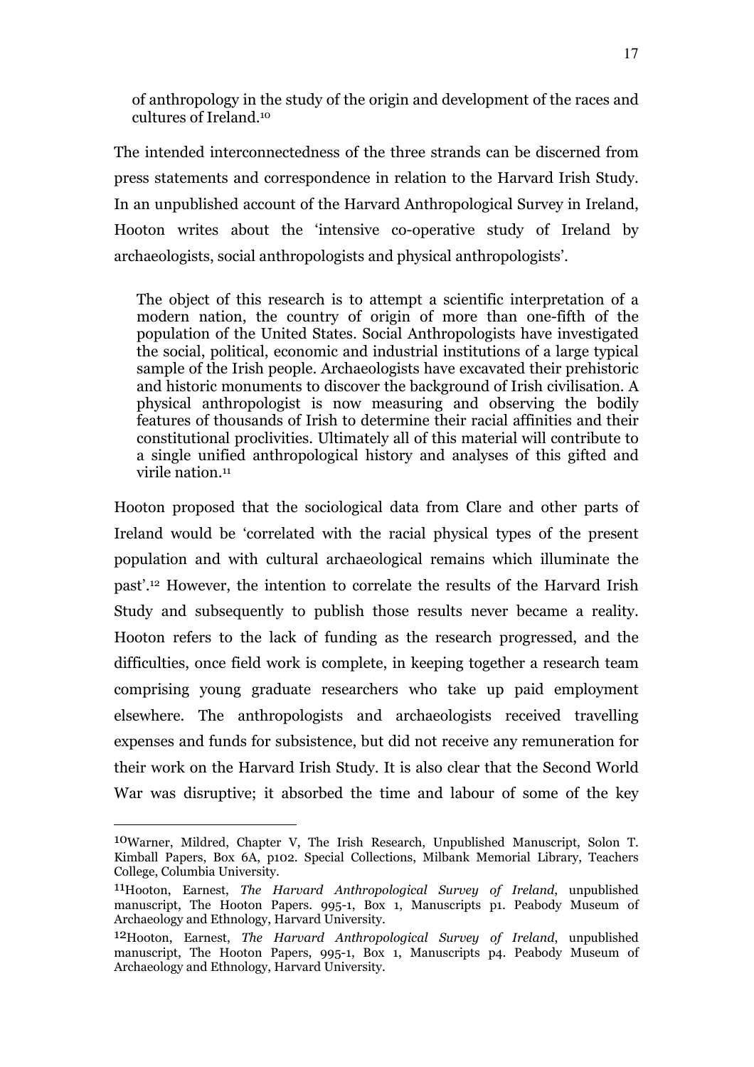> of anthropology in the study of the origin and development of the races and cultures of Ireland.[10]

The intended interconnectedness of the three strands can be discerned from press statements and correspondence in relation to the Harvard Irish Study. In an unpublished account of the Harvard Anthropological Survey in Ireland, Hooton writes about the 'intensive co-operative study of Ireland by archaeologists, social anthropologists and physical anthropologists'.

> The object of this research is to attempt a scientific interpretation of a modern nation, the country of origin of more than one-fifth of the population of the United States. Social Anthropologists have investigated the social, political, economic and industrial institutions of a large typical sample of the Irish people. Archaeologists have excavated their prehistoric and historic monuments to discover the background of Irish civilisation. A physical anthropologist is now measuring and observing the bodily features of thousands of Irish to determine their racial affinities and their constitutional proclivities. Ultimately all of this material will contribute to a single unified anthropological history and analyses of this gifted and virile nation.[11]

Hooton proposed that the sociological data from Clare and other parts of Ireland would be 'correlated with the racial physical types of the present population and with cultural archaeological remains which illuminate the past'.[12] However, the intention to correlate the results of the Harvard Irish Study and subsequently to publish those results never became a reality. Hooton refers to the lack of funding as the research progressed, and the difficulties, once field work is complete, in keeping together a research team comprising young graduate researchers who take up paid employment elsewhere. The anthropologists and archaeologists received travelling expenses and funds for subsistence, but did not receive any remuneration for their work on the Harvard Irish Study. It is also clear that the Second World War was disruptive; it absorbed the time and labour of some of the key

---

[10] Warner, Mildred, Chapter V, The Irish Research, Unpublished Manuscript, Solon T. Kimball Papers, Box 6A, p102. Special Collections, Milbank Memorial Library, Teachers College, Columbia University.

[11] Hooton, Earnest, *The Harvard Anthropological Survey of Ireland*, unpublished manuscript, The Hooton Papers. 995-1, Box 1, Manuscripts p1. Peabody Museum of Archaeology and Ethnology, Harvard University.

[12] Hooton, Earnest, *The Harvard Anthropological Survey of Ireland*, unpublished manuscript, The Hooton Papers, 995-1, Box 1, Manuscripts p4. Peabody Museum of Archaeology and Ethnology, Harvard University.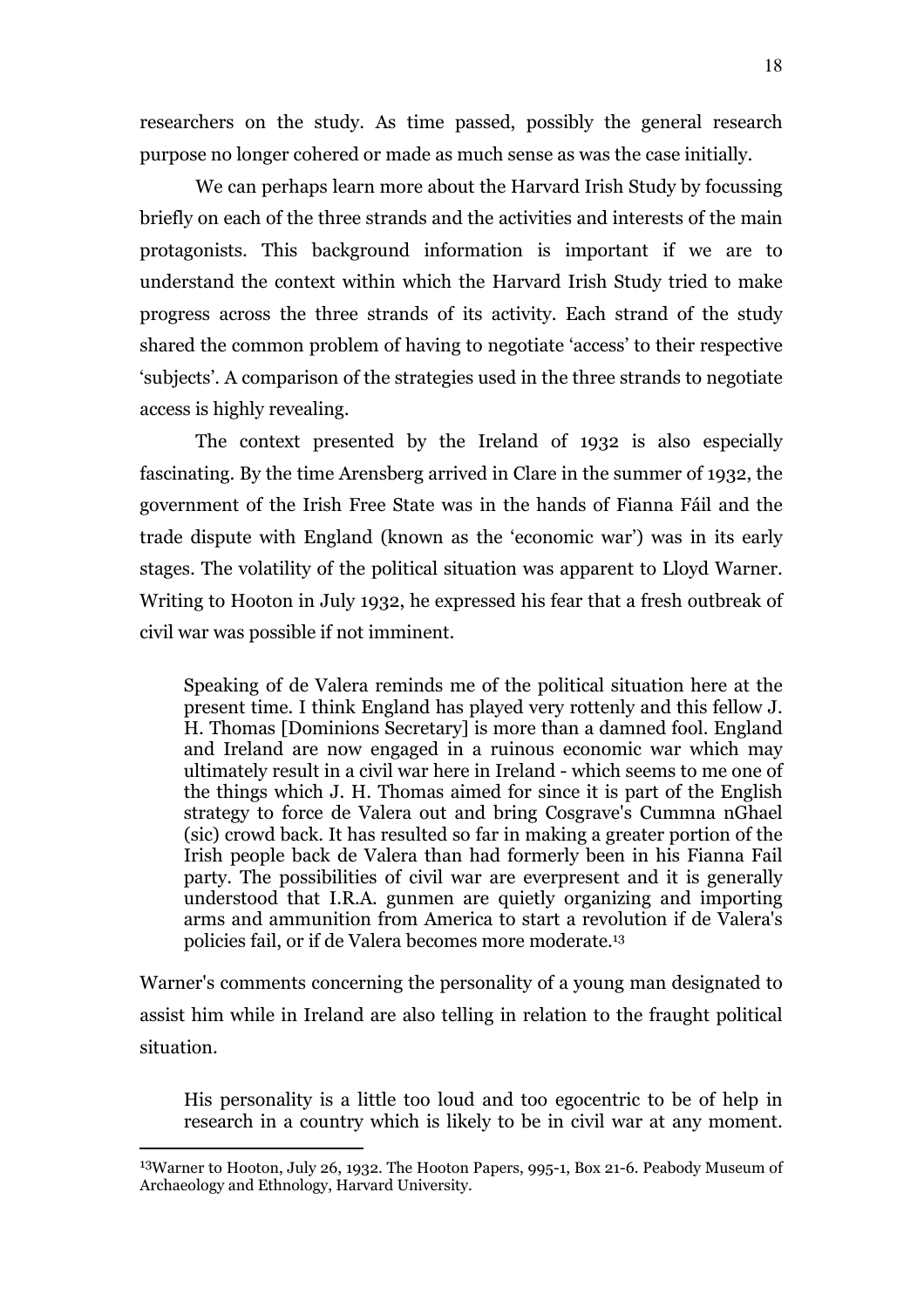researchers on the study. As time passed, possibly the general research purpose no longer cohered or made as much sense as was the case initially.

We can perhaps learn more about the Harvard Irish Study by focussing briefly on each of the three strands and the activities and interests of the main protagonists. This background information is important if we are to understand the context within which the Harvard Irish Study tried to make progress across the three strands of its activity. Each strand of the study shared the common problem of having to negotiate 'access' to their respective 'subjects'. A comparison of the strategies used in the three strands to negotiate access is highly revealing.

The context presented by the Ireland of 1932 is also especially fascinating. By the time Arensberg arrived in Clare in the summer of 1932, the government of the Irish Free State was in the hands of Fianna Fáil and the trade dispute with England (known as the 'economic war') was in its early stages. The volatility of the political situation was apparent to Lloyd Warner. Writing to Hooton in July 1932, he expressed his fear that a fresh outbreak of civil war was possible if not imminent.

> Speaking of de Valera reminds me of the political situation here at the present time. I think England has played very rottenly and this fellow J. H. Thomas [Dominions Secretary] is more than a damned fool. England and Ireland are now engaged in a ruinous economic war which may ultimately result in a civil war here in Ireland - which seems to me one of the things which J. H. Thomas aimed for since it is part of the English strategy to force de Valera out and bring Cosgrave's Cummna nGhael (sic) crowd back. It has resulted so far in making a greater portion of the Irish people back de Valera than had formerly been in his Fianna Fail party. The possibilities of civil war are everpresent and it is generally understood that I.R.A. gunmen are quietly organizing and importing arms and ammunition from America to start a revolution if de Valera's policies fail, or if de Valera becomes more moderate.[13]

Warner's comments concerning the personality of a young man designated to assist him while in Ireland are also telling in relation to the fraught political situation.

> His personality is a little too loud and too egocentric to be of help in research in a country which is likely to be in civil war at any moment.

[13]Warner to Hooton, July 26, 1932. The Hooton Papers, 995-1, Box 21-6. Peabody Museum of Archaeology and Ethnology, Harvard University.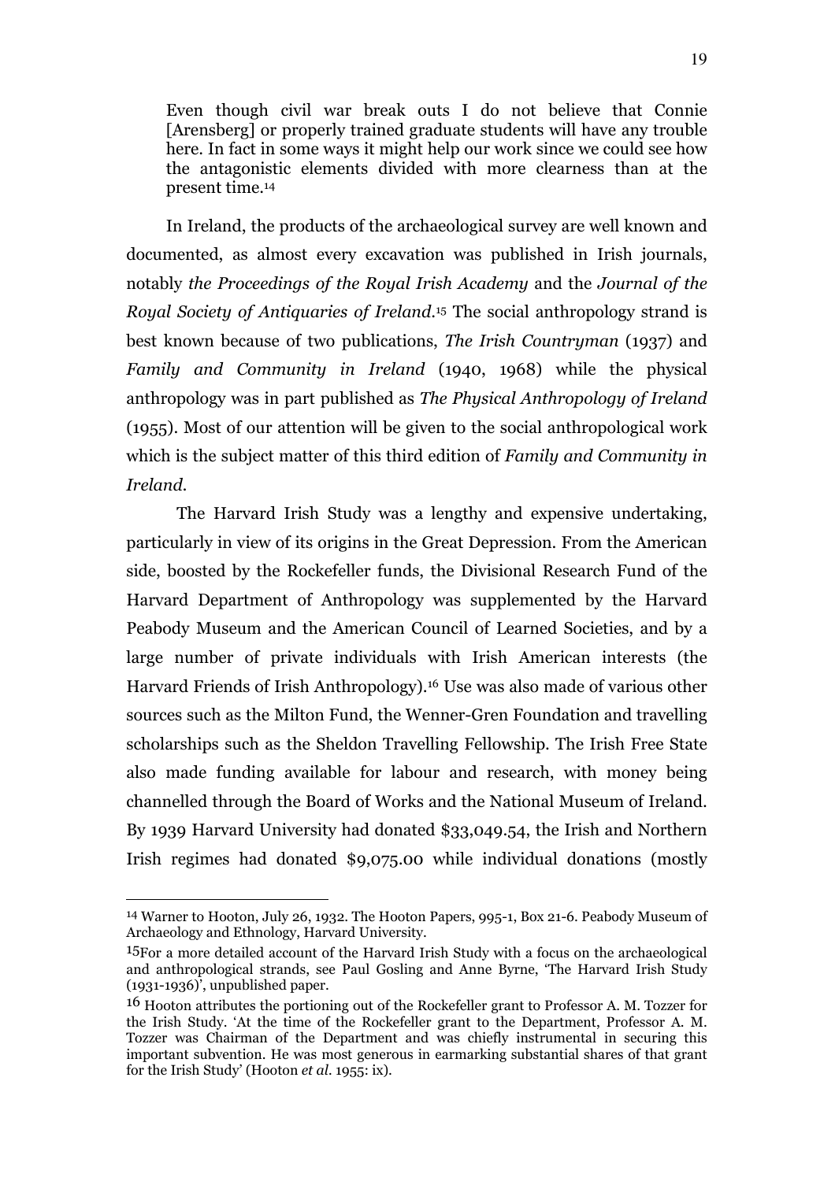> Even though civil war break outs I do not believe that Connie [Arensberg] or properly trained graduate students will have any trouble here. In fact in some ways it might help our work since we could see how the antagonistic elements divided with more clearness than at the present time.[14]

In Ireland, the products of the archaeological survey are well known and documented, as almost every excavation was published in Irish journals, notably *the Proceedings of the Royal Irish Academy* and the *Journal of the Royal Society of Antiquaries of Ireland*.[15] The social anthropology strand is best known because of two publications, *The Irish Countryman* (1937) and *Family and Community in Ireland* (1940, 1968) while the physical anthropology was in part published as *The Physical Anthropology of Ireland* (1955). Most of our attention will be given to the social anthropological work which is the subject matter of this third edition of *Family and Community in Ireland.*

The Harvard Irish Study was a lengthy and expensive undertaking, particularly in view of its origins in the Great Depression. From the American side, boosted by the Rockefeller funds, the Divisional Research Fund of the Harvard Department of Anthropology was supplemented by the Harvard Peabody Museum and the American Council of Learned Societies, and by a large number of private individuals with Irish American interests (the Harvard Friends of Irish Anthropology).[16] Use was also made of various other sources such as the Milton Fund, the Wenner-Gren Foundation and travelling scholarships such as the Sheldon Travelling Fellowship. The Irish Free State also made funding available for labour and research, with money being channelled through the Board of Works and the National Museum of Ireland. By 1939 Harvard University had donated $33,049.54, the Irish and Northern Irish regimes had donated $9,075.00 while individual donations (mostly

---

[14] Warner to Hooton, July 26, 1932. The Hooton Papers, 995-1, Box 21-6. Peabody Museum of Archaeology and Ethnology, Harvard University.

[15] For a more detailed account of the Harvard Irish Study with a focus on the archaeological and anthropological strands, see Paul Gosling and Anne Byrne, 'The Harvard Irish Study (1931-1936)', unpublished paper.

[16] Hooton attributes the portioning out of the Rockefeller grant to Professor A. M. Tozzer for the Irish Study. 'At the time of the Rockefeller grant to the Department, Professor A. M. Tozzer was Chairman of the Department and was chiefly instrumental in securing this important subvention. He was most generous in earmarking substantial shares of that grant for the Irish Study' (Hooton *et al.* 1955: ix).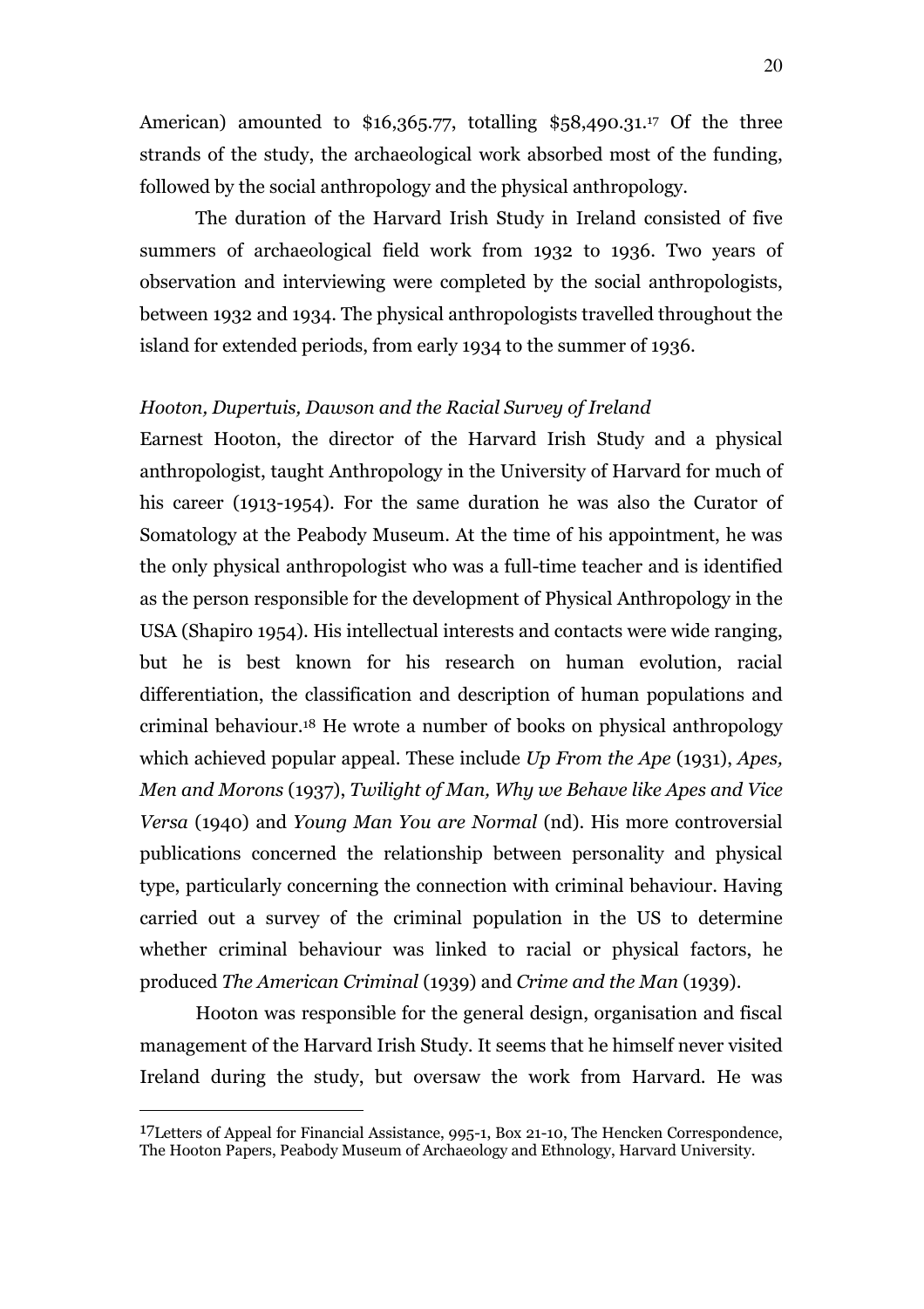American) amounted to $16,365.77, totalling $58,490.31.[17] Of the three strands of the study, the archaeological work absorbed most of the funding, followed by the social anthropology and the physical anthropology.

The duration of the Harvard Irish Study in Ireland consisted of five summers of archaeological field work from 1932 to 1936. Two years of observation and interviewing were completed by the social anthropologists, between 1932 and 1934. The physical anthropologists travelled throughout the island for extended periods, from early 1934 to the summer of 1936.

*Hooton, Dupertuis, Dawson and the Racial Survey of Ireland*

Earnest Hooton, the director of the Harvard Irish Study and a physical anthropologist, taught Anthropology in the University of Harvard for much of his career (1913-1954). For the same duration he was also the Curator of Somatology at the Peabody Museum. At the time of his appointment, he was the only physical anthropologist who was a full-time teacher and is identified as the person responsible for the development of Physical Anthropology in the USA (Shapiro 1954). His intellectual interests and contacts were wide ranging, but he is best known for his research on human evolution, racial differentiation, the classification and description of human populations and criminal behaviour.[18] He wrote a number of books on physical anthropology which achieved popular appeal. These include *Up From the Ape* (1931), *Apes, Men and Morons* (1937), *Twilight of Man, Why we Behave like Apes and Vice Versa* (1940) and *Young Man You are Normal* (nd). His more controversial publications concerned the relationship between personality and physical type, particularly concerning the connection with criminal behaviour. Having carried out a survey of the criminal population in the US to determine whether criminal behaviour was linked to racial or physical factors, he produced *The American Criminal* (1939) and *Crime and the Man* (1939).

Hooton was responsible for the general design, organisation and fiscal management of the Harvard Irish Study. It seems that he himself never visited Ireland during the study, but oversaw the work from Harvard. He was

---

[17] Letters of Appeal for Financial Assistance, 995-1, Box 21-10, The Hencken Correspondence, The Hooton Papers, Peabody Museum of Archaeology and Ethnology, Harvard University.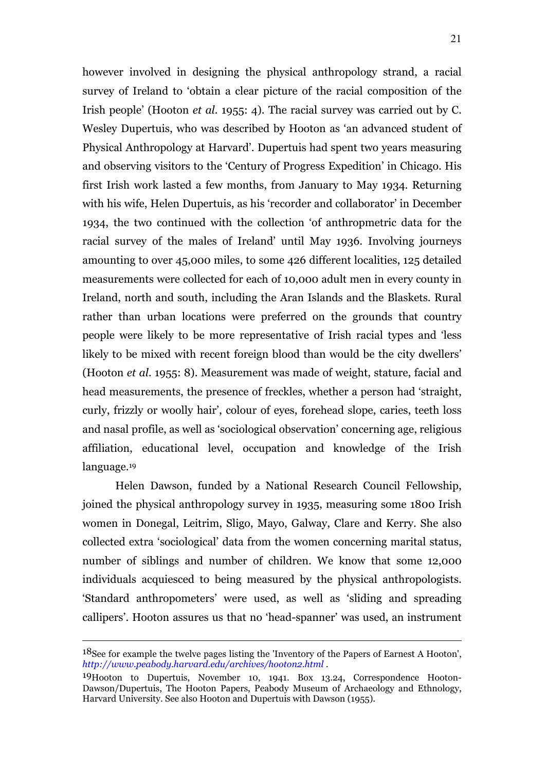however involved in designing the physical anthropology strand, a racial survey of Ireland to 'obtain a clear picture of the racial composition of the Irish people' (Hooton *et al.* 1955: 4). The racial survey was carried out by C. Wesley Dupertuis, who was described by Hooton as 'an advanced student of Physical Anthropology at Harvard'. Dupertuis had spent two years measuring and observing visitors to the 'Century of Progress Expedition' in Chicago. His first Irish work lasted a few months, from January to May 1934. Returning with his wife, Helen Dupertuis, as his 'recorder and collaborator' in December 1934, the two continued with the collection 'of anthropmetric data for the racial survey of the males of Ireland' until May 1936. Involving journeys amounting to over 45,000 miles, to some 426 different localities, 125 detailed measurements were collected for each of 10,000 adult men in every county in Ireland, north and south, including the Aran Islands and the Blaskets. Rural rather than urban locations were preferred on the grounds that country people were likely to be more representative of Irish racial types and 'less likely to be mixed with recent foreign blood than would be the city dwellers' (Hooton *et al.* 1955: 8). Measurement was made of weight, stature, facial and head measurements, the presence of freckles, whether a person had 'straight, curly, frizzly or woolly hair', colour of eyes, forehead slope, caries, teeth loss and nasal profile, as well as 'sociological observation' concerning age, religious affiliation, educational level, occupation and knowledge of the Irish language.[19]

Helen Dawson, funded by a National Research Council Fellowship, joined the physical anthropology survey in 1935, measuring some 1800 Irish women in Donegal, Leitrim, Sligo, Mayo, Galway, Clare and Kerry. She also collected extra 'sociological' data from the women concerning marital status, number of siblings and number of children. We know that some 12,000 individuals acquiesced to being measured by the physical anthropologists. 'Standard anthropometers' were used, as well as 'sliding and spreading callipers'. Hooton assures us that no 'head-spanner' was used, an instrument

---

[18] See for example the twelve pages listing the 'Inventory of the Papers of Earnest A Hooton', *http://www.peabody.harvard.edu/archives/hooton2.html* .

[19] Hooton to Dupertuis, November 10, 1941. Box 13.24, Correspondence Hooton-Dawson/Dupertuis, The Hooton Papers, Peabody Museum of Archaeology and Ethnology, Harvard University. See also Hooton and Dupertuis with Dawson (1955).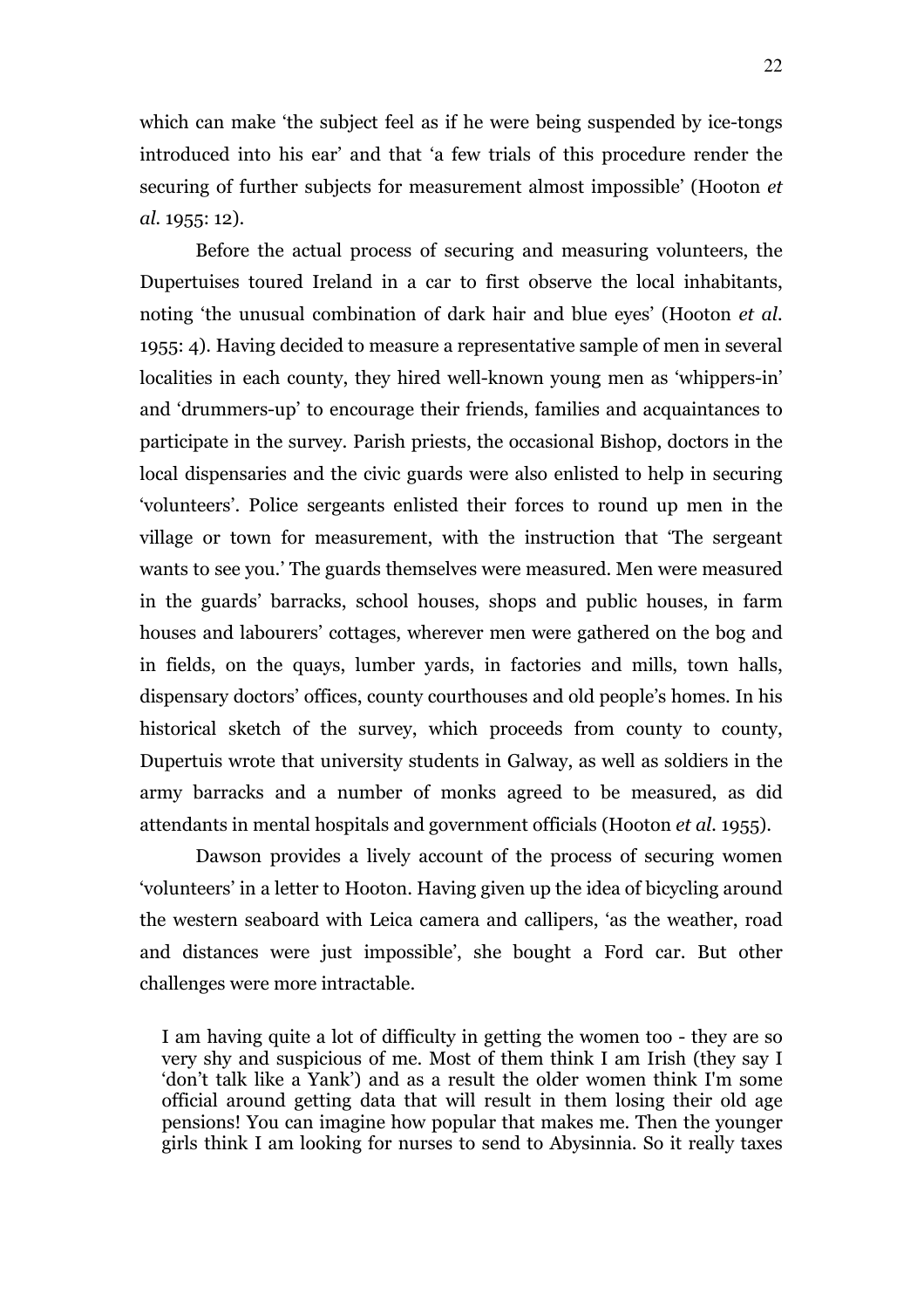which can make 'the subject feel as if he were being suspended by ice-tongs introduced into his ear' and that 'a few trials of this procedure render the securing of further subjects for measurement almost impossible' (Hooton *et al.* 1955: 12).

Before the actual process of securing and measuring volunteers, the Dupertuises toured Ireland in a car to first observe the local inhabitants, noting 'the unusual combination of dark hair and blue eyes' (Hooton *et al.* 1955: 4). Having decided to measure a representative sample of men in several localities in each county, they hired well-known young men as 'whippers-in' and 'drummers-up' to encourage their friends, families and acquaintances to participate in the survey. Parish priests, the occasional Bishop, doctors in the local dispensaries and the civic guards were also enlisted to help in securing 'volunteers'. Police sergeants enlisted their forces to round up men in the village or town for measurement, with the instruction that 'The sergeant wants to see you.' The guards themselves were measured. Men were measured in the guards' barracks, school houses, shops and public houses, in farm houses and labourers' cottages, wherever men were gathered on the bog and in fields, on the quays, lumber yards, in factories and mills, town halls, dispensary doctors' offices, county courthouses and old people's homes. In his historical sketch of the survey, which proceeds from county to county, Dupertuis wrote that university students in Galway, as well as soldiers in the army barracks and a number of monks agreed to be measured, as did attendants in mental hospitals and government officials (Hooton *et al.* 1955).

Dawson provides a lively account of the process of securing women 'volunteers' in a letter to Hooton. Having given up the idea of bicycling around the western seaboard with Leica camera and callipers, 'as the weather, road and distances were just impossible', she bought a Ford car. But other challenges were more intractable.

> I am having quite a lot of difficulty in getting the women too - they are so very shy and suspicious of me. Most of them think I am Irish (they say I 'don't talk like a Yank') and as a result the older women think I'm some official around getting data that will result in them losing their old age pensions! You can imagine how popular that makes me. Then the younger girls think I am looking for nurses to send to Abysinnia. So it really taxes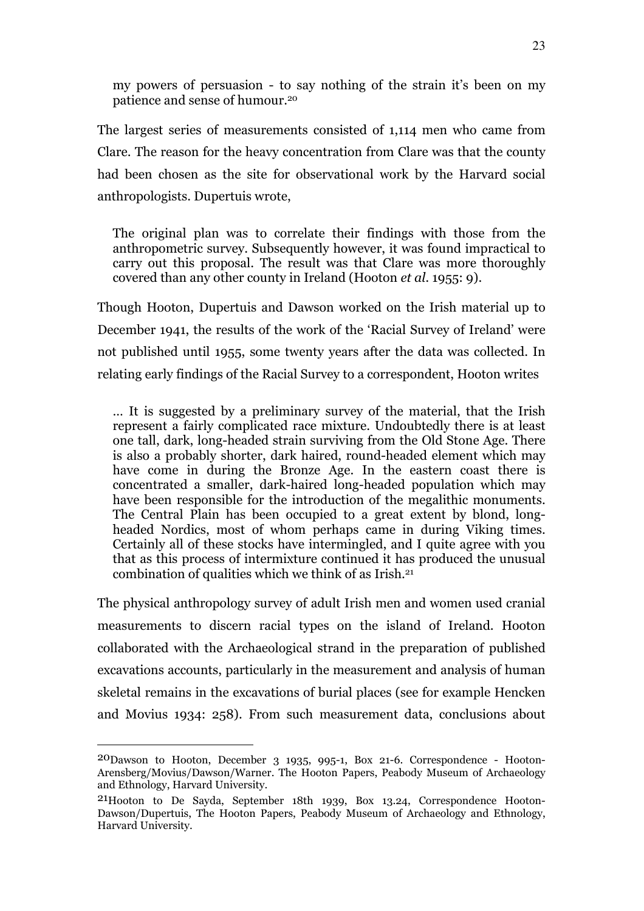> my powers of persuasion - to say nothing of the strain it's been on my patience and sense of humour.[20]

The largest series of measurements consisted of 1,114 men who came from Clare. The reason for the heavy concentration from Clare was that the county had been chosen as the site for observational work by the Harvard social anthropologists. Dupertuis wrote,

> The original plan was to correlate their findings with those from the anthropometric survey. Subsequently however, it was found impractical to carry out this proposal. The result was that Clare was more thoroughly covered than any other county in Ireland (Hooton *et al.* 1955: 9).

Though Hooton, Dupertuis and Dawson worked on the Irish material up to December 1941, the results of the work of the 'Racial Survey of Ireland' were not published until 1955, some twenty years after the data was collected. In relating early findings of the Racial Survey to a correspondent, Hooton writes

> ... It is suggested by a preliminary survey of the material, that the Irish represent a fairly complicated race mixture. Undoubtedly there is at least one tall, dark, long-headed strain surviving from the Old Stone Age. There is also a probably shorter, dark haired, round-headed element which may have come in during the Bronze Age. In the eastern coast there is concentrated a smaller, dark-haired long-headed population which may have been responsible for the introduction of the megalithic monuments. The Central Plain has been occupied to a great extent by blond, long-headed Nordics, most of whom perhaps came in during Viking times. Certainly all of these stocks have intermingled, and I quite agree with you that as this process of intermixture continued it has produced the unusual combination of qualities which we think of as Irish.[21]

The physical anthropology survey of adult Irish men and women used cranial measurements to discern racial types on the island of Ireland. Hooton collaborated with the Archaeological strand in the preparation of published excavations accounts, particularly in the measurement and analysis of human skeletal remains in the excavations of burial places (see for example Hencken and Movius 1934: 258). From such measurement data, conclusions about

---

[20] Dawson to Hooton, December 3 1935, 995-1, Box 21-6. Correspondence - Hooton-Arensberg/Movius/Dawson/Warner. The Hooton Papers, Peabody Museum of Archaeology and Ethnology, Harvard University.

[21] Hooton to De Sayda, September 18th 1939, Box 13.24, Correspondence Hooton-Dawson/Dupertuis, The Hooton Papers, Peabody Museum of Archaeology and Ethnology, Harvard University.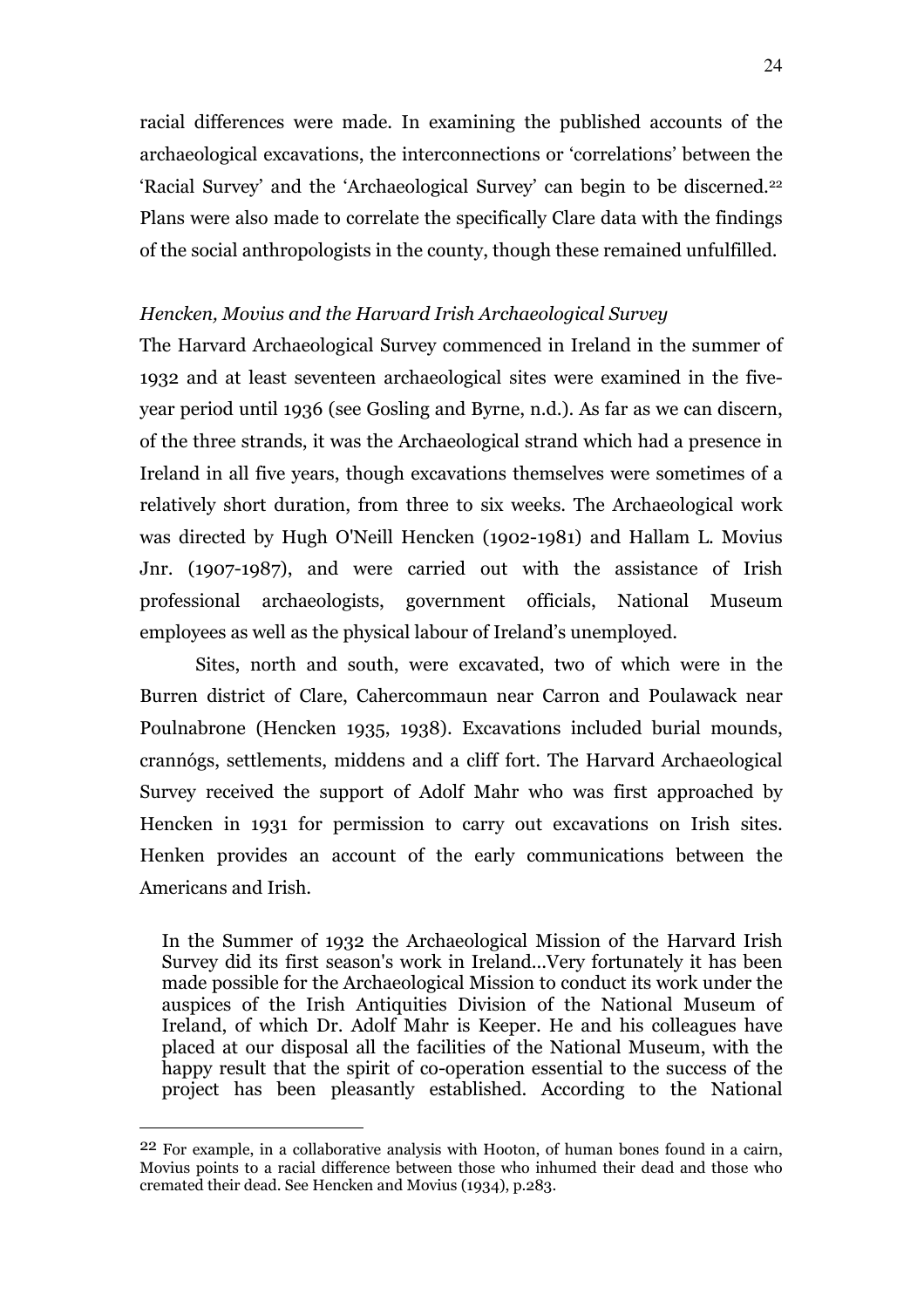racial differences were made. In examining the published accounts of the archaeological excavations, the interconnections or 'correlations' between the 'Racial Survey' and the 'Archaeological Survey' can begin to be discerned.[22] Plans were also made to correlate the specifically Clare data with the findings of the social anthropologists in the county, though these remained unfulfilled.

### *Hencken, Movius and the Harvard Irish Archaeological Survey*

The Harvard Archaeological Survey commenced in Ireland in the summer of 1932 and at least seventeen archaeological sites were examined in the five-year period until 1936 (see Gosling and Byrne, n.d.). As far as we can discern, of the three strands, it was the Archaeological strand which had a presence in Ireland in all five years, though excavations themselves were sometimes of a relatively short duration, from three to six weeks. The Archaeological work was directed by Hugh O'Neill Hencken (1902-1981) and Hallam L. Movius Jnr. (1907-1987), and were carried out with the assistance of Irish professional archaeologists, government officials, National Museum employees as well as the physical labour of Ireland's unemployed.

Sites, north and south, were excavated, two of which were in the Burren district of Clare, Cahercommaun near Carron and Poulawack near Poulnabrone (Hencken 1935, 1938). Excavations included burial mounds, crannógs, settlements, middens and a cliff fort. The Harvard Archaeological Survey received the support of Adolf Mahr who was first approached by Hencken in 1931 for permission to carry out excavations on Irish sites. Henken provides an account of the early communications between the Americans and Irish.

> In the Summer of 1932 the Archaeological Mission of the Harvard Irish Survey did its first season's work in Ireland...Very fortunately it has been made possible for the Archaeological Mission to conduct its work under the auspices of the Irish Antiquities Division of the National Museum of Ireland, of which Dr. Adolf Mahr is Keeper. He and his colleagues have placed at our disposal all the facilities of the National Museum, with the happy result that the spirit of co-operation essential to the success of the project has been pleasantly established. According to the National

---

[22] For example, in a collaborative analysis with Hooton, of human bones found in a cairn, Movius points to a racial difference between those who inhumed their dead and those who cremated their dead. See Hencken and Movius (1934), p.283.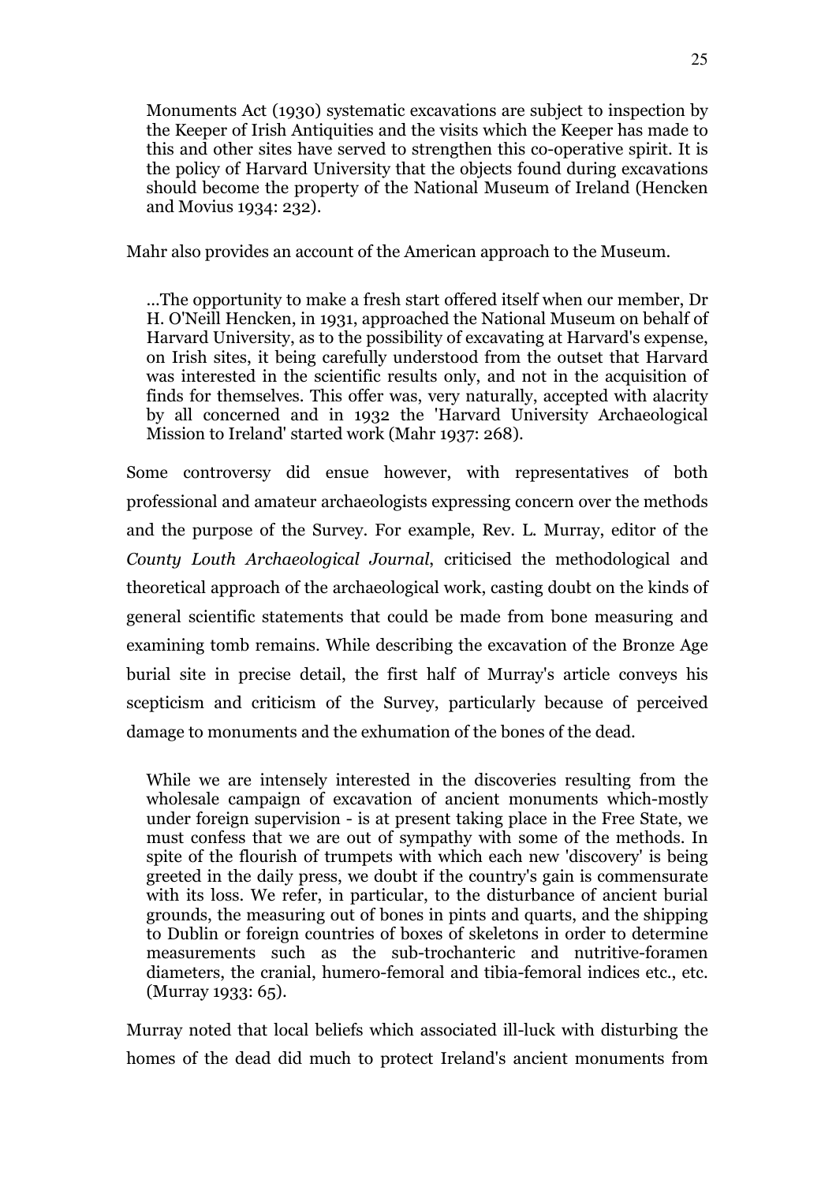> Monuments Act (1930) systematic excavations are subject to inspection by the Keeper of Irish Antiquities and the visits which the Keeper has made to this and other sites have served to strengthen this co-operative spirit. It is the policy of Harvard University that the objects found during excavations should become the property of the National Museum of Ireland (Hencken and Movius 1934: 232).

Mahr also provides an account of the American approach to the Museum.

> ...The opportunity to make a fresh start offered itself when our member, Dr H. O'Neill Hencken, in 1931, approached the National Museum on behalf of Harvard University, as to the possibility of excavating at Harvard's expense, on Irish sites, it being carefully understood from the outset that Harvard was interested in the scientific results only, and not in the acquisition of finds for themselves. This offer was, very naturally, accepted with alacrity by all concerned and in 1932 the 'Harvard University Archaeological Mission to Ireland' started work (Mahr 1937: 268).

Some controversy did ensue however, with representatives of both professional and amateur archaeologists expressing concern over the methods and the purpose of the Survey. For example, Rev. L. Murray, editor of the *County Louth Archaeological Journal*, criticised the methodological and theoretical approach of the archaeological work, casting doubt on the kinds of general scientific statements that could be made from bone measuring and examining tomb remains. While describing the excavation of the Bronze Age burial site in precise detail, the first half of Murray's article conveys his scepticism and criticism of the Survey, particularly because of perceived damage to monuments and the exhumation of the bones of the dead.

> While we are intensely interested in the discoveries resulting from the wholesale campaign of excavation of ancient monuments which-mostly under foreign supervision - is at present taking place in the Free State, we must confess that we are out of sympathy with some of the methods. In spite of the flourish of trumpets with which each new 'discovery' is being greeted in the daily press, we doubt if the country's gain is commensurate with its loss. We refer, in particular, to the disturbance of ancient burial grounds, the measuring out of bones in pints and quarts, and the shipping to Dublin or foreign countries of boxes of skeletons in order to determine measurements such as the sub-trochanteric and nutritive-foramen diameters, the cranial, humero-femoral and tibia-femoral indices etc., etc. (Murray 1933: 65).

Murray noted that local beliefs which associated ill-luck with disturbing the homes of the dead did much to protect Ireland's ancient monuments from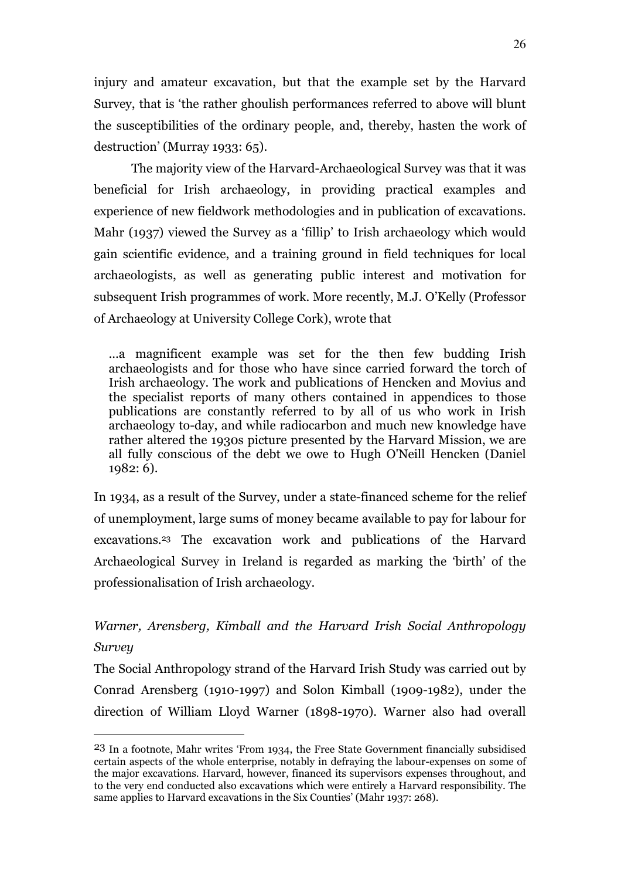injury and amateur excavation, but that the example set by the Harvard Survey, that is 'the rather ghoulish performances referred to above will blunt the susceptibilities of the ordinary people, and, thereby, hasten the work of destruction' (Murray 1933: 65).

The majority view of the Harvard-Archaeological Survey was that it was beneficial for Irish archaeology, in providing practical examples and experience of new fieldwork methodologies and in publication of excavations. Mahr (1937) viewed the Survey as a 'fillip' to Irish archaeology which would gain scientific evidence, and a training ground in field techniques for local archaeologists, as well as generating public interest and motivation for subsequent Irish programmes of work. More recently, M.J. O'Kelly (Professor of Archaeology at University College Cork), wrote that

> ...a magnificent example was set for the then few budding Irish archaeologists and for those who have since carried forward the torch of Irish archaeology. The work and publications of Hencken and Movius and the specialist reports of many others contained in appendices to those publications are constantly referred to by all of us who work in Irish archaeology to-day, and while radiocarbon and much new knowledge have rather altered the 1930s picture presented by the Harvard Mission, we are all fully conscious of the debt we owe to Hugh O'Neill Hencken (Daniel 1982: 6).

In 1934, as a result of the Survey, under a state-financed scheme for the relief of unemployment, large sums of money became available to pay for labour for excavations.[23] The excavation work and publications of the Harvard Archaeological Survey in Ireland is regarded as marking the 'birth' of the professionalisation of Irish archaeology.

### *Warner, Arensberg, Kimball and the Harvard Irish Social Anthropology Survey*

The Social Anthropology strand of the Harvard Irish Study was carried out by Conrad Arensberg (1910-1997) and Solon Kimball (1909-1982), under the direction of William Lloyd Warner (1898-1970). Warner also had overall

[23] In a footnote, Mahr writes 'From 1934, the Free State Government financially subsidised certain aspects of the whole enterprise, notably in defraying the labour-expenses on some of the major excavations. Harvard, however, financed its supervisors expenses throughout, and to the very end conducted also excavations which were entirely a Harvard responsibility. The same applies to Harvard excavations in the Six Counties' (Mahr 1937: 268).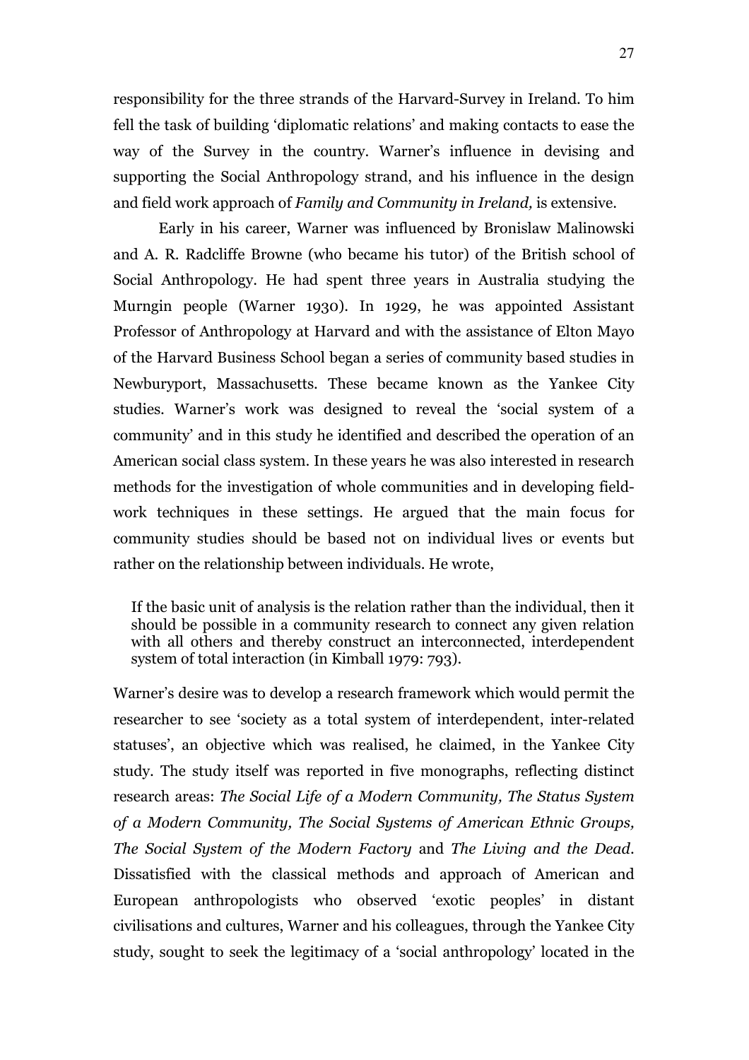responsibility for the three strands of the Harvard-Survey in Ireland. To him fell the task of building 'diplomatic relations' and making contacts to ease the way of the Survey in the country. Warner's influence in devising and supporting the Social Anthropology strand, and his influence in the design and field work approach of *Family and Community in Ireland,* is extensive.

Early in his career, Warner was influenced by Bronislaw Malinowski and A. R. Radcliffe Browne (who became his tutor) of the British school of Social Anthropology. He had spent three years in Australia studying the Murngin people (Warner 1930). In 1929, he was appointed Assistant Professor of Anthropology at Harvard and with the assistance of Elton Mayo of the Harvard Business School began a series of community based studies in Newburyport, Massachusetts. These became known as the Yankee City studies. Warner's work was designed to reveal the 'social system of a community' and in this study he identified and described the operation of an American social class system. In these years he was also interested in research methods for the investigation of whole communities and in developing field-work techniques in these settings. He argued that the main focus for community studies should be based not on individual lives or events but rather on the relationship between individuals. He wrote,

> If the basic unit of analysis is the relation rather than the individual, then it should be possible in a community research to connect any given relation with all others and thereby construct an interconnected, interdependent system of total interaction (in Kimball 1979: 793).

Warner's desire was to develop a research framework which would permit the researcher to see 'society as a total system of interdependent, inter-related statuses', an objective which was realised, he claimed, in the Yankee City study. The study itself was reported in five monographs, reflecting distinct research areas: *The Social Life of a Modern Community, The Status System of a Modern Community, The Social Systems of American Ethnic Groups, The Social System of the Modern Factory* and *The Living and the Dead*. Dissatisfied with the classical methods and approach of American and European anthropologists who observed 'exotic peoples' in distant civilisations and cultures, Warner and his colleagues, through the Yankee City study, sought to seek the legitimacy of a 'social anthropology' located in the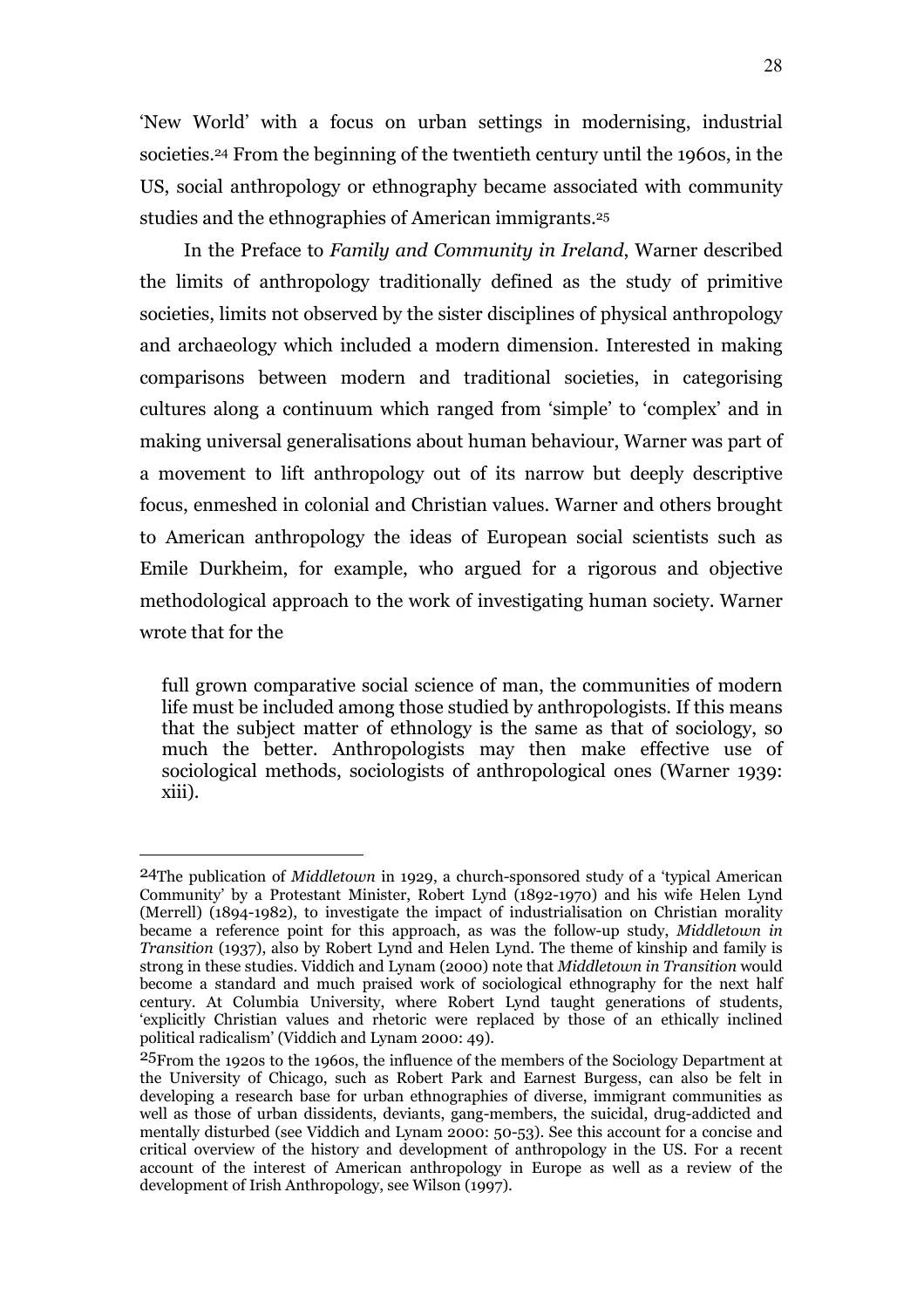'New World' with a focus on urban settings in modernising, industrial societies.[24] From the beginning of the twentieth century until the 1960s, in the US, social anthropology or ethnography became associated with community studies and the ethnographies of American immigrants.[25]

In the Preface to *Family and Community in Ireland*, Warner described the limits of anthropology traditionally defined as the study of primitive societies, limits not observed by the sister disciplines of physical anthropology and archaeology which included a modern dimension. Interested in making comparisons between modern and traditional societies, in categorising cultures along a continuum which ranged from 'simple' to 'complex' and in making universal generalisations about human behaviour, Warner was part of a movement to lift anthropology out of its narrow but deeply descriptive focus, enmeshed in colonial and Christian values. Warner and others brought to American anthropology the ideas of European social scientists such as Emile Durkheim, for example, who argued for a rigorous and objective methodological approach to the work of investigating human society. Warner wrote that for the

> full grown comparative social science of man, the communities of modern life must be included among those studied by anthropologists. If this means that the subject matter of ethnology is the same as that of sociology, so much the better. Anthropologists may then make effective use of sociological methods, sociologists of anthropological ones (Warner 1939: xiii).

---

[24] The publication of *Middletown* in 1929, a church-sponsored study of a 'typical American Community' by a Protestant Minister, Robert Lynd (1892-1970) and his wife Helen Lynd (Merrell) (1894-1982), to investigate the impact of industrialisation on Christian morality became a reference point for this approach, as was the follow-up study, *Middletown in Transition* (1937), also by Robert Lynd and Helen Lynd. The theme of kinship and family is strong in these studies. Viddich and Lynam (2000) note that *Middletown in Transition* would become a standard and much praised work of sociological ethnography for the next half century. At Columbia University, where Robert Lynd taught generations of students, 'explicitly Christian values and rhetoric were replaced by those of an ethically inclined political radicalism' (Viddich and Lynam 2000: 49).

[25] From the 1920s to the 1960s, the influence of the members of the Sociology Department at the University of Chicago, such as Robert Park and Earnest Burgess, can also be felt in developing a research base for urban ethnographies of diverse, immigrant communities as well as those of urban dissidents, deviants, gang-members, the suicidal, drug-addicted and mentally disturbed (see Viddich and Lynam 2000: 50-53). See this account for a concise and critical overview of the history and development of anthropology in the US. For a recent account of the interest of American anthropology in Europe as well as a review of the development of Irish Anthropology, see Wilson (1997).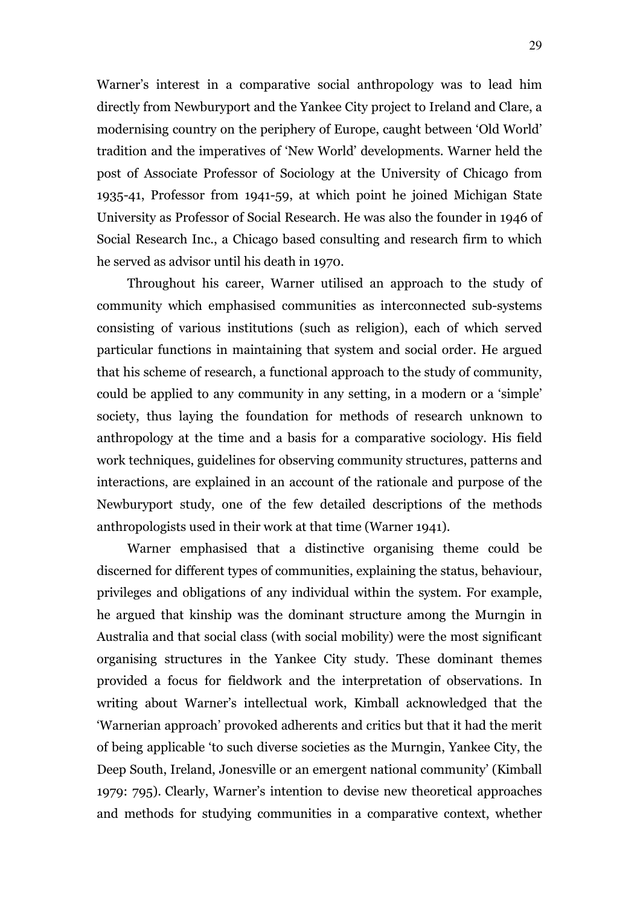Warner's interest in a comparative social anthropology was to lead him directly from Newburyport and the Yankee City project to Ireland and Clare, a modernising country on the periphery of Europe, caught between 'Old World' tradition and the imperatives of 'New World' developments. Warner held the post of Associate Professor of Sociology at the University of Chicago from 1935-41, Professor from 1941-59, at which point he joined Michigan State University as Professor of Social Research. He was also the founder in 1946 of Social Research Inc., a Chicago based consulting and research firm to which he served as advisor until his death in 1970.

Throughout his career, Warner utilised an approach to the study of community which emphasised communities as interconnected sub-systems consisting of various institutions (such as religion), each of which served particular functions in maintaining that system and social order. He argued that his scheme of research, a functional approach to the study of community, could be applied to any community in any setting, in a modern or a 'simple' society, thus laying the foundation for methods of research unknown to anthropology at the time and a basis for a comparative sociology. His field work techniques, guidelines for observing community structures, patterns and interactions, are explained in an account of the rationale and purpose of the Newburyport study, one of the few detailed descriptions of the methods anthropologists used in their work at that time (Warner 1941).

Warner emphasised that a distinctive organising theme could be discerned for different types of communities, explaining the status, behaviour, privileges and obligations of any individual within the system. For example, he argued that kinship was the dominant structure among the Murngin in Australia and that social class (with social mobility) were the most significant organising structures in the Yankee City study. These dominant themes provided a focus for fieldwork and the interpretation of observations. In writing about Warner's intellectual work, Kimball acknowledged that the 'Warnerian approach' provoked adherents and critics but that it had the merit of being applicable 'to such diverse societies as the Murngin, Yankee City, the Deep South, Ireland, Jonesville or an emergent national community' (Kimball 1979: 795). Clearly, Warner's intention to devise new theoretical approaches and methods for studying communities in a comparative context, whether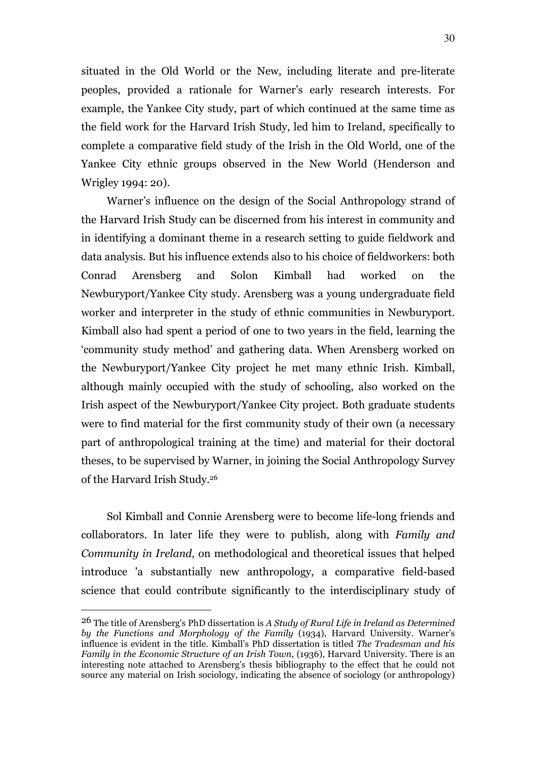situated in the Old World or the New, including literate and pre-literate peoples, provided a rationale for Warner's early research interests. For example, the Yankee City study, part of which continued at the same time as the field work for the Harvard Irish Study, led him to Ireland, specifically to complete a comparative field study of the Irish in the Old World, one of the Yankee City ethnic groups observed in the New World (Henderson and Wrigley 1994: 20).

Warner's influence on the design of the Social Anthropology strand of the Harvard Irish Study can be discerned from his interest in community and in identifying a dominant theme in a research setting to guide fieldwork and data analysis. But his influence extends also to his choice of fieldworkers: both Conrad Arensberg and Solon Kimball had worked on the Newburyport/Yankee City study. Arensberg was a young undergraduate field worker and interpreter in the study of ethnic communities in Newburyport. Kimball also had spent a period of one to two years in the field, learning the 'community study method' and gathering data. When Arensberg worked on the Newburyport/Yankee City project he met many ethnic Irish. Kimball, although mainly occupied with the study of schooling, also worked on the Irish aspect of the Newburyport/Yankee City project. Both graduate students were to find material for the first community study of their own (a necessary part of anthropological training at the time) and material for their doctoral theses, to be supervised by Warner, in joining the Social Anthropology Survey of the Harvard Irish Study.[26]

Sol Kimball and Connie Arensberg were to become life-long friends and collaborators. In later life they were to publish, along with *Family and Community in Ireland,* on methodological and theoretical issues that helped introduce 'a substantially new anthropology, a comparative field-based science that could contribute significantly to the interdisciplinary study of

[26] The title of Arensberg's PhD dissertation is *A Study of Rural Life in Ireland as Determined by the Functions and Morphology of the Family* (1934), Harvard University. Warner's influence is evident in the title. Kimball's PhD dissertation is titled *The Tradesman and his Family in the Economic Structure of an Irish Town*, (1936), Harvard University. There is an interesting note attached to Arensberg's thesis bibliography to the effect that he could not source any material on Irish sociology, indicating the absence of sociology (or anthropology)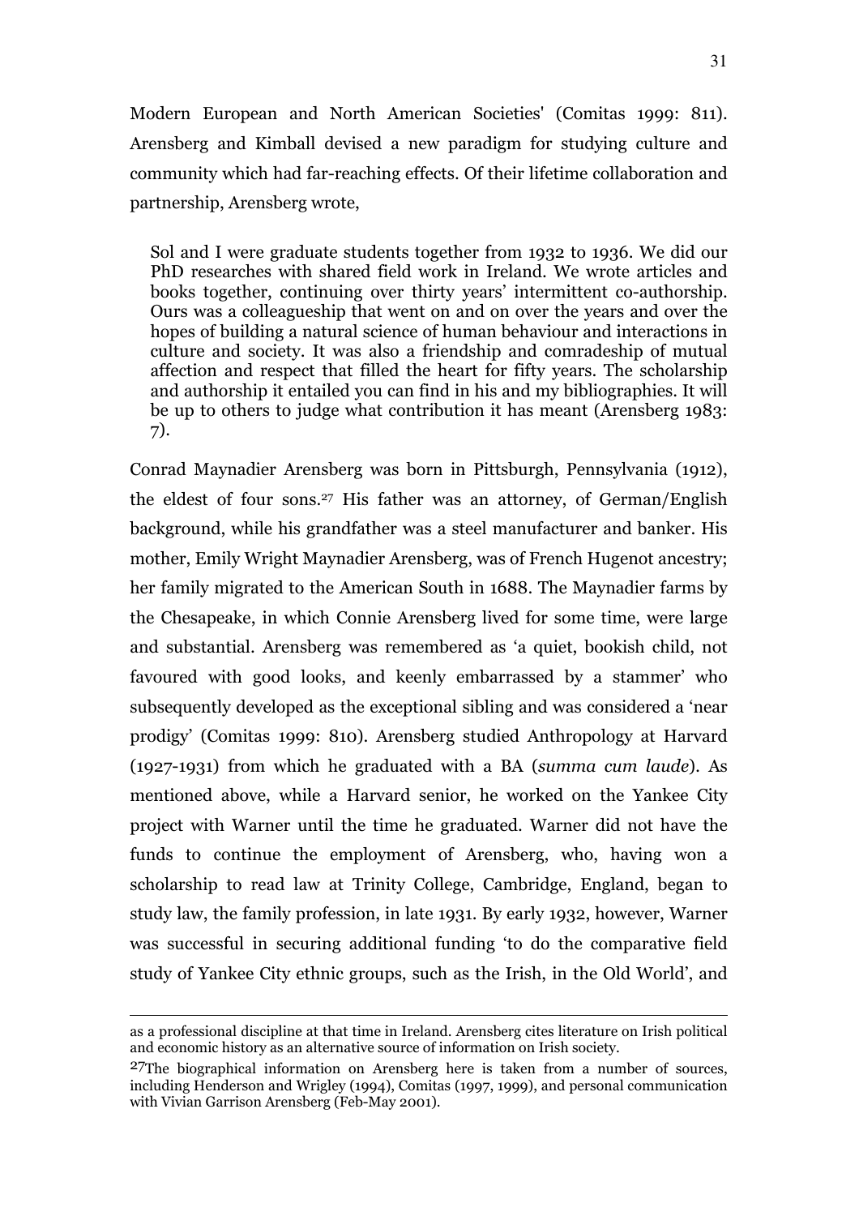Modern European and North American Societies' (Comitas 1999: 811). Arensberg and Kimball devised a new paradigm for studying culture and community which had far-reaching effects. Of their lifetime collaboration and partnership, Arensberg wrote,

> Sol and I were graduate students together from 1932 to 1936. We did our PhD researches with shared field work in Ireland. We wrote articles and books together, continuing over thirty years' intermittent co-authorship. Ours was a colleagueship that went on and on over the years and over the hopes of building a natural science of human behaviour and interactions in culture and society. It was also a friendship and comradeship of mutual affection and respect that filled the heart for fifty years. The scholarship and authorship it entailed you can find in his and my bibliographies. It will be up to others to judge what contribution it has meant (Arensberg 1983: 7).

Conrad Maynadier Arensberg was born in Pittsburgh, Pennsylvania (1912), the eldest of four sons.[27] His father was an attorney, of German/English background, while his grandfather was a steel manufacturer and banker. His mother, Emily Wright Maynadier Arensberg, was of French Hugenot ancestry; her family migrated to the American South in 1688. The Maynadier farms by the Chesapeake, in which Connie Arensberg lived for some time, were large and substantial. Arensberg was remembered as 'a quiet, bookish child, not favoured with good looks, and keenly embarrassed by a stammer' who subsequently developed as the exceptional sibling and was considered a 'near prodigy' (Comitas 1999: 810). Arensberg studied Anthropology at Harvard (1927-1931) from which he graduated with a BA (*summa cum laude*). As mentioned above, while a Harvard senior, he worked on the Yankee City project with Warner until the time he graduated. Warner did not have the funds to continue the employment of Arensberg, who, having won a scholarship to read law at Trinity College, Cambridge, England, began to study law, the family profession, in late 1931. By early 1932, however, Warner was successful in securing additional funding 'to do the comparative field study of Yankee City ethnic groups, such as the Irish, in the Old World', and

---

as a professional discipline at that time in Ireland. Arensberg cites literature on Irish political and economic history as an alternative source of information on Irish society.

[27] The biographical information on Arensberg here is taken from a number of sources, including Henderson and Wrigley (1994), Comitas (1997, 1999), and personal communication with Vivian Garrison Arensberg (Feb-May 2001).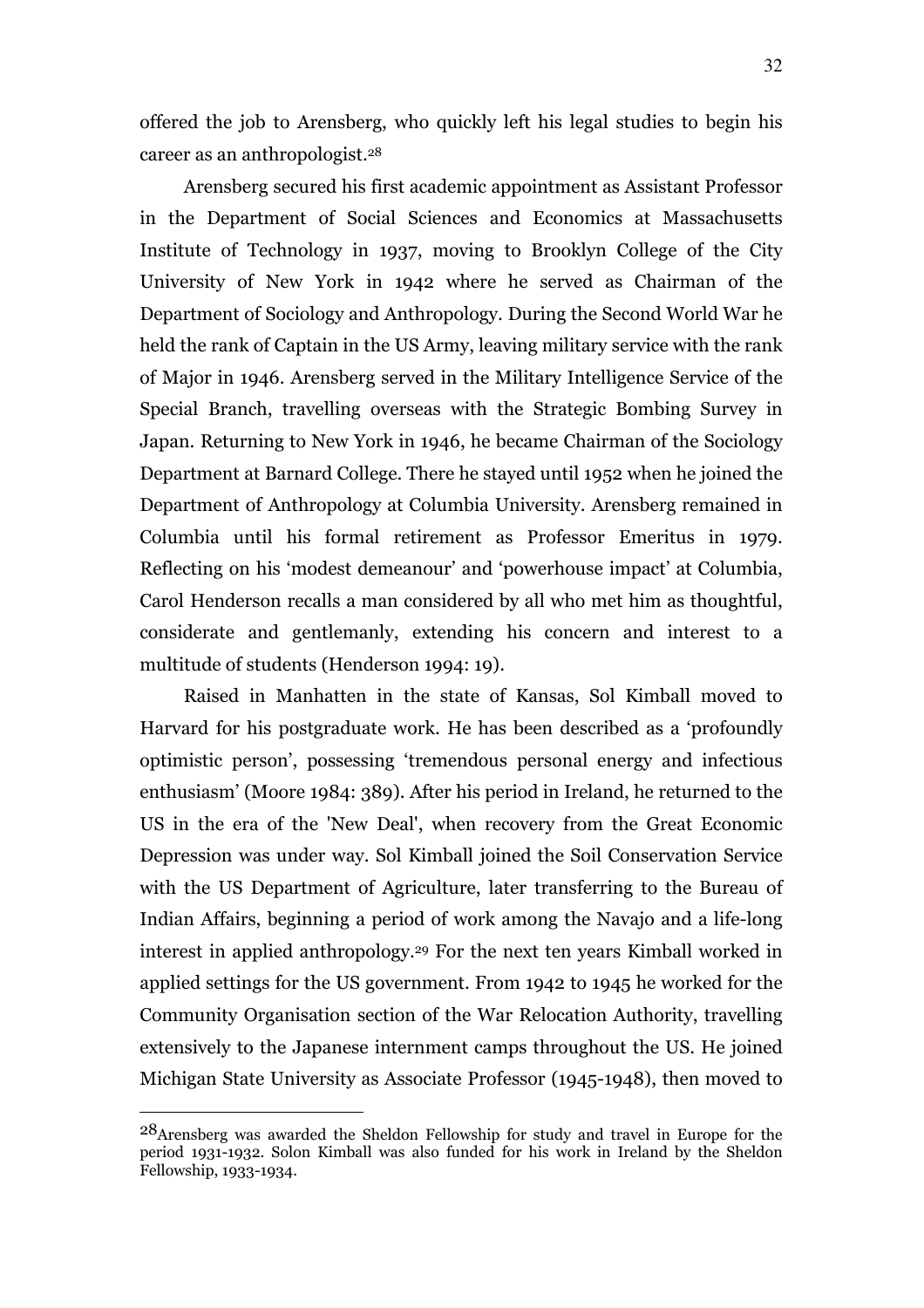offered the job to Arensberg, who quickly left his legal studies to begin his career as an anthropologist.[28]

Arensberg secured his first academic appointment as Assistant Professor in the Department of Social Sciences and Economics at Massachusetts Institute of Technology in 1937, moving to Brooklyn College of the City University of New York in 1942 where he served as Chairman of the Department of Sociology and Anthropology. During the Second World War he held the rank of Captain in the US Army, leaving military service with the rank of Major in 1946. Arensberg served in the Military Intelligence Service of the Special Branch, travelling overseas with the Strategic Bombing Survey in Japan. Returning to New York in 1946, he became Chairman of the Sociology Department at Barnard College. There he stayed until 1952 when he joined the Department of Anthropology at Columbia University. Arensberg remained in Columbia until his formal retirement as Professor Emeritus in 1979. Reflecting on his 'modest demeanour' and 'powerhouse impact' at Columbia, Carol Henderson recalls a man considered by all who met him as thoughtful, considerate and gentlemanly, extending his concern and interest to a multitude of students (Henderson 1994: 19).

Raised in Manhatten in the state of Kansas, Sol Kimball moved to Harvard for his postgraduate work. He has been described as a 'profoundly optimistic person', possessing 'tremendous personal energy and infectious enthusiasm' (Moore 1984: 389). After his period in Ireland, he returned to the US in the era of the 'New Deal', when recovery from the Great Economic Depression was under way. Sol Kimball joined the Soil Conservation Service with the US Department of Agriculture, later transferring to the Bureau of Indian Affairs, beginning a period of work among the Navajo and a life-long interest in applied anthropology.[29] For the next ten years Kimball worked in applied settings for the US government. From 1942 to 1945 he worked for the Community Organisation section of the War Relocation Authority, travelling extensively to the Japanese internment camps throughout the US. He joined Michigan State University as Associate Professor (1945-1948), then moved to

[28] Arensberg was awarded the Sheldon Fellowship for study and travel in Europe for the period 1931-1932. Solon Kimball was also funded for his work in Ireland by the Sheldon Fellowship, 1933-1934.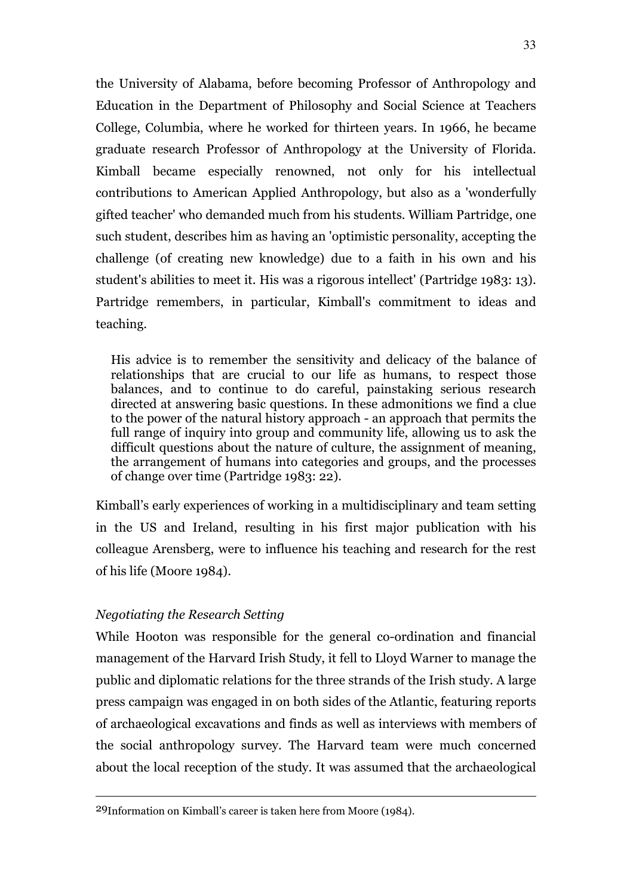the University of Alabama, before becoming Professor of Anthropology and Education in the Department of Philosophy and Social Science at Teachers College, Columbia, where he worked for thirteen years. In 1966, he became graduate research Professor of Anthropology at the University of Florida. Kimball became especially renowned, not only for his intellectual contributions to American Applied Anthropology, but also as a 'wonderfully gifted teacher' who demanded much from his students. William Partridge, one such student, describes him as having an 'optimistic personality, accepting the challenge (of creating new knowledge) due to a faith in his own and his student's abilities to meet it. His was a rigorous intellect' (Partridge 1983: 13). Partridge remembers, in particular, Kimball's commitment to ideas and teaching.

> His advice is to remember the sensitivity and delicacy of the balance of relationships that are crucial to our life as humans, to respect those balances, and to continue to do careful, painstaking serious research directed at answering basic questions. In these admonitions we find a clue to the power of the natural history approach - an approach that permits the full range of inquiry into group and community life, allowing us to ask the difficult questions about the nature of culture, the assignment of meaning, the arrangement of humans into categories and groups, and the processes of change over time (Partridge 1983: 22).

Kimball's early experiences of working in a multidisciplinary and team setting in the US and Ireland, resulting in his first major publication with his colleague Arensberg, were to influence his teaching and research for the rest of his life (Moore 1984).

### *Negotiating the Research Setting*

While Hooton was responsible for the general co-ordination and financial management of the Harvard Irish Study, it fell to Lloyd Warner to manage the public and diplomatic relations for the three strands of the Irish study. A large press campaign was engaged in on both sides of the Atlantic, featuring reports of archaeological excavations and finds as well as interviews with members of the social anthropology survey. The Harvard team were much concerned about the local reception of the study. It was assumed that the archaeological

---

[29] Information on Kimball's career is taken here from Moore (1984).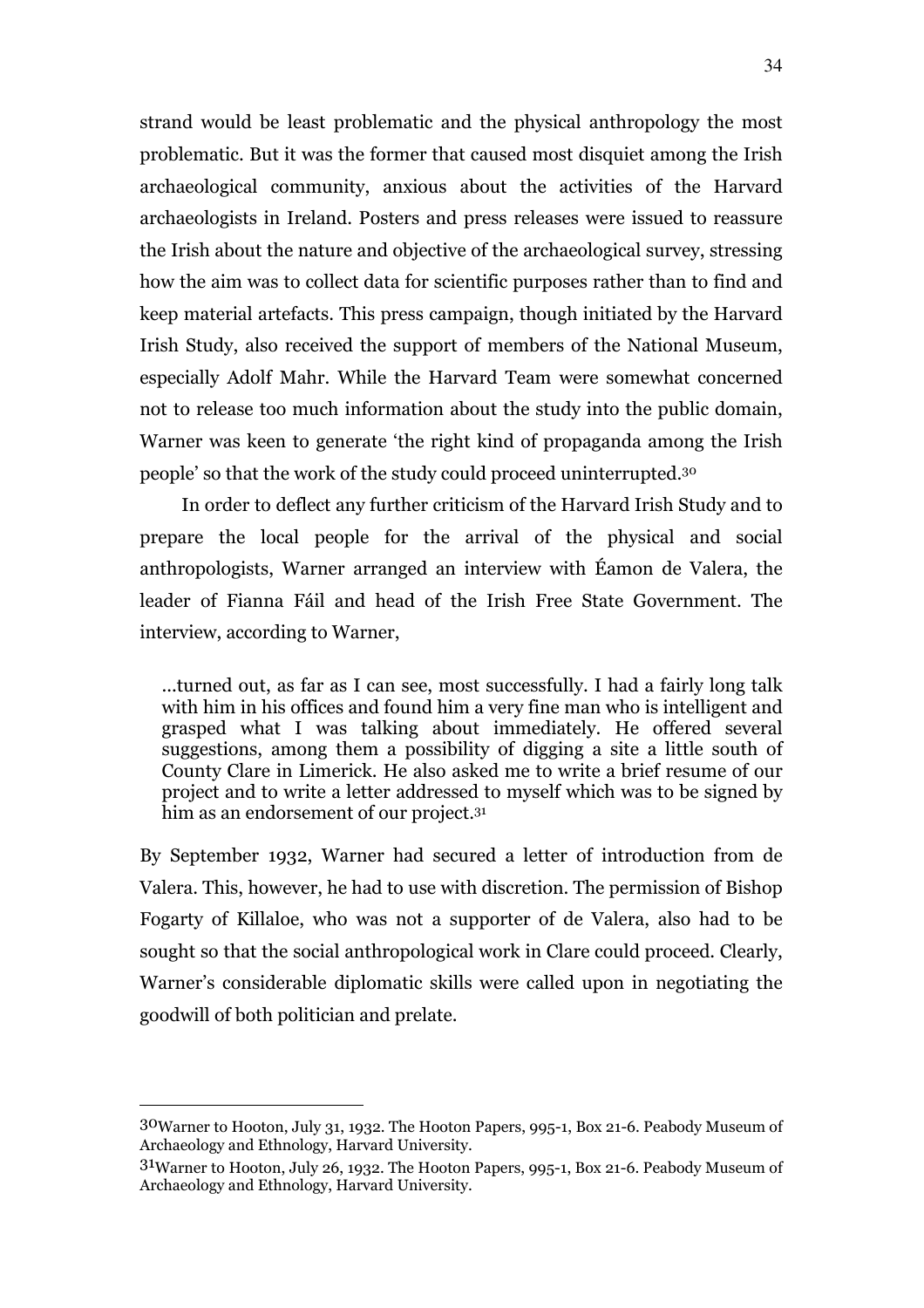strand would be least problematic and the physical anthropology the most problematic. But it was the former that caused most disquiet among the Irish archaeological community, anxious about the activities of the Harvard archaeologists in Ireland. Posters and press releases were issued to reassure the Irish about the nature and objective of the archaeological survey, stressing how the aim was to collect data for scientific purposes rather than to find and keep material artefacts. This press campaign, though initiated by the Harvard Irish Study, also received the support of members of the National Museum, especially Adolf Mahr. While the Harvard Team were somewhat concerned not to release too much information about the study into the public domain, Warner was keen to generate 'the right kind of propaganda among the Irish people' so that the work of the study could proceed uninterrupted.[30]

In order to deflect any further criticism of the Harvard Irish Study and to prepare the local people for the arrival of the physical and social anthropologists, Warner arranged an interview with Éamon de Valera, the leader of Fianna Fáil and head of the Irish Free State Government. The interview, according to Warner,

> …turned out, as far as I can see, most successfully. I had a fairly long talk with him in his offices and found him a very fine man who is intelligent and grasped what I was talking about immediately. He offered several suggestions, among them a possibility of digging a site a little south of County Clare in Limerick. He also asked me to write a brief resume of our project and to write a letter addressed to myself which was to be signed by him as an endorsement of our project.[31]

By September 1932, Warner had secured a letter of introduction from de Valera. This, however, he had to use with discretion. The permission of Bishop Fogarty of Killaloe, who was not a supporter of de Valera, also had to be sought so that the social anthropological work in Clare could proceed. Clearly, Warner's considerable diplomatic skills were called upon in negotiating the goodwill of both politician and prelate.

---

[30] Warner to Hooton, July 31, 1932. The Hooton Papers, 995-1, Box 21-6. Peabody Museum of Archaeology and Ethnology, Harvard University.

[31] Warner to Hooton, July 26, 1932. The Hooton Papers, 995-1, Box 21-6. Peabody Museum of Archaeology and Ethnology, Harvard University.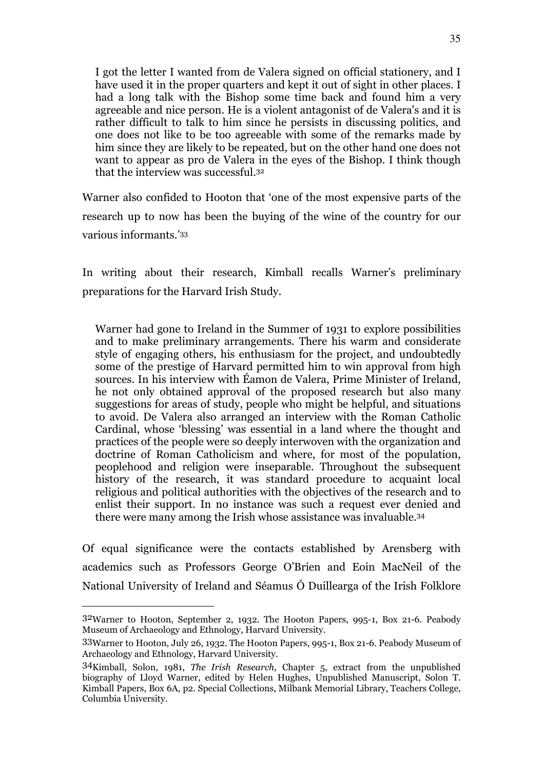> I got the letter I wanted from de Valera signed on official stationery, and I have used it in the proper quarters and kept it out of sight in other places. I had a long talk with the Bishop some time back and found him a very agreeable and nice person. He is a violent antagonist of de Valera's and it is rather difficult to talk to him since he persists in discussing politics, and one does not like to be too agreeable with some of the remarks made by him since they are likely to be repeated, but on the other hand one does not want to appear as pro de Valera in the eyes of the Bishop. I think though that the interview was successful.[32]

Warner also confided to Hooton that 'one of the most expensive parts of the research up to now has been the buying of the wine of the country for our various informants.'[33]

In writing about their research, Kimball recalls Warner's preliminary preparations for the Harvard Irish Study.

> Warner had gone to Ireland in the Summer of 1931 to explore possibilities and to make preliminary arrangements. There his warm and considerate style of engaging others, his enthusiasm for the project, and undoubtedly some of the prestige of Harvard permitted him to win approval from high sources. In his interview with Éamon de Valera, Prime Minister of Ireland, he not only obtained approval of the proposed research but also many suggestions for areas of study, people who might be helpful, and situations to avoid. De Valera also arranged an interview with the Roman Catholic Cardinal, whose 'blessing' was essential in a land where the thought and practices of the people were so deeply interwoven with the organization and doctrine of Roman Catholicism and where, for most of the population, peoplehood and religion were inseparable. Throughout the subsequent history of the research, it was standard procedure to acquaint local religious and political authorities with the objectives of the research and to enlist their support. In no instance was such a request ever denied and there were many among the Irish whose assistance was invaluable.[34]

Of equal significance were the contacts established by Arensberg with academics such as Professors George O'Brien and Eoin MacNeil of the National University of Ireland and Séamus Ó Duillearga of the Irish Folklore

---

[32] Warner to Hooton, September 2, 1932. The Hooton Papers, 995-1, Box 21-6. Peabody Museum of Archaeology and Ethnology, Harvard University.

[33] Warner to Hooton, July 26, 1932. The Hooton Papers, 995-1, Box 21-6. Peabody Museum of Archaeology and Ethnology, Harvard University.

[34] Kimball, Solon, 1981, *The Irish Research*, Chapter 5, extract from the unpublished biography of Lloyd Warner, edited by Helen Hughes, Unpublished Manuscript, Solon T. Kimball Papers, Box 6A, p2. Special Collections, Milbank Memorial Library, Teachers College, Columbia University.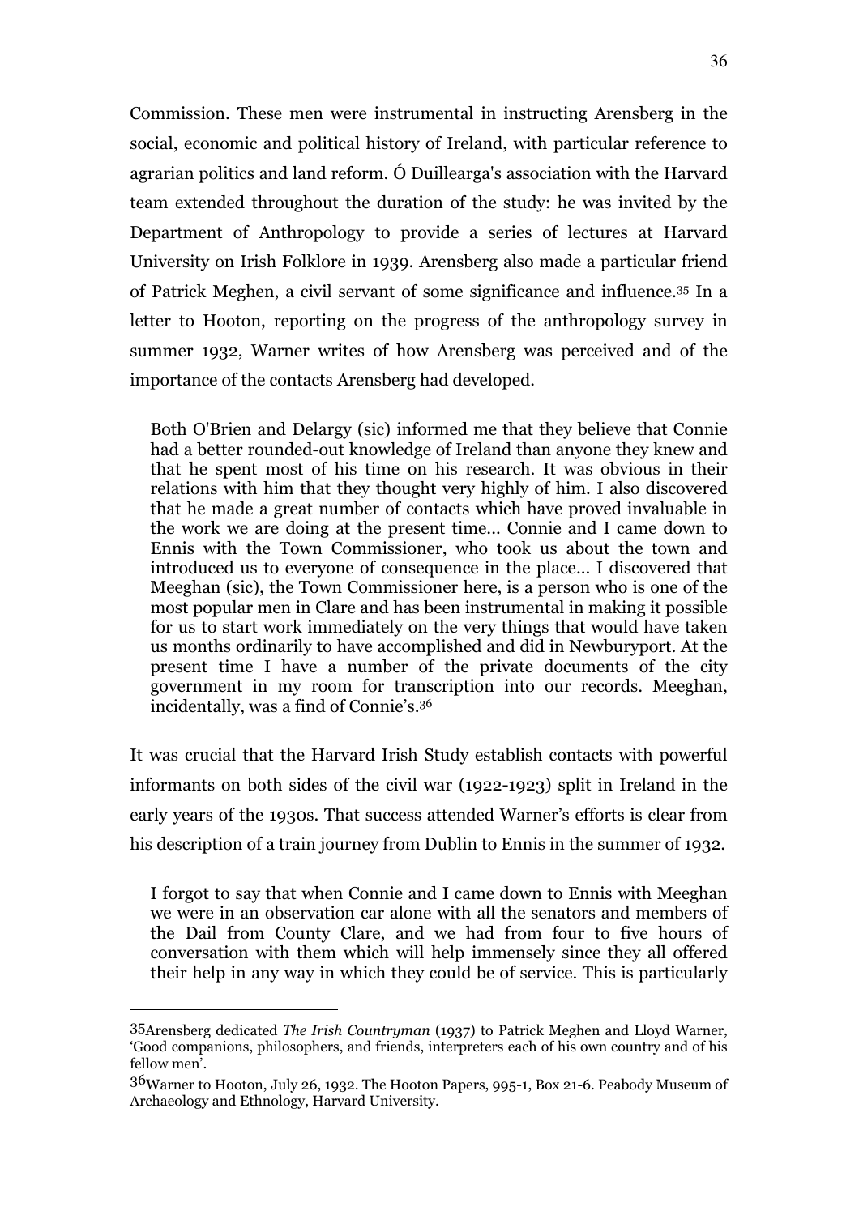Commission. These men were instrumental in instructing Arensberg in the social, economic and political history of Ireland, with particular reference to agrarian politics and land reform. Ó Duilleraga's association with the Harvard team extended throughout the duration of the study: he was invited by the Department of Anthropology to provide a series of lectures at Harvard University on Irish Folklore in 1939. Arensberg also made a particular friend of Patrick Meghen, a civil servant of some significance and influence.[35] In a letter to Hooton, reporting on the progress of the anthropology survey in summer 1932, Warner writes of how Arensberg was perceived and of the importance of the contacts Arensberg had developed.

> Both O'Brien and Delargy (sic) informed me that they believe that Connie had a better rounded-out knowledge of Ireland than anyone they knew and that he spent most of his time on his research. It was obvious in their relations with him that they thought very highly of him. I also discovered that he made a great number of contacts which have proved invaluable in the work we are doing at the present time... Connie and I came down to Ennis with the Town Commissioner, who took us about the town and introduced us to everyone of consequence in the place... I discovered that Meeghan (sic), the Town Commissioner here, is a person who is one of the most popular men in Clare and has been instrumental in making it possible for us to start work immediately on the very things that would have taken us months ordinarily to have accomplished and did in Newburyport. At the present time I have a number of the private documents of the city government in my room for transcription into our records. Meeghan, incidentally, was a find of Connie's.[36]

It was crucial that the Harvard Irish Study establish contacts with powerful informants on both sides of the civil war (1922-1923) split in Ireland in the early years of the 1930s. That success attended Warner's efforts is clear from his description of a train journey from Dublin to Ennis in the summer of 1932.

> I forgot to say that when Connie and I came down to Ennis with Meeghan we were in an observation car alone with all the senators and members of the Dail from County Clare, and we had from four to five hours of conversation with them which will help immensely since they all offered their help in any way in which they could be of service. This is particularly

---

[35] Arensberg dedicated *The Irish Countryman* (1937) to Patrick Meghen and Lloyd Warner, 'Good companions, philosophers, and friends, interpreters each of his own country and of his fellow men'.

[36] Warner to Hooton, July 26, 1932. The Hooton Papers, 995-1, Box 21-6. Peabody Museum of Archaeology and Ethnology, Harvard University.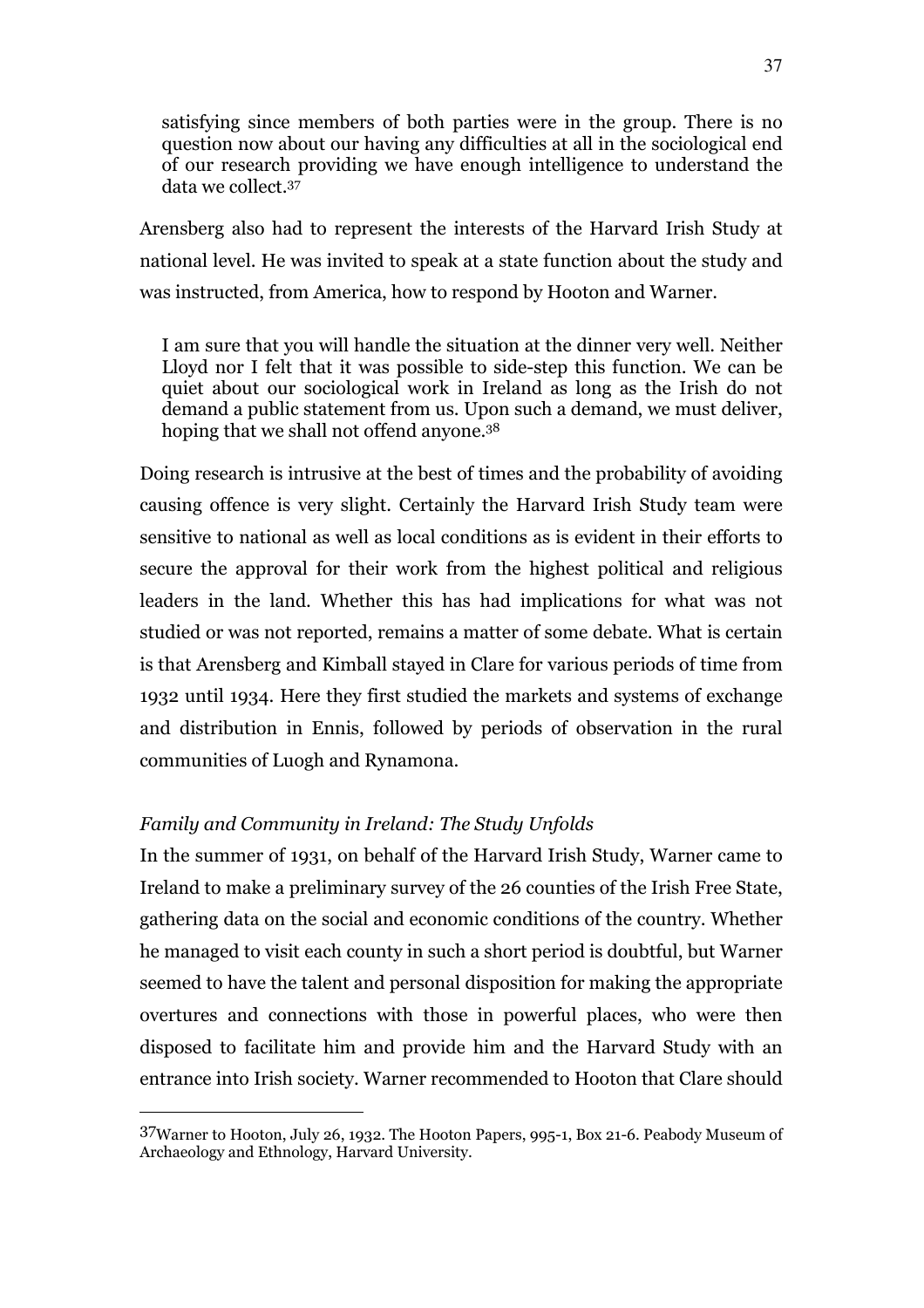> satisfying since members of both parties were in the group. There is no question now about our having any difficulties at all in the sociological end of our research providing we have enough intelligence to understand the data we collect.[37]

Arensberg also had to represent the interests of the Harvard Irish Study at national level. He was invited to speak at a state function about the study and was instructed, from America, how to respond by Hooton and Warner.

> I am sure that you will handle the situation at the dinner very well. Neither Lloyd nor I felt that it was possible to side-step this function. We can be quiet about our sociological work in Ireland as long as the Irish do not demand a public statement from us. Upon such a demand, we must deliver, hoping that we shall not offend anyone.[38]

Doing research is intrusive at the best of times and the probability of avoiding causing offence is very slight. Certainly the Harvard Irish Study team were sensitive to national as well as local conditions as is evident in their efforts to secure the approval for their work from the highest political and religious leaders in the land. Whether this has had implications for what was not studied or was not reported, remains a matter of some debate. What is certain is that Arensberg and Kimball stayed in Clare for various periods of time from 1932 until 1934. Here they first studied the markets and systems of exchange and distribution in Ennis, followed by periods of observation in the rural communities of Luogh and Rynamona.

*Family and Community in Ireland: The Study Unfolds*

In the summer of 1931, on behalf of the Harvard Irish Study, Warner came to Ireland to make a preliminary survey of the 26 counties of the Irish Free State, gathering data on the social and economic conditions of the country. Whether he managed to visit each county in such a short period is doubtful, but Warner seemed to have the talent and personal disposition for making the appropriate overtures and connections with those in powerful places, who were then disposed to facilitate him and provide him and the Harvard Study with an entrance into Irish society. Warner recommended to Hooton that Clare should

---

[37] Warner to Hooton, July 26, 1932. The Hooton Papers, 995-1, Box 21-6. Peabody Museum of Archaeology and Ethnology, Harvard University.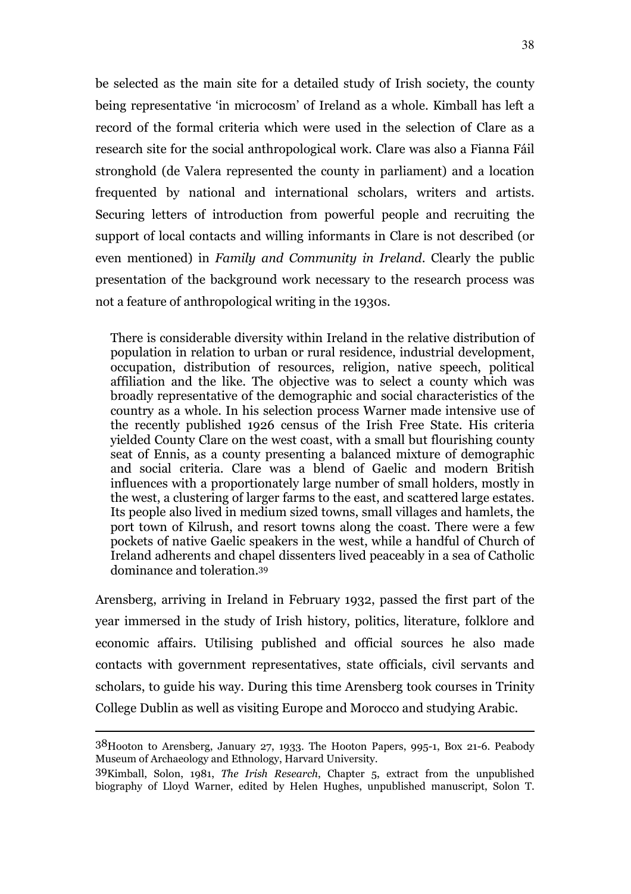be selected as the main site for a detailed study of Irish society, the county being representative 'in microcosm' of Ireland as a whole. Kimball has left a record of the formal criteria which were used in the selection of Clare as a research site for the social anthropological work. Clare was also a Fianna Fáil stronghold (de Valera represented the county in parliament) and a location frequented by national and international scholars, writers and artists. Securing letters of introduction from powerful people and recruiting the support of local contacts and willing informants in Clare is not described (or even mentioned) in *Family and Community in Ireland*. Clearly the public presentation of the background work necessary to the research process was not a feature of anthropological writing in the 1930s.

> There is considerable diversity within Ireland in the relative distribution of population in relation to urban or rural residence, industrial development, occupation, distribution of resources, religion, native speech, political affiliation and the like. The objective was to select a county which was broadly representative of the demographic and social characteristics of the country as a whole. In his selection process Warner made intensive use of the recently published 1926 census of the Irish Free State. His criteria yielded County Clare on the west coast, with a small but flourishing county seat of Ennis, as a county presenting a balanced mixture of demographic and social criteria. Clare was a blend of Gaelic and modern British influences with a proportionately large number of small holders, mostly in the west, a clustering of larger farms to the east, and scattered large estates. Its people also lived in medium sized towns, small villages and hamlets, the port town of Kilrush, and resort towns along the coast. There were a few pockets of native Gaelic speakers in the west, while a handful of Church of Ireland adherents and chapel dissenters lived peaceably in a sea of Catholic dominance and toleration.[39]

Arensberg, arriving in Ireland in February 1932, passed the first part of the year immersed in the study of Irish history, politics, literature, folklore and economic affairs. Utilising published and official sources he also made contacts with government representatives, state officials, civil servants and scholars, to guide his way. During this time Arensberg took courses in Trinity College Dublin as well as visiting Europe and Morocco and studying Arabic.

---

[38] Hooton to Arensberg, January 27, 1933. The Hooton Papers, 995-1, Box 21-6. Peabody Museum of Archaeology and Ethnology, Harvard University.

[39] Kimball, Solon, 1981, *The Irish Research*, Chapter 5, extract from the unpublished biography of Lloyd Warner, edited by Helen Hughes, unpublished manuscript, Solon T.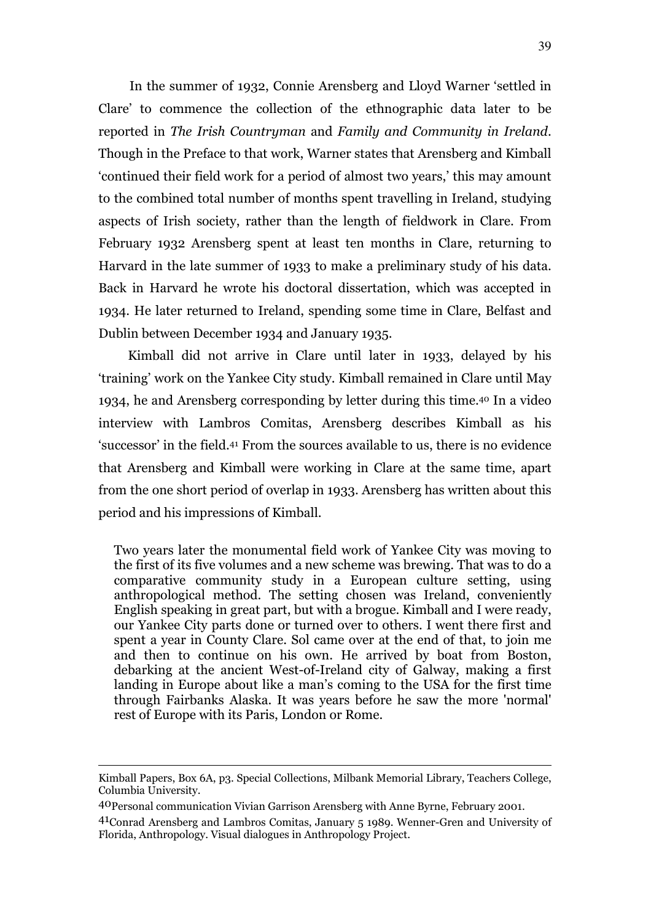In the summer of 1932, Connie Arensberg and Lloyd Warner 'settled in Clare' to commence the collection of the ethnographic data later to be reported in *The Irish Countryman* and *Family and Community in Ireland*. Though in the Preface to that work, Warner states that Arensberg and Kimball 'continued their field work for a period of almost two years,' this may amount to the combined total number of months spent travelling in Ireland, studying aspects of Irish society, rather than the length of fieldwork in Clare. From February 1932 Arensberg spent at least ten months in Clare, returning to Harvard in the late summer of 1933 to make a preliminary study of his data. Back in Harvard he wrote his doctoral dissertation, which was accepted in 1934. He later returned to Ireland, spending some time in Clare, Belfast and Dublin between December 1934 and January 1935.

Kimball did not arrive in Clare until later in 1933, delayed by his 'training' work on the Yankee City study. Kimball remained in Clare until May 1934, he and Arensberg corresponding by letter during this time.[40] In a video interview with Lambros Comitas, Arensberg describes Kimball as his 'successor' in the field.[41] From the sources available to us, there is no evidence that Arensberg and Kimball were working in Clare at the same time, apart from the one short period of overlap in 1933. Arensberg has written about this period and his impressions of Kimball.

> Two years later the monumental field work of Yankee City was moving to the first of its five volumes and a new scheme was brewing. That was to do a comparative community study in a European culture setting, using anthropological method. The setting chosen was Ireland, conveniently English speaking in great part, but with a brogue. Kimball and I were ready, our Yankee City parts done or turned over to others. I went there first and spent a year in County Clare. Sol came over at the end of that, to join me and then to continue on his own. He arrived by boat from Boston, debarking at the ancient West-of-Ireland city of Galway, making a first landing in Europe about like a man's coming to the USA for the first time through Fairbanks Alaska. It was years before he saw the more 'normal' rest of Europe with its Paris, London or Rome.

---

Kimball Papers, Box 6A, p3. Special Collections, Milbank Memorial Library, Teachers College, Columbia University.

40 Personal communication Vivian Garrison Arensberg with Anne Byrne, February 2001.

41 Conrad Arensberg and Lambros Comitas, January 5 1989. Wenner-Gren and University of Florida, Anthropology. Visual dialogues in Anthropology Project.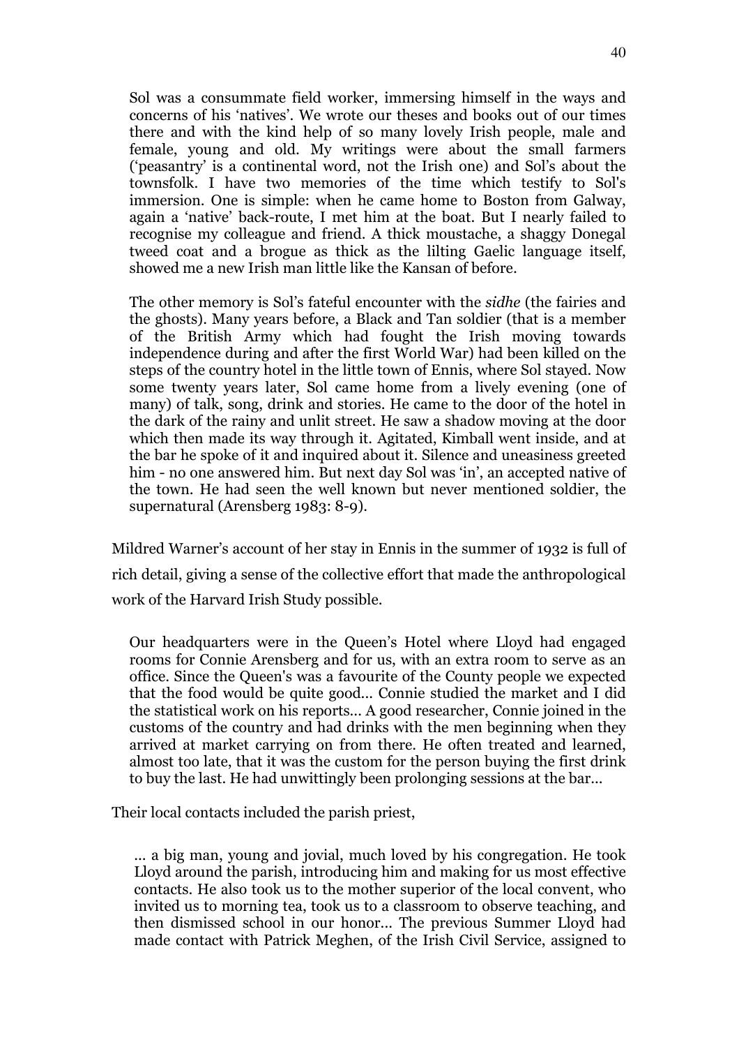> Sol was a consummate field worker, immersing himself in the ways and concerns of his 'natives'. We wrote our theses and books out of our times there and with the kind help of so many lovely Irish people, male and female, young and old. My writings were about the small farmers ('peasantry' is a continental word, not the Irish one) and Sol's about the townsfolk. I have two memories of the time which testify to Sol's immersion. One is simple: when he came home to Boston from Galway, again a 'native' back-route, I met him at the boat. But I nearly failed to recognise my colleague and friend. A thick moustache, a shaggy Donegal tweed coat and a brogue as thick as the lilting Gaelic language itself, showed me a new Irish man little like the Kansan of before.
>
> The other memory is Sol's fateful encounter with the *sidhe* (the fairies and the ghosts). Many years before, a Black and Tan soldier (that is a member of the British Army which had fought the Irish moving towards independence during and after the first World War) had been killed on the steps of the country hotel in the little town of Ennis, where Sol stayed. Now some twenty years later, Sol came home from a lively evening (one of many) of talk, song, drink and stories. He came to the door of the hotel in the dark of the rainy and unlit street. He saw a shadow moving at the door which then made its way through it. Agitated, Kimball went inside, and at the bar he spoke of it and inquired about it. Silence and uneasiness greeted him - no one answered him. But next day Sol was 'in', an accepted native of the town. He had seen the well known but never mentioned soldier, the supernatural (Arensberg 1983: 8-9).

Mildred Warner's account of her stay in Ennis in the summer of 1932 is full of rich detail, giving a sense of the collective effort that made the anthropological work of the Harvard Irish Study possible.

> Our headquarters were in the Queen's Hotel where Lloyd had engaged rooms for Connie Arensberg and for us, with an extra room to serve as an office. Since the Queen's was a favourite of the County people we expected that the food would be quite good... Connie studied the market and I did the statistical work on his reports... A good researcher, Connie joined in the customs of the country and had drinks with the men beginning when they arrived at market carrying on from there. He often treated and learned, almost too late, that it was the custom for the person buying the first drink to buy the last. He had unwittingly been prolonging sessions at the bar...

Their local contacts included the parish priest,

> ... a big man, young and jovial, much loved by his congregation. He took Lloyd around the parish, introducing him and making for us most effective contacts. He also took us to the mother superior of the local convent, who invited us to morning tea, took us to a classroom to observe teaching, and then dismissed school in our honor... The previous Summer Lloyd had made contact with Patrick Meghen, of the Irish Civil Service, assigned to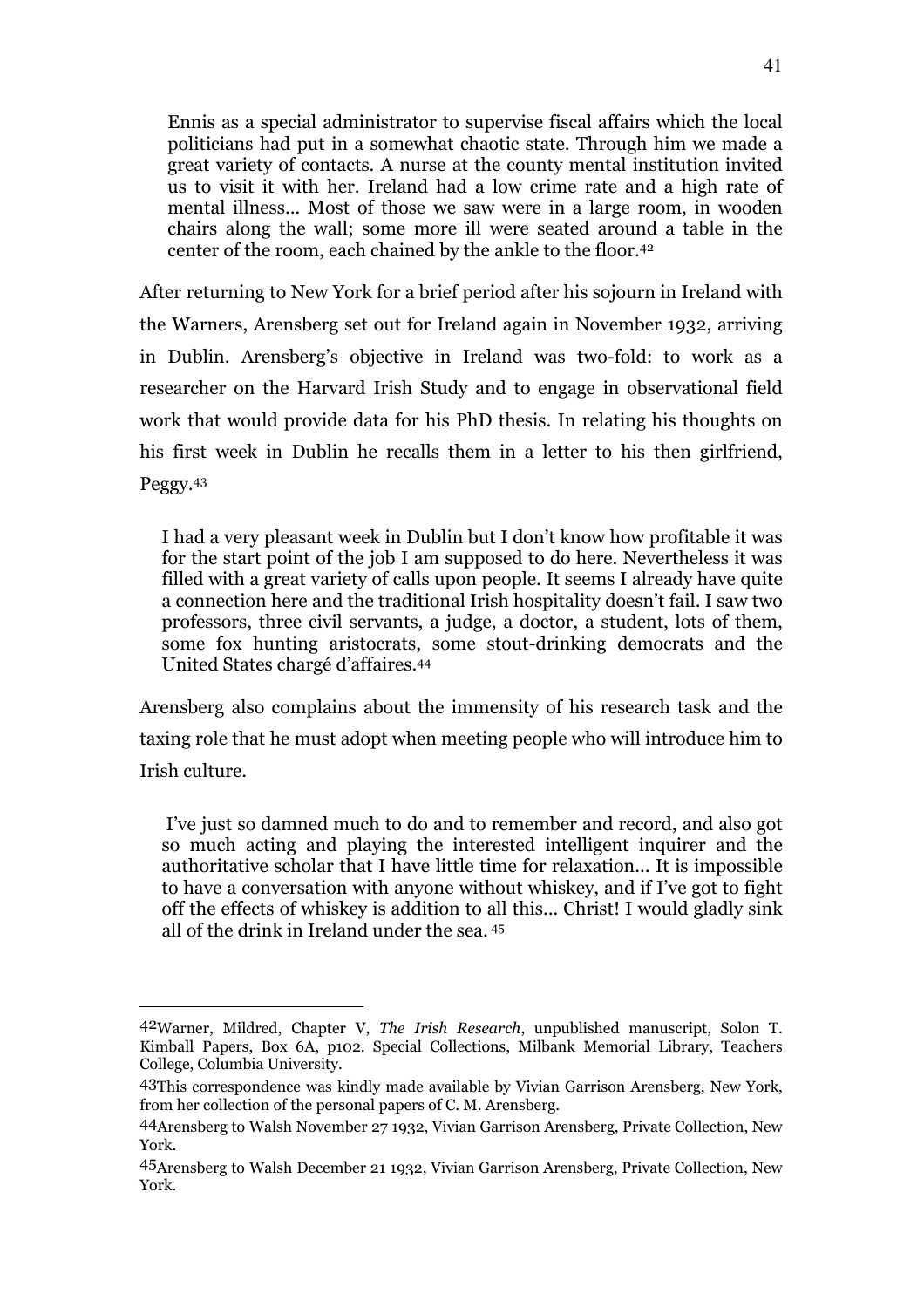> Ennis as a special administrator to supervise fiscal affairs which the local politicians had put in a somewhat chaotic state. Through him we made a great variety of contacts. A nurse at the county mental institution invited us to visit it with her. Ireland had a low crime rate and a high rate of mental illness… Most of those we saw were in a large room, in wooden chairs along the wall; some more ill were seated around a table in the center of the room, each chained by the ankle to the floor.[42]

After returning to New York for a brief period after his sojourn in Ireland with the Warners, Arensberg set out for Ireland again in November 1932, arriving in Dublin. Arensberg's objective in Ireland was two-fold: to work as a researcher on the Harvard Irish Study and to engage in observational field work that would provide data for his PhD thesis. In relating his thoughts on his first week in Dublin he recalls them in a letter to his then girlfriend, Peggy.[43]

> I had a very pleasant week in Dublin but I don't know how profitable it was for the start point of the job I am supposed to do here. Nevertheless it was filled with a great variety of calls upon people. It seems I already have quite a connection here and the traditional Irish hospitality doesn't fail. I saw two professors, three civil servants, a judge, a doctor, a student, lots of them, some fox hunting aristocrats, some stout-drinking democrats and the United States chargé d'affaires.[44]

Arensberg also complains about the immensity of his research task and the taxing role that he must adopt when meeting people who will introduce him to Irish culture.

> I've just so damned much to do and to remember and record, and also got so much acting and playing the interested intelligent inquirer and the authoritative scholar that I have little time for relaxation… It is impossible to have a conversation with anyone without whiskey, and if I've got to fight off the effects of whiskey is addition to all this… Christ! I would gladly sink all of the drink in Ireland under the sea. [45]

---

[42]Warner, Mildred, Chapter V, *The Irish Research*, unpublished manuscript, Solon T. Kimball Papers, Box 6A, p102. Special Collections, Milbank Memorial Library, Teachers College, Columbia University.

[43]This correspondence was kindly made available by Vivian Garrison Arensberg, New York, from her collection of the personal papers of C. M. Arensberg.

[44]Arensberg to Walsh November 27 1932, Vivian Garrison Arensberg, Private Collection, New York.

[45]Arensberg to Walsh December 21 1932, Vivian Garrison Arensberg, Private Collection, New York.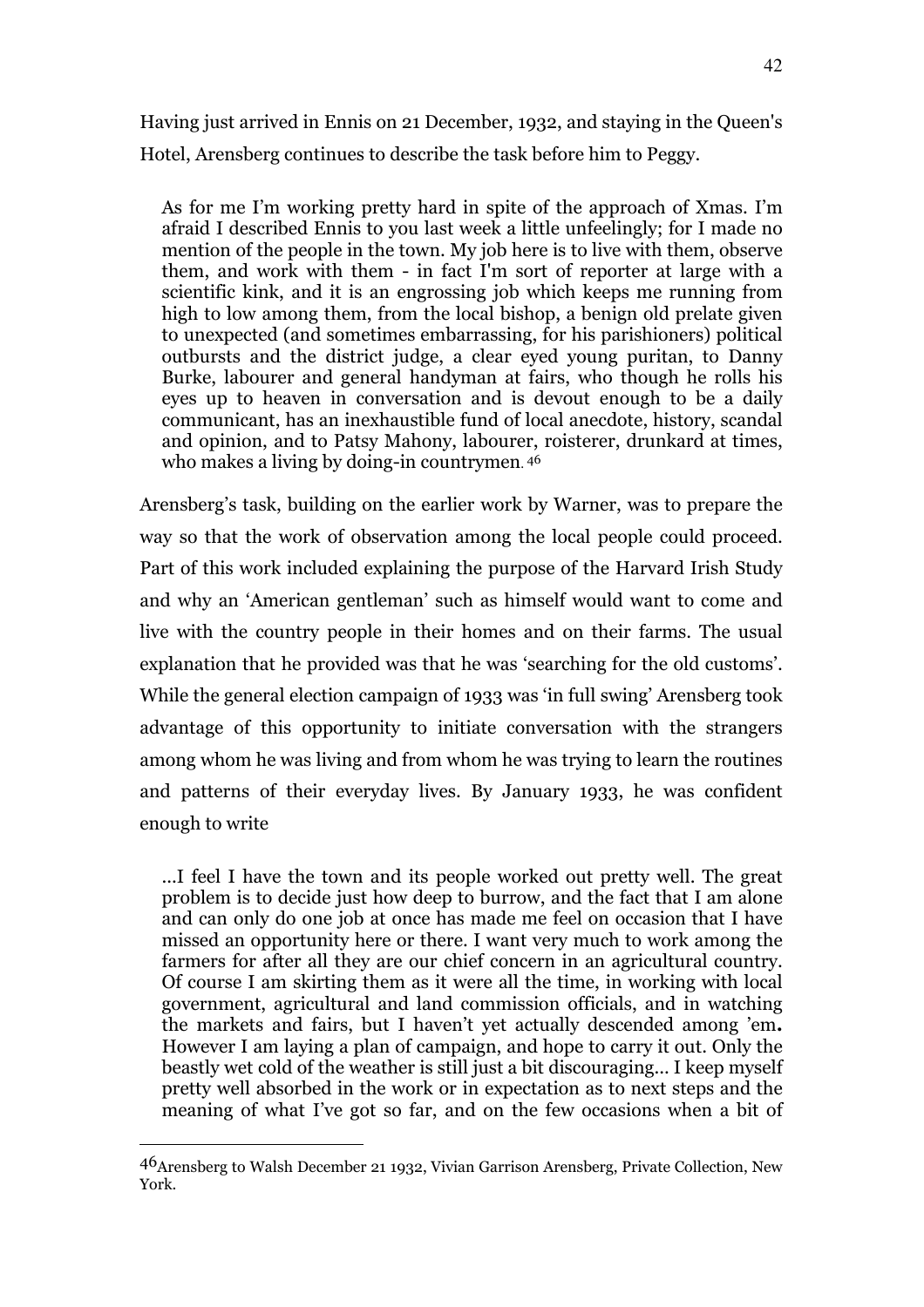Having just arrived in Ennis on 21 December, 1932, and staying in the Queen's Hotel, Arensberg continues to describe the task before him to Peggy.

> As for me I'm working pretty hard in spite of the approach of Xmas. I'm afraid I described Ennis to you last week a little unfeelingly; for I made no mention of the people in the town. My job here is to live with them, observe them, and work with them - in fact I'm sort of reporter at large with a scientific kink, and it is an engrossing job which keeps me running from high to low among them, from the local bishop, a benign old prelate given to unexpected (and sometimes embarrassing, for his parishioners) political outbursts and the district judge, a clear eyed young puritan, to Danny Burke, labourer and general handyman at fairs, who though he rolls his eyes up to heaven in conversation and is devout enough to be a daily communicant, has an inexhaustible fund of local anecdote, history, scandal and opinion, and to Patsy Mahony, labourer, roisterer, drunkard at times, who makes a living by doing-in countrymen.[46]

Arensberg's task, building on the earlier work by Warner, was to prepare the way so that the work of observation among the local people could proceed. Part of this work included explaining the purpose of the Harvard Irish Study and why an 'American gentleman' such as himself would want to come and live with the country people in their homes and on their farms. The usual explanation that he provided was that he was 'searching for the old customs'. While the general election campaign of 1933 was 'in full swing' Arensberg took advantage of this opportunity to initiate conversation with the strangers among whom he was living and from whom he was trying to learn the routines and patterns of their everyday lives. By January 1933, he was confident enough to write

> ...I feel I have the town and its people worked out pretty well. The great problem is to decide just how deep to burrow, and the fact that I am alone and can only do one job at once has made me feel on occasion that I have missed an opportunity here or there. I want very much to work among the farmers for after all they are our chief concern in an agricultural country. Of course I am skirting them as it were all the time, in working with local government, agricultural and land commission officials, and in watching the markets and fairs, but I haven't yet actually descended among 'em**.** However I am laying a plan of campaign, and hope to carry it out. Only the beastly wet cold of the weather is still just a bit discouraging... I keep myself pretty well absorbed in the work or in expectation as to next steps and the meaning of what I've got so far, and on the few occasions when a bit of

---

[46] Arensberg to Walsh December 21 1932, Vivian Garrison Arensberg, Private Collection, New York.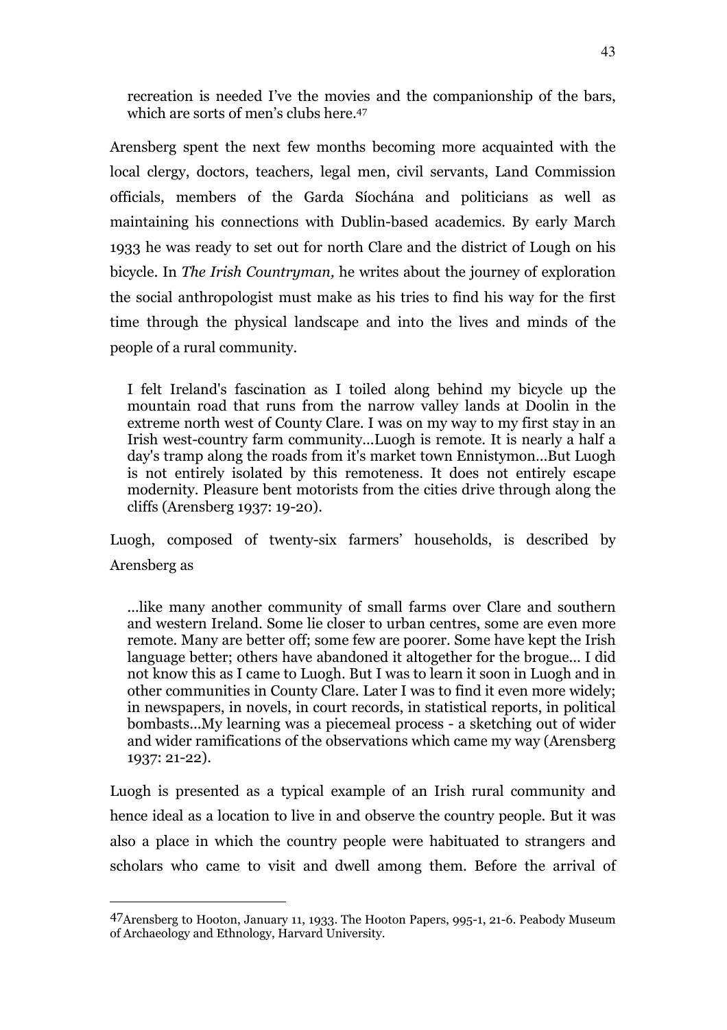> recreation is needed I've the movies and the companionship of the bars, which are sorts of men's clubs here.[47]

Arensberg spent the next few months becoming more acquainted with the local clergy, doctors, teachers, legal men, civil servants, Land Commission officials, members of the Garda Síochána and politicians as well as maintaining his connections with Dublin-based academics. By early March 1933 he was ready to set out for north Clare and the district of Lough on his bicycle. In *The Irish Countryman,* he writes about the journey of exploration the social anthropologist must make as his tries to find his way for the first time through the physical landscape and into the lives and minds of the people of a rural community.

> I felt Ireland's fascination as I toiled along behind my bicycle up the mountain road that runs from the narrow valley lands at Doolin in the extreme north west of County Clare. I was on my way to my first stay in an Irish west-country farm community...Luogh is remote. It is nearly a half a day's tramp along the roads from it's market town Ennistymon…But Luogh is not entirely isolated by this remoteness. It does not entirely escape modernity. Pleasure bent motorists from the cities drive through along the cliffs (Arensberg 1937: 19-20).

Luogh, composed of twenty-six farmers' households, is described by Arensberg as

> …like many another community of small farms over Clare and southern and western Ireland. Some lie closer to urban centres, some are even more remote. Many are better off; some few are poorer. Some have kept the Irish language better; others have abandoned it altogether for the brogue... I did not know this as I came to Luogh. But I was to learn it soon in Luogh and in other communities in County Clare. Later I was to find it even more widely; in newspapers, in novels, in court records, in statistical reports, in political bombasts...My learning was a piecemeal process - a sketching out of wider and wider ramifications of the observations which came my way (Arensberg 1937: 21-22).

Luogh is presented as a typical example of an Irish rural community and hence ideal as a location to live in and observe the country people. But it was also a place in which the country people were habituated to strangers and scholars who came to visit and dwell among them. Before the arrival of

---

[47] Arensberg to Hooton, January 11, 1933. The Hooton Papers, 995-1, 21-6. Peabody Museum of Archaeology and Ethnology, Harvard University.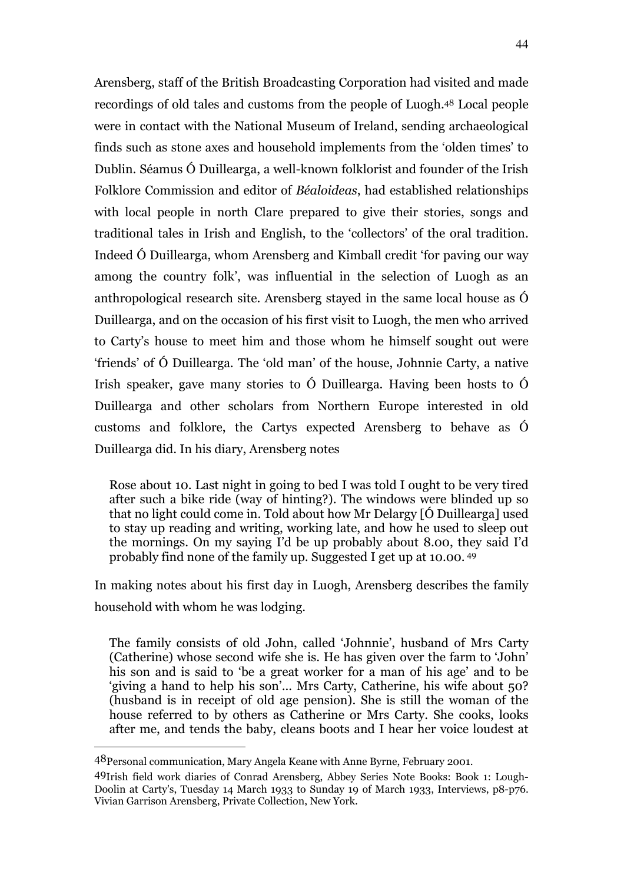Arensberg, staff of the British Broadcasting Corporation had visited and made recordings of old tales and customs from the people of Luogh.[48] Local people were in contact with the National Museum of Ireland, sending archaeological finds such as stone axes and household implements from the 'olden times' to Dublin. Séamus Ó Duillearga, a well-known folklorist and founder of the Irish Folklore Commission and editor of *Béaloideas*, had established relationships with local people in north Clare prepared to give their stories, songs and traditional tales in Irish and English, to the 'collectors' of the oral tradition. Indeed Ó Duillearga, whom Arensberg and Kimball credit 'for paving our way among the country folk', was influential in the selection of Luogh as an anthropological research site. Arensberg stayed in the same local house as Ó Duillearga, and on the occasion of his first visit to Luogh, the men who arrived to Carty's house to meet him and those whom he himself sought out were 'friends' of Ó Duillearga. The 'old man' of the house, Johnnie Carty, a native Irish speaker, gave many stories to Ó Duillearga. Having been hosts to Ó Duillearga and other scholars from Northern Europe interested in old customs and folklore, the Cartys expected Arensberg to behave as Ó Duillearga did. In his diary, Arensberg notes

> Rose about 10. Last night in going to bed I was told I ought to be very tired after such a bike ride (way of hinting?). The windows were blinded up so that no light could come in. Told about how Mr Delargy [Ó Duillearga] used to stay up reading and writing, working late, and how he used to sleep out the mornings. On my saying I'd be up probably about 8.00, they said I'd probably find none of the family up. Suggested I get up at 10.00.[49]

In making notes about his first day in Luogh, Arensberg describes the family household with whom he was lodging.

> The family consists of old John, called 'Johnnie', husband of Mrs Carty (Catherine) whose second wife she is. He has given over the farm to 'John' his son and is said to 'be a great worker for a man of his age' and to be 'giving a hand to help his son'... Mrs Carty, Catherine, his wife about 50? (husband is in receipt of old age pension). She is still the woman of the house referred to by others as Catherine or Mrs Carty. She cooks, looks after me, and tends the baby, cleans boots and I hear her voice loudest at

---

[48] Personal communication, Mary Angela Keane with Anne Byrne, February 2001.

[49] Irish field work diaries of Conrad Arensberg, Abbey Series Note Books: Book 1: Lough-Doolin at Carty's, Tuesday 14 March 1933 to Sunday 19 of March 1933, Interviews, p8-p76. Vivian Garrison Arensberg, Private Collection, New York.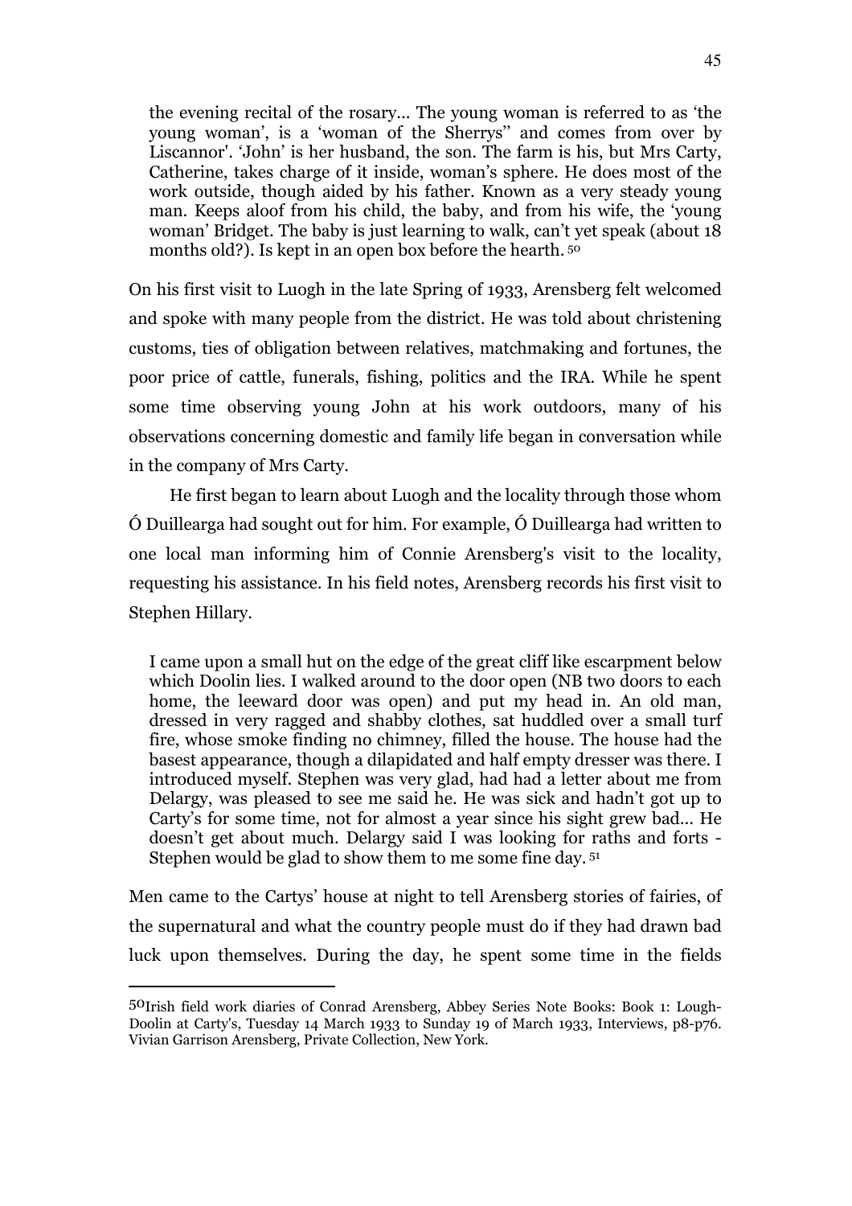> the evening recital of the rosary... The young woman is referred to as 'the young woman', is a 'woman of the Sherrys'' and comes from over by Liscannor'. 'John' is her husband, the son. The farm is his, but Mrs Carty, Catherine, takes charge of it inside, woman's sphere. He does most of the work outside, though aided by his father. Known as a very steady young man. Keeps aloof from his child, the baby, and from his wife, the 'young woman' Bridget. The baby is just learning to walk, can't yet speak (about 18 months old?). Is kept in an open box before the hearth.[50]

On his first visit to Luogh in the late Spring of 1933, Arensberg felt welcomed and spoke with many people from the district. He was told about christening customs, ties of obligation between relatives, matchmaking and fortunes, the poor price of cattle, funerals, fishing, politics and the IRA. While he spent some time observing young John at his work outdoors, many of his observations concerning domestic and family life began in conversation while in the company of Mrs Carty.

He first began to learn about Luogh and the locality through those whom Ó Duillearga had sought out for him. For example, Ó Duillearga had written to one local man informing him of Connie Arensberg's visit to the locality, requesting his assistance. In his field notes, Arensberg records his first visit to Stephen Hillary.

> I came upon a small hut on the edge of the great cliff like escarpment below which Doolin lies. I walked around to the door open (NB two doors to each home, the leeward door was open) and put my head in. An old man, dressed in very ragged and shabby clothes, sat huddled over a small turf fire, whose smoke finding no chimney, filled the house. The house had the basest appearance, though a dilapidated and half empty dresser was there. I introduced myself. Stephen was very glad, had had a letter about me from Delargy, was pleased to see me said he. He was sick and hadn't got up to Carty's for some time, not for almost a year since his sight grew bad... He doesn't get about much. Delargy said I was looking for raths and forts - Stephen would be glad to show them to me some fine day.[51]

Men came to the Cartys' house at night to tell Arensberg stories of fairies, of the supernatural and what the country people must do if they had drawn bad luck upon themselves. During the day, he spent some time in the fields

---

[50] Irish field work diaries of Conrad Arensberg, Abbey Series Note Books: Book 1: Lough-Doolin at Carty's, Tuesday 14 March 1933 to Sunday 19 of March 1933, Interviews, p8-p76. Vivian Garrison Arensberg, Private Collection, New York.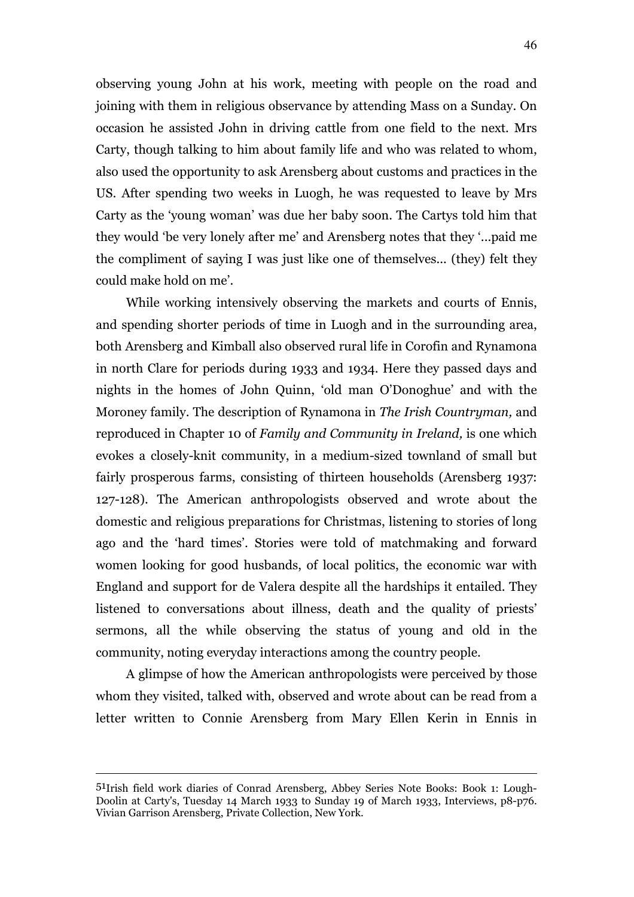observing young John at his work, meeting with people on the road and joining with them in religious observance by attending Mass on a Sunday. On occasion he assisted John in driving cattle from one field to the next. Mrs Carty, though talking to him about family life and who was related to whom, also used the opportunity to ask Arensberg about customs and practices in the US. After spending two weeks in Luogh, he was requested to leave by Mrs Carty as the 'young woman' was due her baby soon. The Cartys told him that they would 'be very lonely after me' and Arensberg notes that they '...paid me the compliment of saying I was just like one of themselves... (they) felt they could make hold on me'.

While working intensively observing the markets and courts of Ennis, and spending shorter periods of time in Luogh and in the surrounding area, both Arensberg and Kimball also observed rural life in Corofin and Rynamona in north Clare for periods during 1933 and 1934. Here they passed days and nights in the homes of John Quinn, 'old man O'Donoghue' and with the Moroney family. The description of Rynamona in *The Irish Countryman,* and reproduced in Chapter 10 of *Family and Community in Ireland,* is one which evokes a closely-knit community, in a medium-sized townland of small but fairly prosperous farms, consisting of thirteen households (Arensberg 1937: 127-128). The American anthropologists observed and wrote about the domestic and religious preparations for Christmas, listening to stories of long ago and the 'hard times'. Stories were told of matchmaking and forward women looking for good husbands, of local politics, the economic war with England and support for de Valera despite all the hardships it entailed. They listened to conversations about illness, death and the quality of priests' sermons, all the while observing the status of young and old in the community, noting everyday interactions among the country people.

A glimpse of how the American anthropologists were perceived by those whom they visited, talked with, observed and wrote about can be read from a letter written to Connie Arensberg from Mary Ellen Kerin in Ennis in

---

[51] Irish field work diaries of Conrad Arensberg, Abbey Series Note Books: Book 1: Lough-Doolin at Carty's, Tuesday 14 March 1933 to Sunday 19 of March 1933, Interviews, p8-p76. Vivian Garrison Arensberg, Private Collection, New York.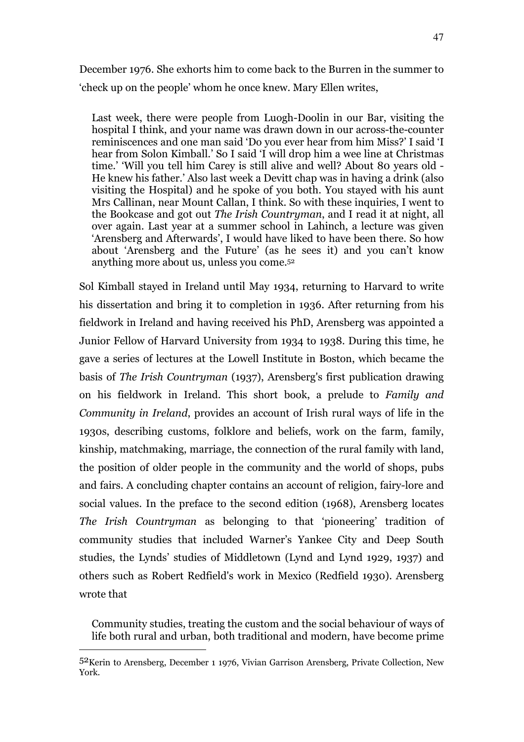December 1976. She exhorts him to come back to the Burren in the summer to 'check up on the people' whom he once knew. Mary Ellen writes,

> Last week, there were people from Lough-Doolin in our Bar, visiting the hospital I think, and your name was drawn down in our across-the-counter reminiscences and one man said 'Do you ever hear from him Miss?' I said 'I hear from Solon Kimball.' So I said 'I will drop him a wee line at Christmas time.' 'Will you tell him Carey is still alive and well? About 80 years old - He knew his father.' Also last week a Devitt chap was in having a drink (also visiting the Hospital) and he spoke of you both. You stayed with his aunt Mrs Callinan, near Mount Callan, I think. So with these inquiries, I went to the Bookcase and got out *The Irish Countryman*, and I read it at night, all over again. Last year at a summer school in Lahinch, a lecture was given 'Arensberg and Afterwards', I would have liked to have been there. So how about 'Arensberg and the Future' (as he sees it) and you can't know anything more about us, unless you come.[52]

Sol Kimball stayed in Ireland until May 1934, returning to Harvard to write his dissertation and bring it to completion in 1936. After returning from his fieldwork in Ireland and having received his PhD, Arensberg was appointed a Junior Fellow of Harvard University from 1934 to 1938. During this time, he gave a series of lectures at the Lowell Institute in Boston, which became the basis of *The Irish Countryman* (1937), Arensberg's first publication drawing on his fieldwork in Ireland. This short book, a prelude to *Family and Community in Ireland*, provides an account of Irish rural ways of life in the 1930s, describing customs, folklore and beliefs, work on the farm, family, kinship, matchmaking, marriage, the connection of the rural family with land, the position of older people in the community and the world of shops, pubs and fairs. A concluding chapter contains an account of religion, fairy-lore and social values. In the preface to the second edition (1968), Arensberg locates *The Irish Countryman* as belonging to that 'pioneering' tradition of community studies that included Warner's Yankee City and Deep South studies, the Lynds' studies of Middletown (Lynd and Lynd 1929, 1937) and others such as Robert Redfield's work in Mexico (Redfield 1930). Arensberg wrote that

> Community studies, treating the custom and the social behaviour of ways of life both rural and urban, both traditional and modern, have become prime

---

[52] Kerin to Arensberg, December 1 1976, Vivian Garrison Arensberg, Private Collection, New York.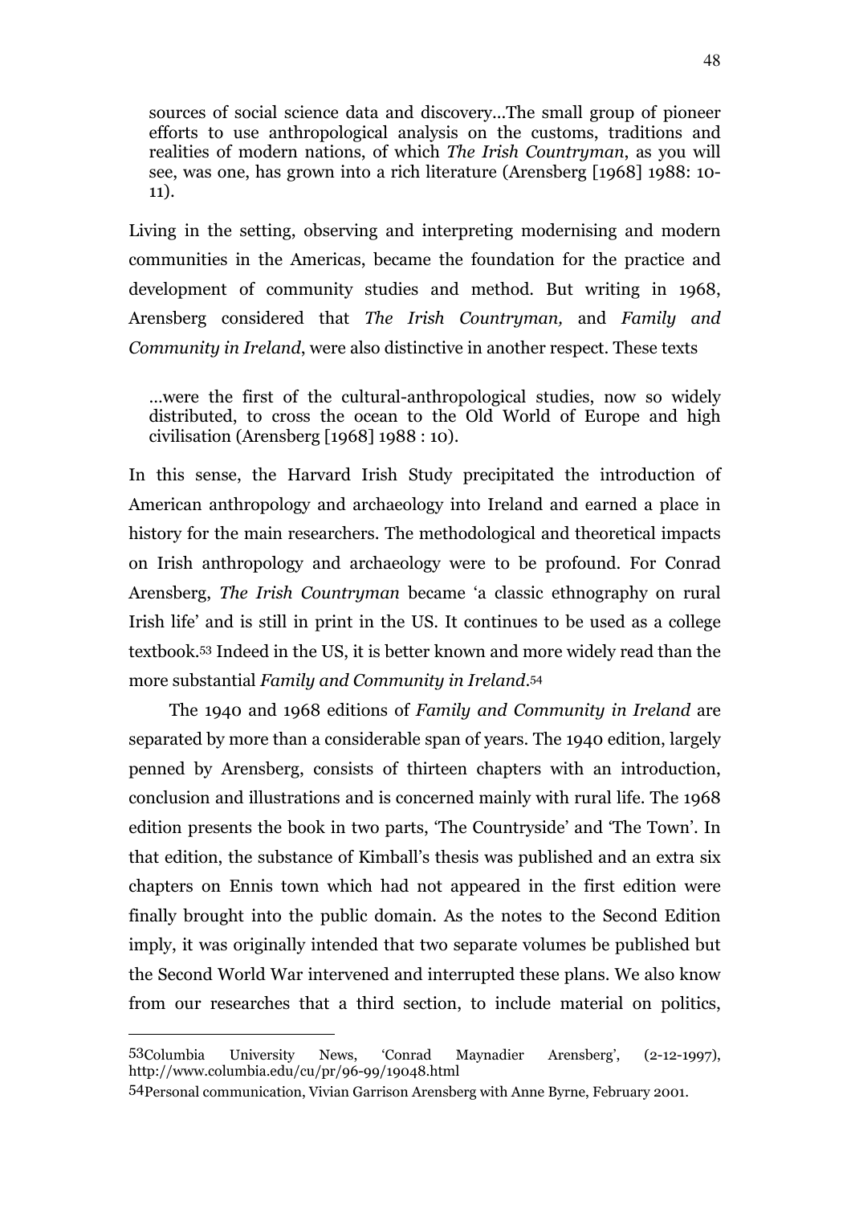> sources of social science data and discovery...The small group of pioneer efforts to use anthropological analysis on the customs, traditions and realities of modern nations, of which *The Irish Countryman*, as you will see, was one, has grown into a rich literature (Arensberg [1968] 1988: 10-11).

Living in the setting, observing and interpreting modernising and modern communities in the Americas, became the foundation for the practice and development of community studies and method. But writing in 1968, Arensberg considered that *The Irish Countryman,* and *Family and Community in Ireland*, were also distinctive in another respect. These texts

> …were the first of the cultural-anthropological studies, now so widely distributed, to cross the ocean to the Old World of Europe and high civilisation (Arensberg [1968] 1988 : 10).

In this sense, the Harvard Irish Study precipitated the introduction of American anthropology and archaeology into Ireland and earned a place in history for the main researchers. The methodological and theoretical impacts on Irish anthropology and archaeology were to be profound. For Conrad Arensberg, *The Irish Countryman* became 'a classic ethnography on rural Irish life' and is still in print in the US. It continues to be used as a college textbook.[53] Indeed in the US, it is better known and more widely read than the more substantial *Family and Community in Ireland*.[54]

The 1940 and 1968 editions of *Family and Community in Ireland* are separated by more than a considerable span of years. The 1940 edition, largely penned by Arensberg, consists of thirteen chapters with an introduction, conclusion and illustrations and is concerned mainly with rural life. The 1968 edition presents the book in two parts, 'The Countryside' and 'The Town'. In that edition, the substance of Kimball's thesis was published and an extra six chapters on Ennis town which had not appeared in the first edition were finally brought into the public domain. As the notes to the Second Edition imply, it was originally intended that two separate volumes be published but the Second World War intervened and interrupted these plans. We also know from our researches that a third section, to include material on politics,

---

[53] Columbia University News, 'Conrad Maynadier Arensberg', (2-12-1997), http://www.columbia.edu/cu/pr/96-99/19048.html

[54] Personal communication, Vivian Garrison Arensberg with Anne Byrne, February 2001.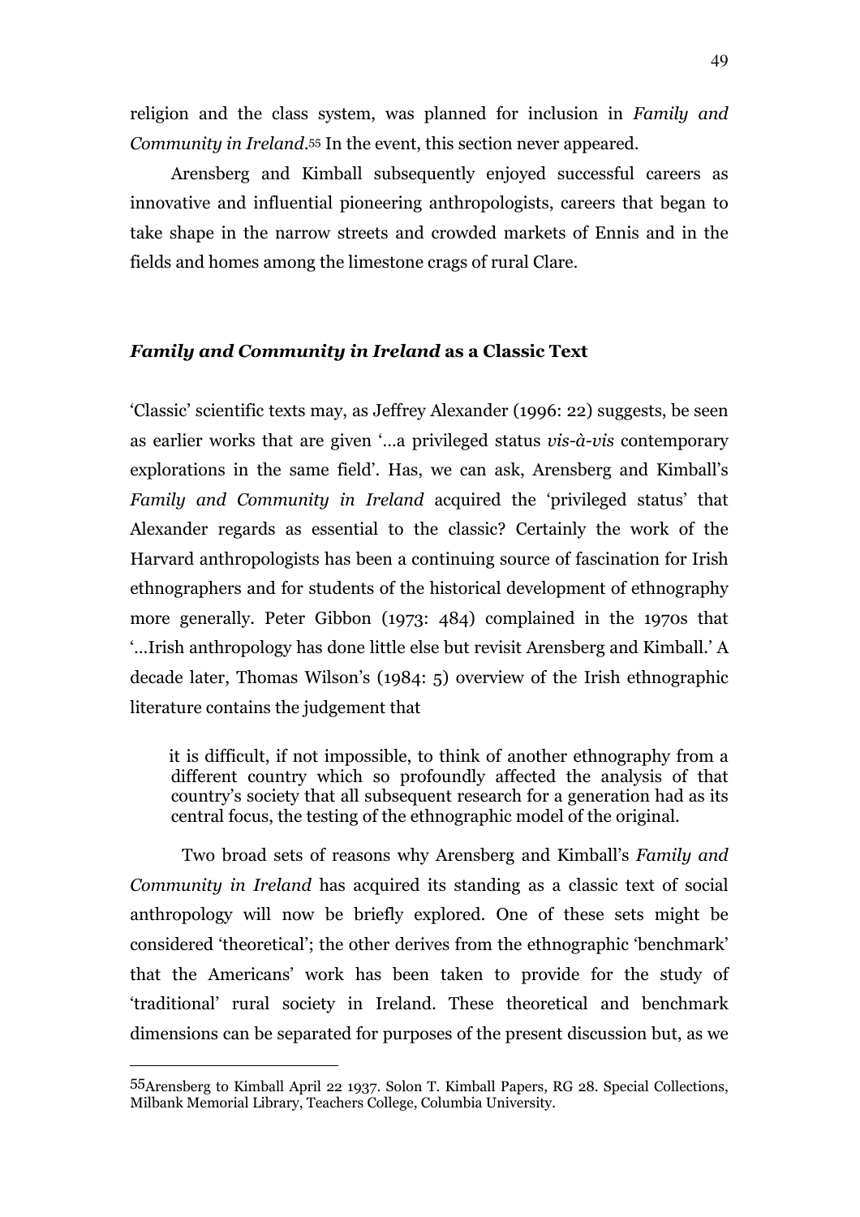religion and the class system, was planned for inclusion in *Family and Community in Ireland*.[55] In the event, this section never appeared.

Arensberg and Kimball subsequently enjoyed successful careers as innovative and influential pioneering anthropologists, careers that began to take shape in the narrow streets and crowded markets of Ennis and in the fields and homes among the limestone crags of rural Clare.

## *Family and Community in Ireland* as a Classic Text

'Classic' scientific texts may, as Jeffrey Alexander (1996: 22) suggests, be seen as earlier works that are given '…a privileged status *vis-à-vis* contemporary explorations in the same field'. Has, we can ask, Arensberg and Kimball's *Family and Community in Ireland* acquired the 'privileged status' that Alexander regards as essential to the classic? Certainly the work of the Harvard anthropologists has been a continuing source of fascination for Irish ethnographers and for students of the historical development of ethnography more generally. Peter Gibbon (1973: 484) complained in the 1970s that '…Irish anthropology has done little else but revisit Arensberg and Kimball.' A decade later, Thomas Wilson's (1984: 5) overview of the Irish ethnographic literature contains the judgement that

> it is difficult, if not impossible, to think of another ethnography from a different country which so profoundly affected the analysis of that country's society that all subsequent research for a generation had as its central focus, the testing of the ethnographic model of the original.

Two broad sets of reasons why Arensberg and Kimball's *Family and Community in Ireland* has acquired its standing as a classic text of social anthropology will now be briefly explored. One of these sets might be considered 'theoretical'; the other derives from the ethnographic 'benchmark' that the Americans' work has been taken to provide for the study of 'traditional' rural society in Ireland. These theoretical and benchmark dimensions can be separated for purposes of the present discussion but, as we

---

[55] Arensberg to Kimball April 22 1937. Solon T. Kimball Papers, RG 28. Special Collections, Milbank Memorial Library, Teachers College, Columbia University.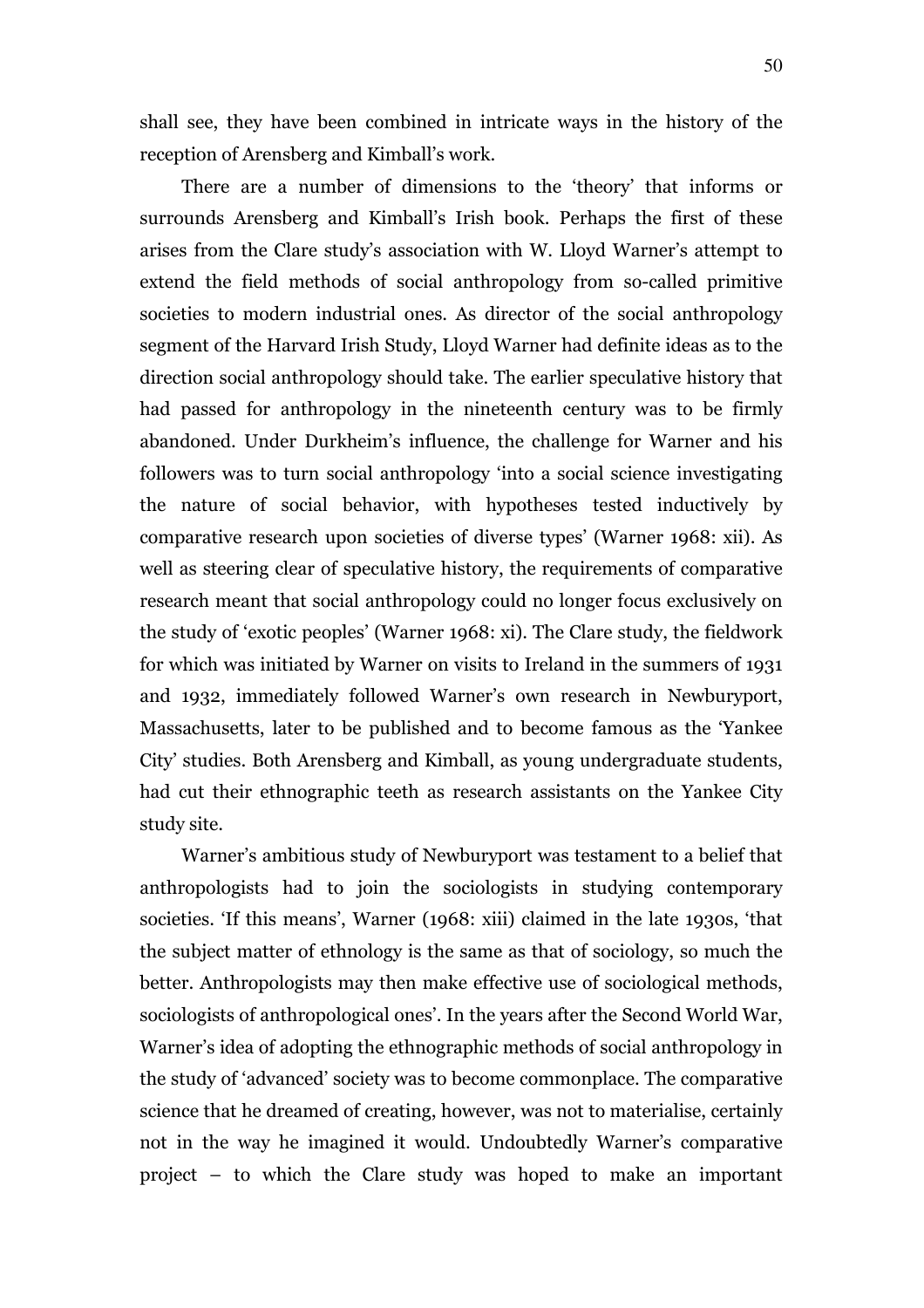shall see, they have been combined in intricate ways in the history of the reception of Arensberg and Kimball's work.

There are a number of dimensions to the 'theory' that informs or surrounds Arensberg and Kimball's Irish book. Perhaps the first of these arises from the Clare study's association with W. Lloyd Warner's attempt to extend the field methods of social anthropology from so-called primitive societies to modern industrial ones. As director of the social anthropology segment of the Harvard Irish Study, Lloyd Warner had definite ideas as to the direction social anthropology should take. The earlier speculative history that had passed for anthropology in the nineteenth century was to be firmly abandoned. Under Durkheim's influence, the challenge for Warner and his followers was to turn social anthropology 'into a social science investigating the nature of social behavior, with hypotheses tested inductively by comparative research upon societies of diverse types' (Warner 1968: xii). As well as steering clear of speculative history, the requirements of comparative research meant that social anthropology could no longer focus exclusively on the study of 'exotic peoples' (Warner 1968: xi). The Clare study, the fieldwork for which was initiated by Warner on visits to Ireland in the summers of 1931 and 1932, immediately followed Warner's own research in Newburyport, Massachusetts, later to be published and to become famous as the 'Yankee City' studies. Both Arensberg and Kimball, as young undergraduate students, had cut their ethnographic teeth as research assistants on the Yankee City study site.

Warner's ambitious study of Newburyport was testament to a belief that anthropologists had to join the sociologists in studying contemporary societies. 'If this means', Warner (1968: xiii) claimed in the late 1930s, 'that the subject matter of ethnology is the same as that of sociology, so much the better. Anthropologists may then make effective use of sociological methods, sociologists of anthropological ones'. In the years after the Second World War, Warner's idea of adopting the ethnographic methods of social anthropology in the study of 'advanced' society was to become commonplace. The comparative science that he dreamed of creating, however, was not to materialise, certainly not in the way he imagined it would. Undoubtedly Warner's comparative project – to which the Clare study was hoped to make an important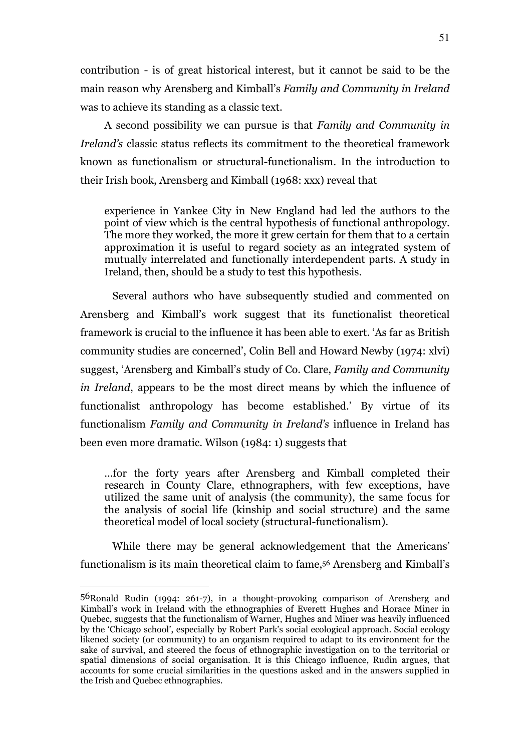contribution - is of great historical interest, but it cannot be said to be the main reason why Arensberg and Kimball's *Family and Community in Ireland* was to achieve its standing as a classic text.

A second possibility we can pursue is that *Family and Community in Ireland's* classic status reflects its commitment to the theoretical framework known as functionalism or structural-functionalism. In the introduction to their Irish book, Arensberg and Kimball (1968: xxx) reveal that

> experience in Yankee City in New England had led the authors to the point of view which is the central hypothesis of functional anthropology. The more they worked, the more it grew certain for them that to a certain approximation it is useful to regard society as an integrated system of mutually interrelated and functionally interdependent parts. A study in Ireland, then, should be a study to test this hypothesis.

Several authors who have subsequently studied and commented on Arensberg and Kimball's work suggest that its functionalist theoretical framework is crucial to the influence it has been able to exert. 'As far as British community studies are concerned', Colin Bell and Howard Newby (1974: xlvi) suggest, 'Arensberg and Kimball's study of Co. Clare, *Family and Community in Ireland*, appears to be the most direct means by which the influence of functionalist anthropology has become established.' By virtue of its functionalism *Family and Community in Ireland's* influence in Ireland has been even more dramatic. Wilson (1984: 1) suggests that

> …for the forty years after Arensberg and Kimball completed their research in County Clare, ethnographers, with few exceptions, have utilized the same unit of analysis (the community), the same focus for the analysis of social life (kinship and social structure) and the same theoretical model of local society (structural-functionalism).

While there may be general acknowledgement that the Americans' functionalism is its main theoretical claim to fame,[56] Arensberg and Kimball's

---

[56] Ronald Rudin (1994: 261-7), in a thought-provoking comparison of Arensberg and Kimball's work in Ireland with the ethnographies of Everett Hughes and Horace Miner in Quebec, suggests that the functionalism of Warner, Hughes and Miner was heavily influenced by the 'Chicago school', especially by Robert Park's social ecological approach. Social ecology likened society (or community) to an organism required to adapt to its environment for the sake of survival, and steered the focus of ethnographic investigation on to the territorial or spatial dimensions of social organisation. It is this Chicago influence, Rudin argues, that accounts for some crucial similarities in the questions asked and in the answers supplied in the Irish and Quebec ethnographies.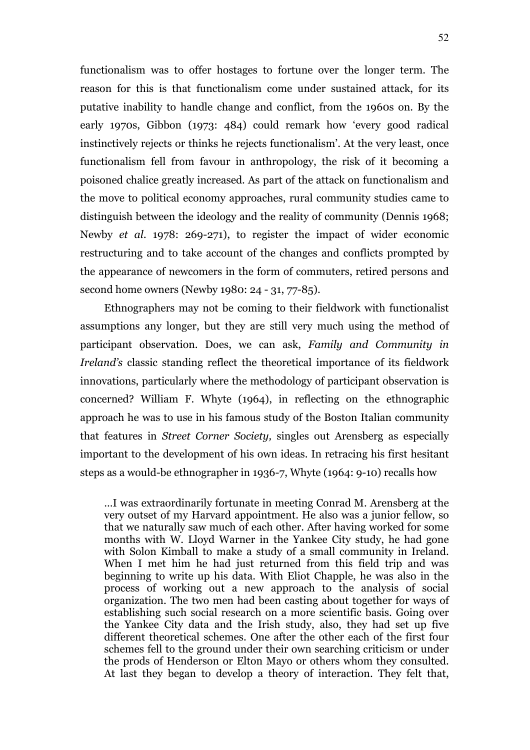functionalism was to offer hostages to fortune over the longer term. The reason for this is that functionalism come under sustained attack, for its putative inability to handle change and conflict, from the 1960s on. By the early 1970s, Gibbon (1973: 484) could remark how 'every good radical instinctively rejects or thinks he rejects functionalism'. At the very least, once functionalism fell from favour in anthropology, the risk of it becoming a poisoned chalice greatly increased. As part of the attack on functionalism and the move to political economy approaches, rural community studies came to distinguish between the ideology and the reality of community (Dennis 1968; Newby *et al.* 1978: 269-271), to register the impact of wider economic restructuring and to take account of the changes and conflicts prompted by the appearance of newcomers in the form of commuters, retired persons and second home owners (Newby 1980: 24 - 31, 77-85).

Ethnographers may not be coming to their fieldwork with functionalist assumptions any longer, but they are still very much using the method of participant observation. Does, we can ask, *Family and Community in Ireland's* classic standing reflect the theoretical importance of its fieldwork innovations, particularly where the methodology of participant observation is concerned? William F. Whyte (1964), in reflecting on the ethnographic approach he was to use in his famous study of the Boston Italian community that features in *Street Corner Society,* singles out Arensberg as especially important to the development of his own ideas. In retracing his first hesitant steps as a would-be ethnographer in 1936-7, Whyte (1964: 9-10) recalls how

> ...I was extraordinarily fortunate in meeting Conrad M. Arensberg at the very outset of my Harvard appointment. He also was a junior fellow, so that we naturally saw much of each other. After having worked for some months with W. Lloyd Warner in the Yankee City study, he had gone with Solon Kimball to make a study of a small community in Ireland. When I met him he had just returned from this field trip and was beginning to write up his data. With Eliot Chapple, he was also in the process of working out a new approach to the analysis of social organization. The two men had been casting about together for ways of establishing such social research on a more scientific basis. Going over the Yankee City data and the Irish study, also, they had set up five different theoretical schemes. One after the other each of the first four schemes fell to the ground under their own searching criticism or under the prods of Henderson or Elton Mayo or others whom they consulted. At last they began to develop a theory of interaction. They felt that,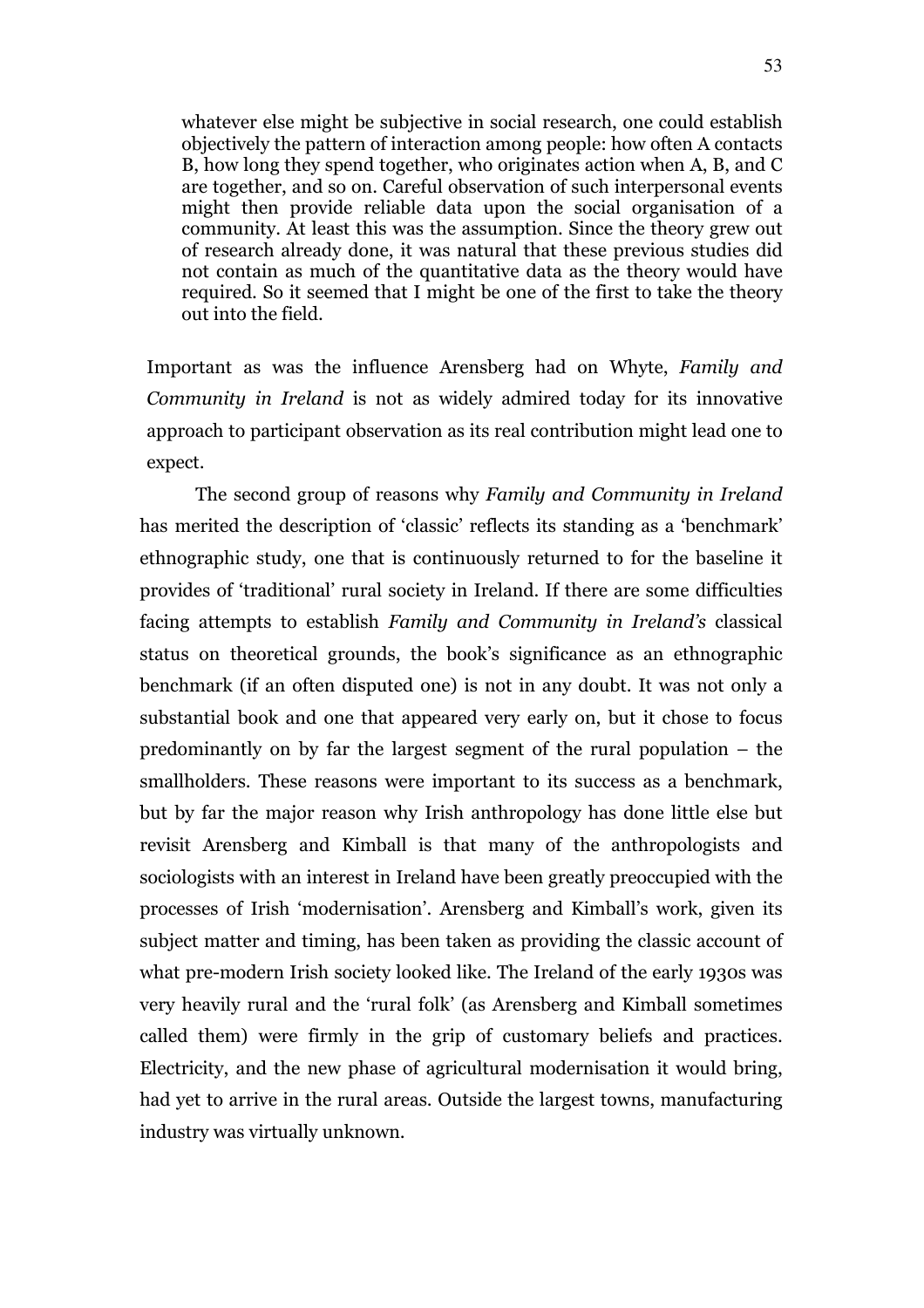> whatever else might be subjective in social research, one could establish objectively the pattern of interaction among people: how often A contacts B, how long they spend together, who originates action when A, B, and C are together, and so on. Careful observation of such interpersonal events might then provide reliable data upon the social organisation of a community. At least this was the assumption. Since the theory grew out of research already done, it was natural that these previous studies did not contain as much of the quantitative data as the theory would have required. So it seemed that I might be one of the first to take the theory out into the field.

Important as was the influence Arensberg had on Whyte, *Family and Community in Ireland* is not as widely admired today for its innovative approach to participant observation as its real contribution might lead one to expect.

The second group of reasons why *Family and Community in Ireland* has merited the description of 'classic' reflects its standing as a 'benchmark' ethnographic study, one that is continuously returned to for the baseline it provides of 'traditional' rural society in Ireland. If there are some difficulties facing attempts to establish *Family and Community in Ireland's* classical status on theoretical grounds, the book's significance as an ethnographic benchmark (if an often disputed one) is not in any doubt. It was not only a substantial book and one that appeared very early on, but it chose to focus predominantly on by far the largest segment of the rural population – the smallholders. These reasons were important to its success as a benchmark, but by far the major reason why Irish anthropology has done little else but revisit Arensberg and Kimball is that many of the anthropologists and sociologists with an interest in Ireland have been greatly preoccupied with the processes of Irish 'modernisation'. Arensberg and Kimball's work, given its subject matter and timing, has been taken as providing the classic account of what pre-modern Irish society looked like. The Ireland of the early 1930s was very heavily rural and the 'rural folk' (as Arensberg and Kimball sometimes called them) were firmly in the grip of customary beliefs and practices. Electricity, and the new phase of agricultural modernisation it would bring, had yet to arrive in the rural areas. Outside the largest towns, manufacturing industry was virtually unknown.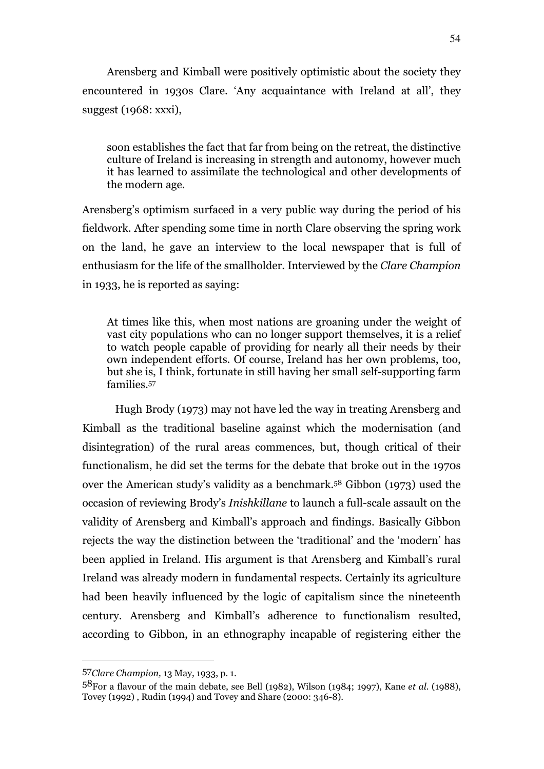Arensberg and Kimball were positively optimistic about the society they encountered in 1930s Clare. 'Any acquaintance with Ireland at all', they suggest (1968: xxxi),

> soon establishes the fact that far from being on the retreat, the distinctive culture of Ireland is increasing in strength and autonomy, however much it has learned to assimilate the technological and other developments of the modern age.

Arensberg's optimism surfaced in a very public way during the period of his fieldwork. After spending some time in north Clare observing the spring work on the land, he gave an interview to the local newspaper that is full of enthusiasm for the life of the smallholder. Interviewed by the *Clare Champion* in 1933, he is reported as saying:

> At times like this, when most nations are groaning under the weight of vast city populations who can no longer support themselves, it is a relief to watch people capable of providing for nearly all their needs by their own independent efforts. Of course, Ireland has her own problems, too, but she is, I think, fortunate in still having her small self-supporting farm families.[57]

Hugh Brody (1973) may not have led the way in treating Arensberg and Kimball as the traditional baseline against which the modernisation (and disintegration) of the rural areas commences, but, though critical of their functionalism, he did set the terms for the debate that broke out in the 1970s over the American study's validity as a benchmark.[58] Gibbon (1973) used the occasion of reviewing Brody's *Inishkillane* to launch a full-scale assault on the validity of Arensberg and Kimball's approach and findings. Basically Gibbon rejects the way the distinction between the 'traditional' and the 'modern' has been applied in Ireland. His argument is that Arensberg and Kimball's rural Ireland was already modern in fundamental respects. Certainly its agriculture had been heavily influenced by the logic of capitalism since the nineteenth century. Arensberg and Kimball's adherence to functionalism resulted, according to Gibbon, in an ethnography incapable of registering either the

---

[57] *Clare Champion,* 13 May, 1933, p. 1.

[58] For a flavour of the main debate, see Bell (1982), Wilson (1984; 1997), Kane *et al.* (1988), Tovey (1992) , Rudin (1994) and Tovey and Share (2000: 346-8).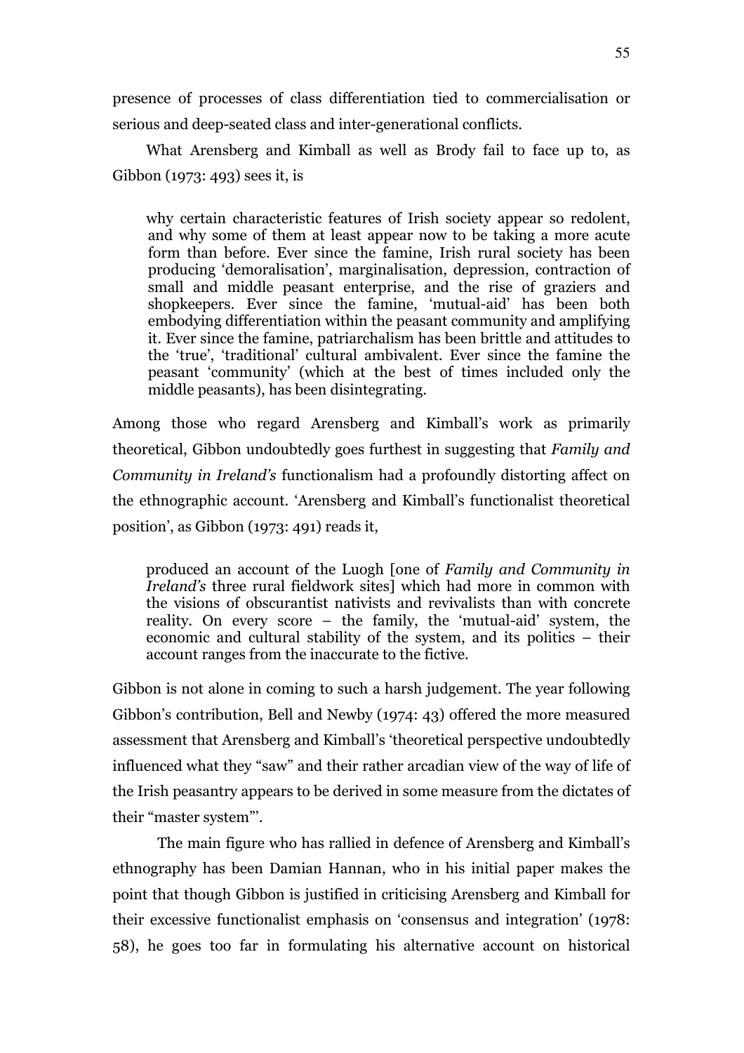presence of processes of class differentiation tied to commercialisation or serious and deep-seated class and inter-generational conflicts.

What Arensberg and Kimball as well as Brody fail to face up to, as Gibbon (1973: 493) sees it, is

> why certain characteristic features of Irish society appear so redolent, and why some of them at least appear now to be taking a more acute form than before. Ever since the famine, Irish rural society has been producing 'demoralisation', marginalisation, depression, contraction of small and middle peasant enterprise, and the rise of graziers and shopkeepers. Ever since the famine, 'mutual-aid' has been both embodying differentiation within the peasant community and amplifying it. Ever since the famine, patriarchalism has been brittle and attitudes to the 'true', 'traditional' cultural ambivalent. Ever since the famine the peasant 'community' (which at the best of times included only the middle peasants), has been disintegrating.

Among those who regard Arensberg and Kimball's work as primarily theoretical, Gibbon undoubtedly goes furthest in suggesting that *Family and Community in Ireland's* functionalism had a profoundly distorting affect on the ethnographic account. 'Arensberg and Kimball's functionalist theoretical position', as Gibbon (1973: 491) reads it,

> produced an account of the Luogh [one of *Family and Community in Ireland's* three rural fieldwork sites] which had more in common with the visions of obscurantist nativists and revivalists than with concrete reality. On every score – the family, the 'mutual-aid' system, the economic and cultural stability of the system, and its politics – their account ranges from the inaccurate to the fictive.

Gibbon is not alone in coming to such a harsh judgement. The year following Gibbon's contribution, Bell and Newby (1974: 43) offered the more measured assessment that Arensberg and Kimball's 'theoretical perspective undoubtedly influenced what they "saw" and their rather arcadian view of the way of life of the Irish peasantry appears to be derived in some measure from the dictates of their "master system"'.

The main figure who has rallied in defence of Arensberg and Kimball's ethnography has been Damian Hannan, who in his initial paper makes the point that though Gibbon is justified in criticising Arensberg and Kimball for their excessive functionalist emphasis on 'consensus and integration' (1978: 58), he goes too far in formulating his alternative account on historical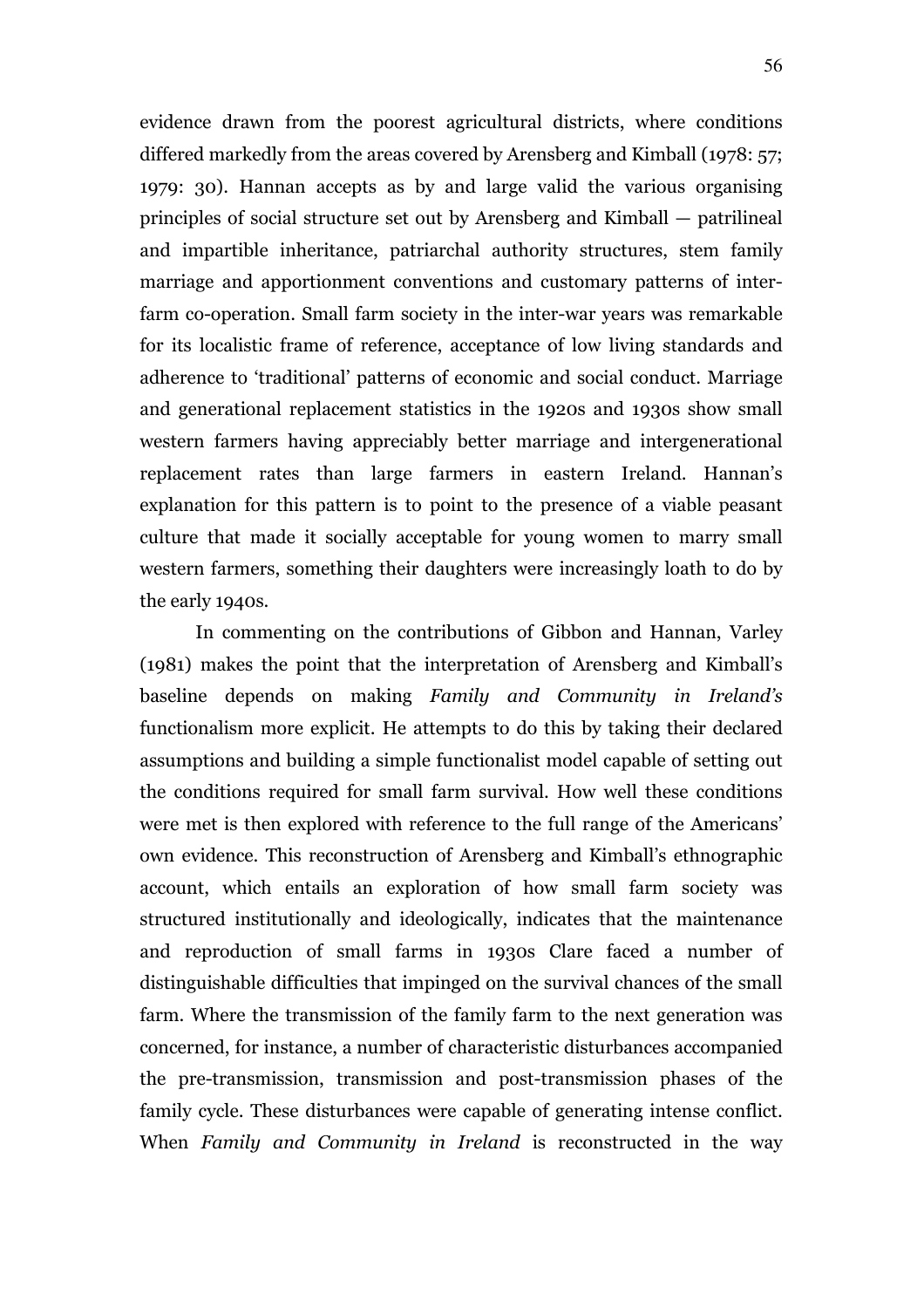evidence drawn from the poorest agricultural districts, where conditions differed markedly from the areas covered by Arensberg and Kimball (1978: 57; 1979: 30). Hannan accepts as by and large valid the various organising principles of social structure set out by Arensberg and Kimball — patrilineal and impartible inheritance, patriarchal authority structures, stem family marriage and apportionment conventions and customary patterns of inter-farm co-operation. Small farm society in the inter-war years was remarkable for its localistic frame of reference, acceptance of low living standards and adherence to 'traditional' patterns of economic and social conduct. Marriage and generational replacement statistics in the 1920s and 1930s show small western farmers having appreciably better marriage and intergenerational replacement rates than large farmers in eastern Ireland. Hannan's explanation for this pattern is to point to the presence of a viable peasant culture that made it socially acceptable for young women to marry small western farmers, something their daughters were increasingly loath to do by the early 1940s.

In commenting on the contributions of Gibbon and Hannan, Varley (1981) makes the point that the interpretation of Arensberg and Kimball's baseline depends on making *Family and Community in Ireland's* functionalism more explicit. He attempts to do this by taking their declared assumptions and building a simple functionalist model capable of setting out the conditions required for small farm survival. How well these conditions were met is then explored with reference to the full range of the Americans' own evidence. This reconstruction of Arensberg and Kimball's ethnographic account, which entails an exploration of how small farm society was structured institutionally and ideologically, indicates that the maintenance and reproduction of small farms in 1930s Clare faced a number of distinguishable difficulties that impinged on the survival chances of the small farm. Where the transmission of the family farm to the next generation was concerned, for instance, a number of characteristic disturbances accompanied the pre-transmission, transmission and post-transmission phases of the family cycle. These disturbances were capable of generating intense conflict. When *Family and Community in Ireland* is reconstructed in the way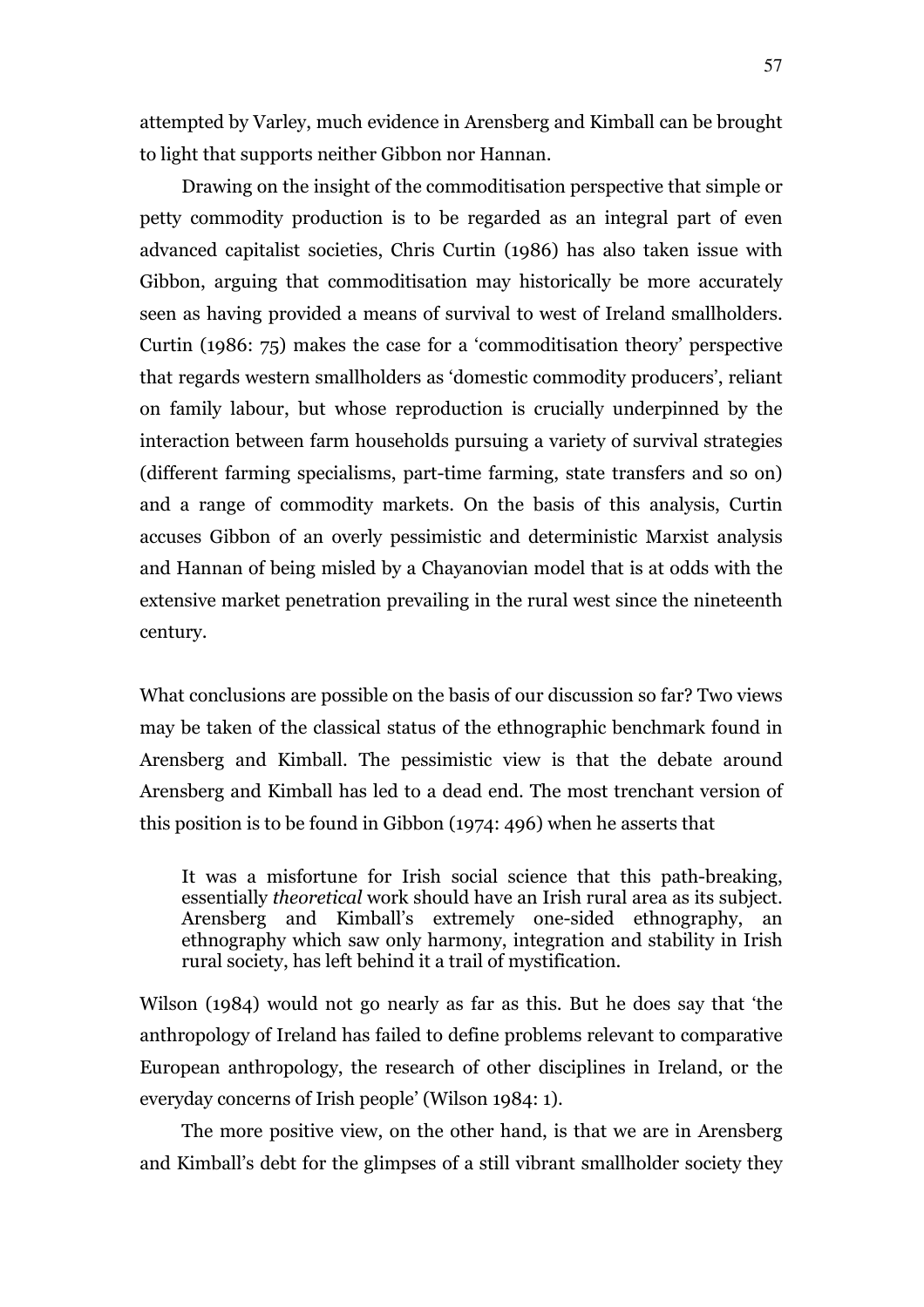attempted by Varley, much evidence in Arensberg and Kimball can be brought to light that supports neither Gibbon nor Hannan.

Drawing on the insight of the commoditisation perspective that simple or petty commodity production is to be regarded as an integral part of even advanced capitalist societies, Chris Curtin (1986) has also taken issue with Gibbon, arguing that commoditisation may historically be more accurately seen as having provided a means of survival to west of Ireland smallholders. Curtin (1986: 75) makes the case for a 'commoditisation theory' perspective that regards western smallholders as 'domestic commodity producers', reliant on family labour, but whose reproduction is crucially underpinned by the interaction between farm households pursuing a variety of survival strategies (different farming specialisms, part-time farming, state transfers and so on) and a range of commodity markets. On the basis of this analysis, Curtin accuses Gibbon of an overly pessimistic and deterministic Marxist analysis and Hannan of being misled by a Chayanovian model that is at odds with the extensive market penetration prevailing in the rural west since the nineteenth century.

What conclusions are possible on the basis of our discussion so far? Two views may be taken of the classical status of the ethnographic benchmark found in Arensberg and Kimball. The pessimistic view is that the debate around Arensberg and Kimball has led to a dead end. The most trenchant version of this position is to be found in Gibbon (1974: 496) when he asserts that

> It was a misfortune for Irish social science that this path-breaking, essentially *theoretical* work should have an Irish rural area as its subject. Arensberg and Kimball's extremely one-sided ethnography, an ethnography which saw only harmony, integration and stability in Irish rural society, has left behind it a trail of mystification.

Wilson (1984) would not go nearly as far as this. But he does say that 'the anthropology of Ireland has failed to define problems relevant to comparative European anthropology, the research of other disciplines in Ireland, or the everyday concerns of Irish people' (Wilson 1984: 1).

The more positive view, on the other hand, is that we are in Arensberg and Kimball's debt for the glimpses of a still vibrant smallholder society they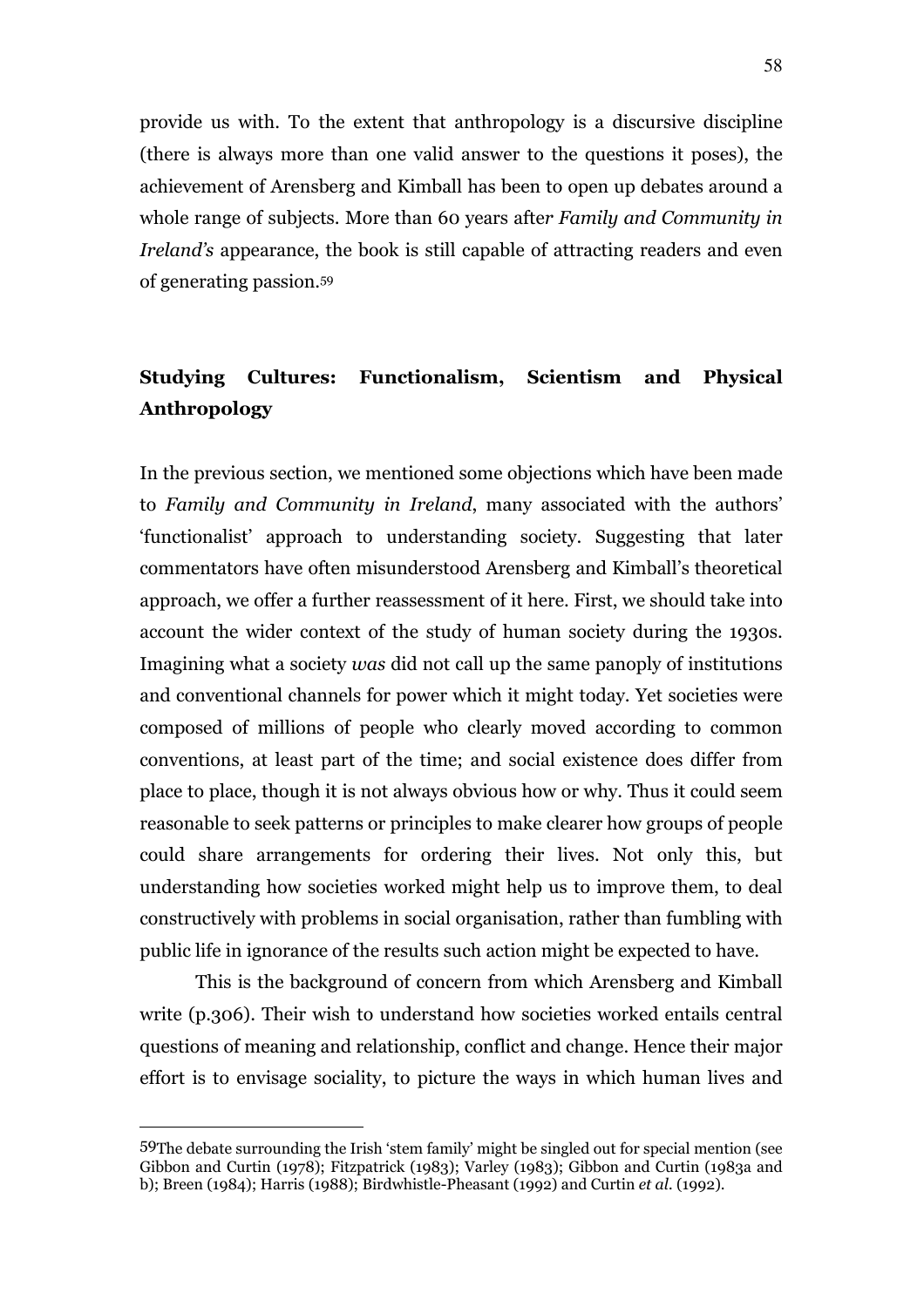provide us with. To the extent that anthropology is a discursive discipline (there is always more than one valid answer to the questions it poses), the achievement of Arensberg and Kimball has been to open up debates around a whole range of subjects. More than 60 years after *Family and Community in Ireland's* appearance, the book is still capable of attracting readers and even of generating passion.[59]

## Studying Cultures: Functionalism, Scientism and Physical Anthropology

In the previous section, we mentioned some objections which have been made to *Family and Community in Ireland*, many associated with the authors' 'functionalist' approach to understanding society. Suggesting that later commentators have often misunderstood Arensberg and Kimball's theoretical approach, we offer a further reassessment of it here. First, we should take into account the wider context of the study of human society during the 1930s. Imagining what a society *was* did not call up the same panoply of institutions and conventional channels for power which it might today. Yet societies were composed of millions of people who clearly moved according to common conventions, at least part of the time; and social existence does differ from place to place, though it is not always obvious how or why. Thus it could seem reasonable to seek patterns or principles to make clearer how groups of people could share arrangements for ordering their lives. Not only this, but understanding how societies worked might help us to improve them, to deal constructively with problems in social organisation, rather than fumbling with public life in ignorance of the results such action might be expected to have.

This is the background of concern from which Arensberg and Kimball write (p.306). Their wish to understand how societies worked entails central questions of meaning and relationship, conflict and change. Hence their major effort is to envisage sociality, to picture the ways in which human lives and

---

[59] The debate surrounding the Irish 'stem family' might be singled out for special mention (see Gibbon and Curtin (1978); Fitzpatrick (1983); Varley (1983); Gibbon and Curtin (1983a and b); Breen (1984); Harris (1988); Birdwhistle-Pheasant (1992) and Curtin *et al*. (1992).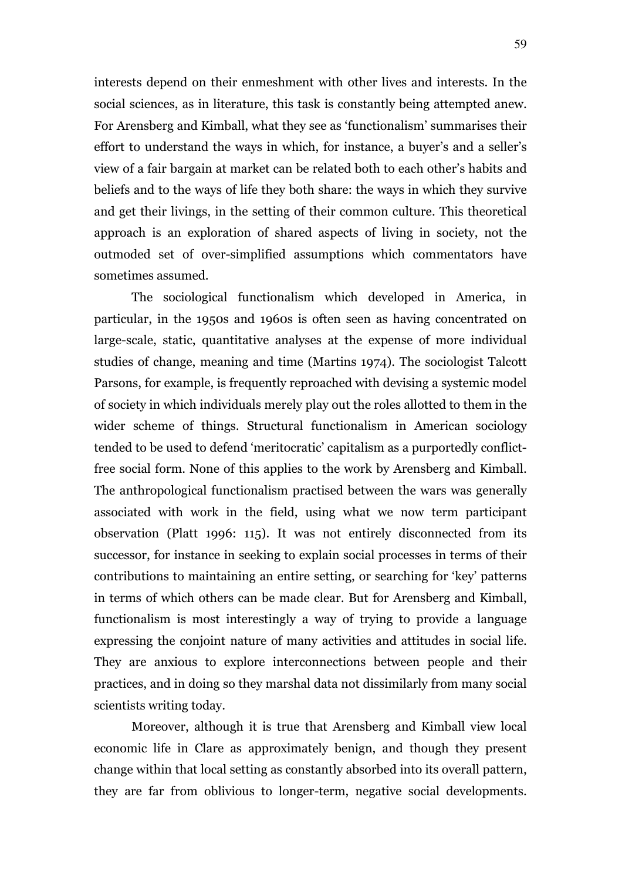interests depend on their enmeshment with other lives and interests. In the social sciences, as in literature, this task is constantly being attempted anew. For Arensberg and Kimball, what they see as 'functionalism' summarises their effort to understand the ways in which, for instance, a buyer's and a seller's view of a fair bargain at market can be related both to each other's habits and beliefs and to the ways of life they both share: the ways in which they survive and get their livings, in the setting of their common culture. This theoretical approach is an exploration of shared aspects of living in society, not the outmoded set of over-simplified assumptions which commentators have sometimes assumed.

The sociological functionalism which developed in America, in particular, in the 1950s and 1960s is often seen as having concentrated on large-scale, static, quantitative analyses at the expense of more individual studies of change, meaning and time (Martins 1974). The sociologist Talcott Parsons, for example, is frequently reproached with devising a systemic model of society in which individuals merely play out the roles allotted to them in the wider scheme of things. Structural functionalism in American sociology tended to be used to defend 'meritocratic' capitalism as a purportedly conflict-free social form. None of this applies to the work by Arensberg and Kimball. The anthropological functionalism practised between the wars was generally associated with work in the field, using what we now term participant observation (Platt 1996: 115). It was not entirely disconnected from its successor, for instance in seeking to explain social processes in terms of their contributions to maintaining an entire setting, or searching for 'key' patterns in terms of which others can be made clear. But for Arensberg and Kimball, functionalism is most interestingly a way of trying to provide a language expressing the conjoint nature of many activities and attitudes in social life. They are anxious to explore interconnections between people and their practices, and in doing so they marshal data not dissimilarly from many social scientists writing today.

Moreover, although it is true that Arensberg and Kimball view local economic life in Clare as approximately benign, and though they present change within that local setting as constantly absorbed into its overall pattern, they are far from oblivious to longer-term, negative social developments.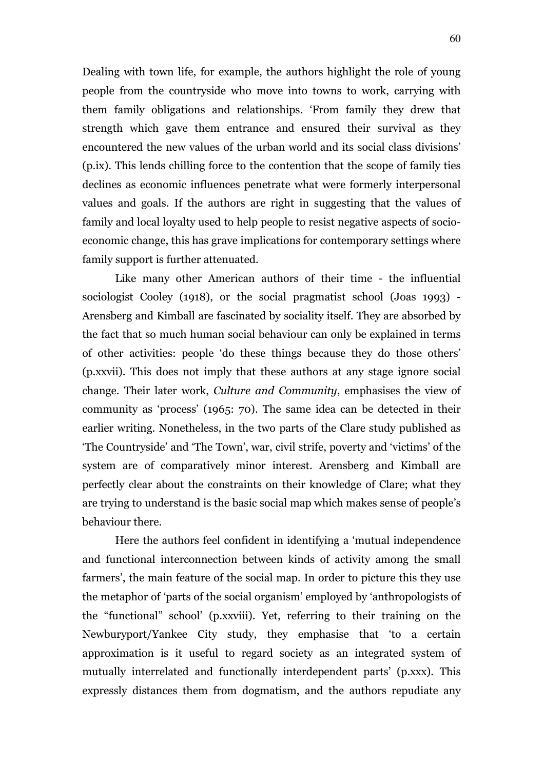Dealing with town life, for example, the authors highlight the role of young people from the countryside who move into towns to work, carrying with them family obligations and relationships. 'From family they drew that strength which gave them entrance and ensured their survival as they encountered the new values of the urban world and its social class divisions' (p.ix). This lends chilling force to the contention that the scope of family ties declines as economic influences penetrate what were formerly interpersonal values and goals. If the authors are right in suggesting that the values of family and local loyalty used to help people to resist negative aspects of socio-economic change, this has grave implications for contemporary settings where family support is further attenuated.

Like many other American authors of their time - the influential sociologist Cooley (1918), or the social pragmatist school (Joas 1993) - Arensberg and Kimball are fascinated by sociality itself. They are absorbed by the fact that so much human social behaviour can only be explained in terms of other activities: people 'do these things because they do those others' (p.xxvii). This does not imply that these authors at any stage ignore social change. Their later work, *Culture and Community*, emphasises the view of community as 'process' (1965: 70). The same idea can be detected in their earlier writing. Nonetheless, in the two parts of the Clare study published as 'The Countryside' and 'The Town', war, civil strife, poverty and 'victims' of the system are of comparatively minor interest. Arensberg and Kimball are perfectly clear about the constraints on their knowledge of Clare; what they are trying to understand is the basic social map which makes sense of people's behaviour there.

Here the authors feel confident in identifying a 'mutual independence and functional interconnection between kinds of activity among the small farmers', the main feature of the social map. In order to picture this they use the metaphor of 'parts of the social organism' employed by 'anthropologists of the "functional" school' (p.xxviii). Yet, referring to their training on the Newburyport/Yankee City study, they emphasise that 'to a certain approximation is it useful to regard society as an integrated system of mutually interrelated and functionally interdependent parts' (p.xxx). This expressly distances them from dogmatism, and the authors repudiate any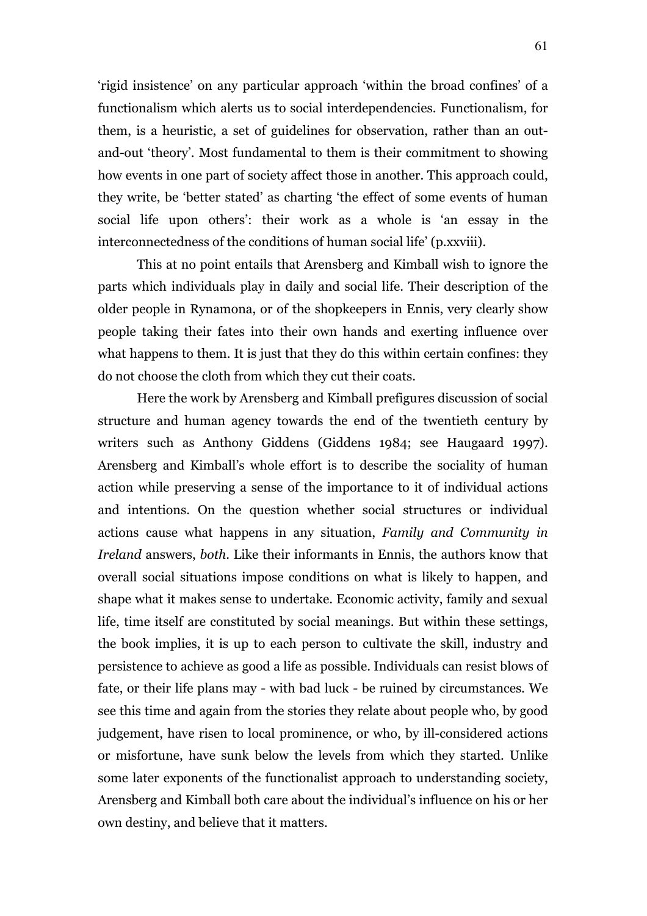'rigid insistence' on any particular approach 'within the broad confines' of a functionalism which alerts us to social interdependencies. Functionalism, for them, is a heuristic, a set of guidelines for observation, rather than an out-and-out 'theory'. Most fundamental to them is their commitment to showing how events in one part of society affect those in another. This approach could, they write, be 'better stated' as charting 'the effect of some events of human social life upon others': their work as a whole is 'an essay in the interconnectedness of the conditions of human social life' (p.xxviii).

This at no point entails that Arensberg and Kimball wish to ignore the parts which individuals play in daily and social life. Their description of the older people in Rynamona, or of the shopkeepers in Ennis, very clearly show people taking their fates into their own hands and exerting influence over what happens to them. It is just that they do this within certain confines: they do not choose the cloth from which they cut their coats.

Here the work by Arensberg and Kimball prefigures discussion of social structure and human agency towards the end of the twentieth century by writers such as Anthony Giddens (Giddens 1984; see Haugaard 1997). Arensberg and Kimball's whole effort is to describe the sociality of human action while preserving a sense of the importance to it of individual actions and intentions. On the question whether social structures or individual actions cause what happens in any situation, *Family and Community in Ireland* answers, *both*. Like their informants in Ennis, the authors know that overall social situations impose conditions on what is likely to happen, and shape what it makes sense to undertake. Economic activity, family and sexual life, time itself are constituted by social meanings. But within these settings, the book implies, it is up to each person to cultivate the skill, industry and persistence to achieve as good a life as possible. Individuals can resist blows of fate, or their life plans may - with bad luck - be ruined by circumstances. We see this time and again from the stories they relate about people who, by good judgement, have risen to local prominence, or who, by ill-considered actions or misfortune, have sunk below the levels from which they started. Unlike some later exponents of the functionalist approach to understanding society, Arensberg and Kimball both care about the individual's influence on his or her own destiny, and believe that it matters.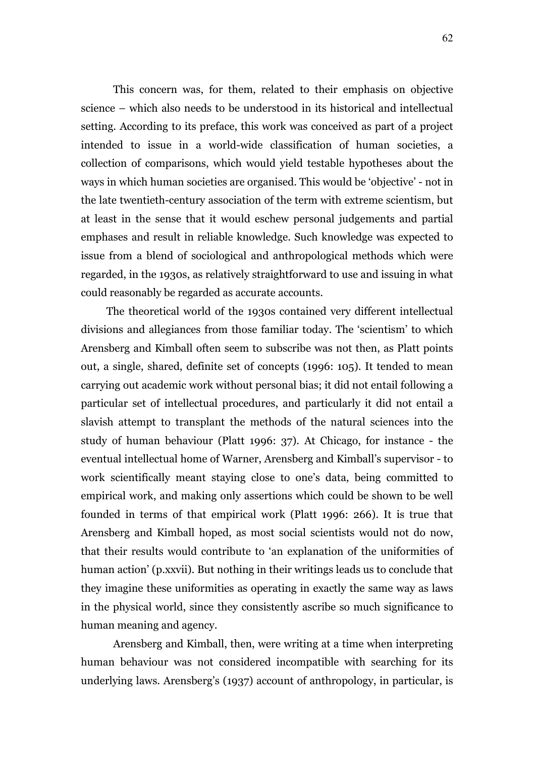This concern was, for them, related to their emphasis on objective science – which also needs to be understood in its historical and intellectual setting. According to its preface, this work was conceived as part of a project intended to issue in a world-wide classification of human societies, a collection of comparisons, which would yield testable hypotheses about the ways in which human societies are organised. This would be 'objective' - not in the late twentieth-century association of the term with extreme scientism, but at least in the sense that it would eschew personal judgements and partial emphases and result in reliable knowledge. Such knowledge was expected to issue from a blend of sociological and anthropological methods which were regarded, in the 1930s, as relatively straightforward to use and issuing in what could reasonably be regarded as accurate accounts.

The theoretical world of the 1930s contained very different intellectual divisions and allegiances from those familiar today. The 'scientism' to which Arensberg and Kimball often seem to subscribe was not then, as Platt points out, a single, shared, definite set of concepts (1996: 105). It tended to mean carrying out academic work without personal bias; it did not entail following a particular set of intellectual procedures, and particularly it did not entail a slavish attempt to transplant the methods of the natural sciences into the study of human behaviour (Platt 1996: 37). At Chicago, for instance - the eventual intellectual home of Warner, Arensberg and Kimball's supervisor - to work scientifically meant staying close to one's data, being committed to empirical work, and making only assertions which could be shown to be well founded in terms of that empirical work (Platt 1996: 266). It is true that Arensberg and Kimball hoped, as most social scientists would not do now, that their results would contribute to 'an explanation of the uniformities of human action' (p.xxvii). But nothing in their writings leads us to conclude that they imagine these uniformities as operating in exactly the same way as laws in the physical world, since they consistently ascribe so much significance to human meaning and agency.

Arensberg and Kimball, then, were writing at a time when interpreting human behaviour was not considered incompatible with searching for its underlying laws. Arensberg's (1937) account of anthropology, in particular, is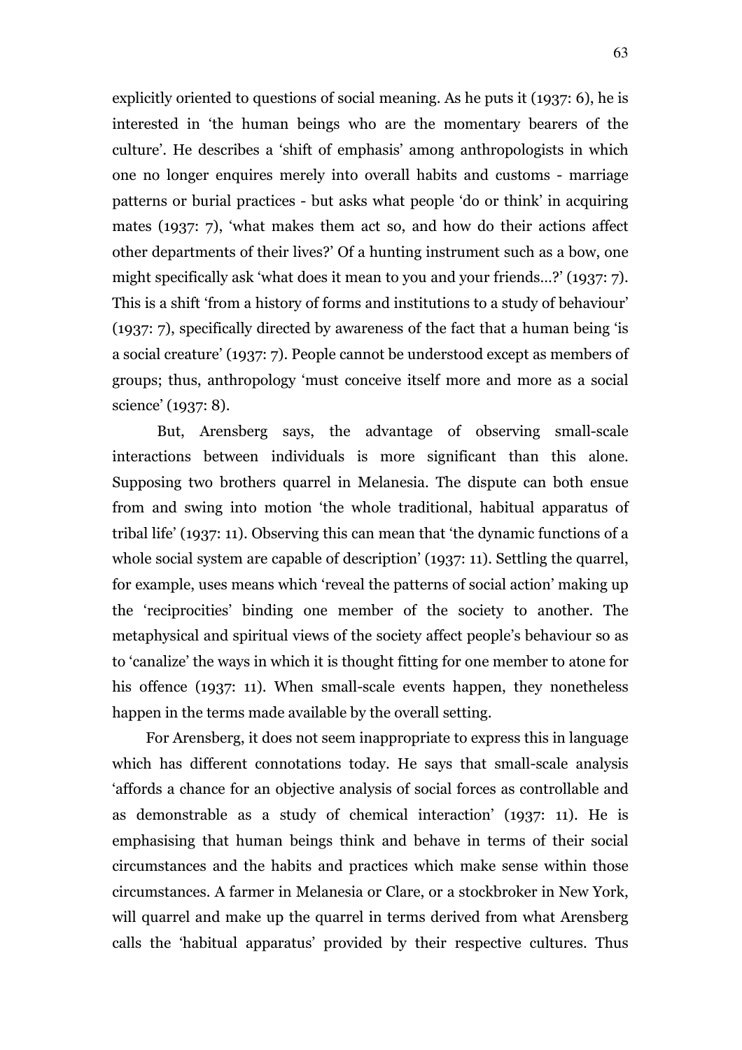explicitly oriented to questions of social meaning. As he puts it (1937: 6), he is interested in 'the human beings who are the momentary bearers of the culture'. He describes a 'shift of emphasis' among anthropologists in which one no longer enquires merely into overall habits and customs - marriage patterns or burial practices - but asks what people 'do or think' in acquiring mates (1937: 7), 'what makes them act so, and how do their actions affect other departments of their lives?' Of a hunting instrument such as a bow, one might specifically ask 'what does it mean to you and your friends…?' (1937: 7). This is a shift 'from a history of forms and institutions to a study of behaviour' (1937: 7), specifically directed by awareness of the fact that a human being 'is a social creature' (1937: 7). People cannot be understood except as members of groups; thus, anthropology 'must conceive itself more and more as a social science' (1937: 8).

But, Arensberg says, the advantage of observing small-scale interactions between individuals is more significant than this alone. Supposing two brothers quarrel in Melanesia. The dispute can both ensue from and swing into motion 'the whole traditional, habitual apparatus of tribal life' (1937: 11). Observing this can mean that 'the dynamic functions of a whole social system are capable of description' (1937: 11). Settling the quarrel, for example, uses means which 'reveal the patterns of social action' making up the 'reciprocities' binding one member of the society to another. The metaphysical and spiritual views of the society affect people's behaviour so as to 'canalize' the ways in which it is thought fitting for one member to atone for his offence (1937: 11). When small-scale events happen, they nonetheless happen in the terms made available by the overall setting.

For Arensberg, it does not seem inappropriate to express this in language which has different connotations today. He says that small-scale analysis 'affords a chance for an objective analysis of social forces as controllable and as demonstrable as a study of chemical interaction' (1937: 11). He is emphasising that human beings think and behave in terms of their social circumstances and the habits and practices which make sense within those circumstances. A farmer in Melanesia or Clare, or a stockbroker in New York, will quarrel and make up the quarrel in terms derived from what Arensberg calls the 'habitual apparatus' provided by their respective cultures. Thus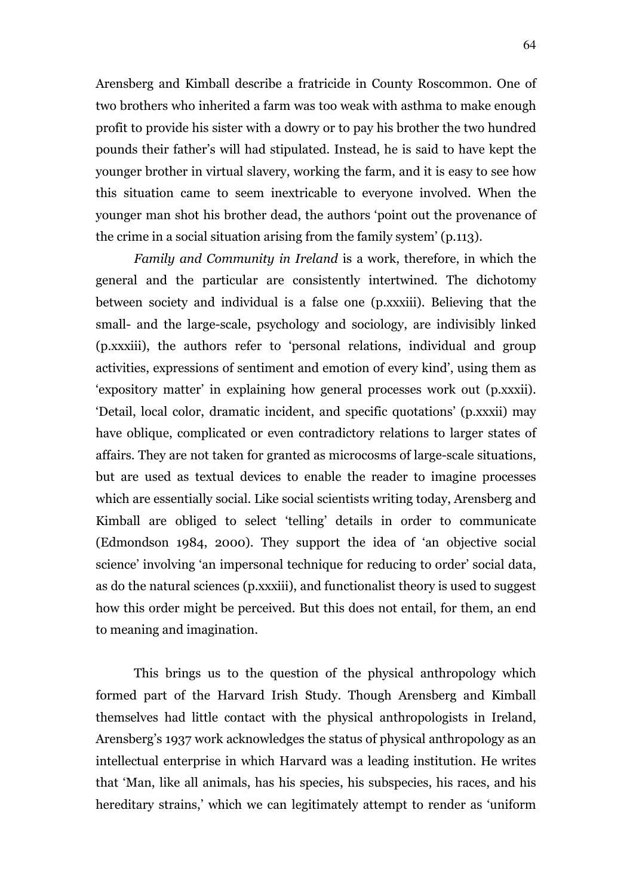Arensberg and Kimball describe a fratricide in County Roscommon. One of two brothers who inherited a farm was too weak with asthma to make enough profit to provide his sister with a dowry or to pay his brother the two hundred pounds their father's will had stipulated. Instead, he is said to have kept the younger brother in virtual slavery, working the farm, and it is easy to see how this situation came to seem inextricable to everyone involved. When the younger man shot his brother dead, the authors 'point out the provenance of the crime in a social situation arising from the family system' (p.113).

*Family and Community in Ireland* is a work, therefore, in which the general and the particular are consistently intertwined. The dichotomy between society and individual is a false one (p.xxxiii). Believing that the small- and the large-scale, psychology and sociology, are indivisibly linked (p.xxxiii), the authors refer to 'personal relations, individual and group activities, expressions of sentiment and emotion of every kind', using them as 'expository matter' in explaining how general processes work out (p.xxxii). 'Detail, local color, dramatic incident, and specific quotations' (p.xxxii) may have oblique, complicated or even contradictory relations to larger states of affairs. They are not taken for granted as microcosms of large-scale situations, but are used as textual devices to enable the reader to imagine processes which are essentially social. Like social scientists writing today, Arensberg and Kimball are obliged to select 'telling' details in order to communicate (Edmondson 1984, 2000). They support the idea of 'an objective social science' involving 'an impersonal technique for reducing to order' social data, as do the natural sciences (p.xxxiii), and functionalist theory is used to suggest how this order might be perceived. But this does not entail, for them, an end to meaning and imagination.

This brings us to the question of the physical anthropology which formed part of the Harvard Irish Study. Though Arensberg and Kimball themselves had little contact with the physical anthropologists in Ireland, Arensberg's 1937 work acknowledges the status of physical anthropology as an intellectual enterprise in which Harvard was a leading institution. He writes that 'Man, like all animals, has his species, his subspecies, his races, and his hereditary strains,' which we can legitimately attempt to render as 'uniform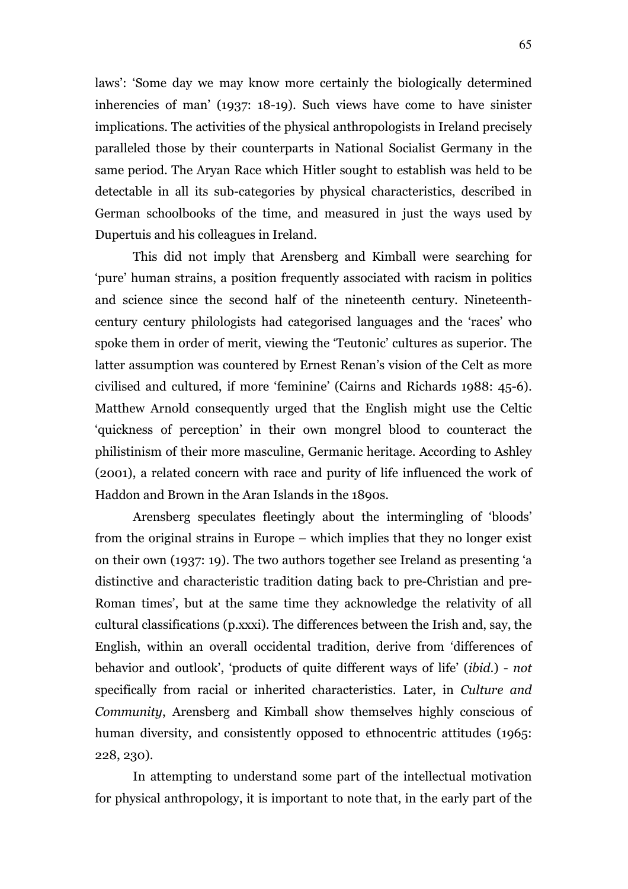laws': 'Some day we may know more certainly the biologically determined inherencies of man' (1937: 18-19). Such views have come to have sinister implications. The activities of the physical anthropologists in Ireland precisely paralleled those by their counterparts in National Socialist Germany in the same period. The Aryan Race which Hitler sought to establish was held to be detectable in all its sub-categories by physical characteristics, described in German schoolbooks of the time, and measured in just the ways used by Dupertuis and his colleagues in Ireland.

This did not imply that Arensberg and Kimball were searching for 'pure' human strains, a position frequently associated with racism in politics and science since the second half of the nineteenth century. Nineteenth-century century philologists had categorised languages and the 'races' who spoke them in order of merit, viewing the 'Teutonic' cultures as superior. The latter assumption was countered by Ernest Renan's vision of the Celt as more civilised and cultured, if more 'feminine' (Cairns and Richards 1988: 45-6). Matthew Arnold consequently urged that the English might use the Celtic 'quickness of perception' in their own mongrel blood to counteract the philistinism of their more masculine, Germanic heritage. According to Ashley (2001), a related concern with race and purity of life influenced the work of Haddon and Brown in the Aran Islands in the 1890s.

Arensberg speculates fleetingly about the intermingling of 'bloods' from the original strains in Europe – which implies that they no longer exist on their own (1937: 19). The two authors together see Ireland as presenting 'a distinctive and characteristic tradition dating back to pre-Christian and pre-Roman times', but at the same time they acknowledge the relativity of all cultural classifications (p.xxxi). The differences between the Irish and, say, the English, within an overall occidental tradition, derive from 'differences of behavior and outlook', 'products of quite different ways of life' (*ibid.*) - *not* specifically from racial or inherited characteristics. Later, in *Culture and Community*, Arensberg and Kimball show themselves highly conscious of human diversity, and consistently opposed to ethnocentric attitudes (1965: 228, 230).

In attempting to understand some part of the intellectual motivation for physical anthropology, it is important to note that, in the early part of the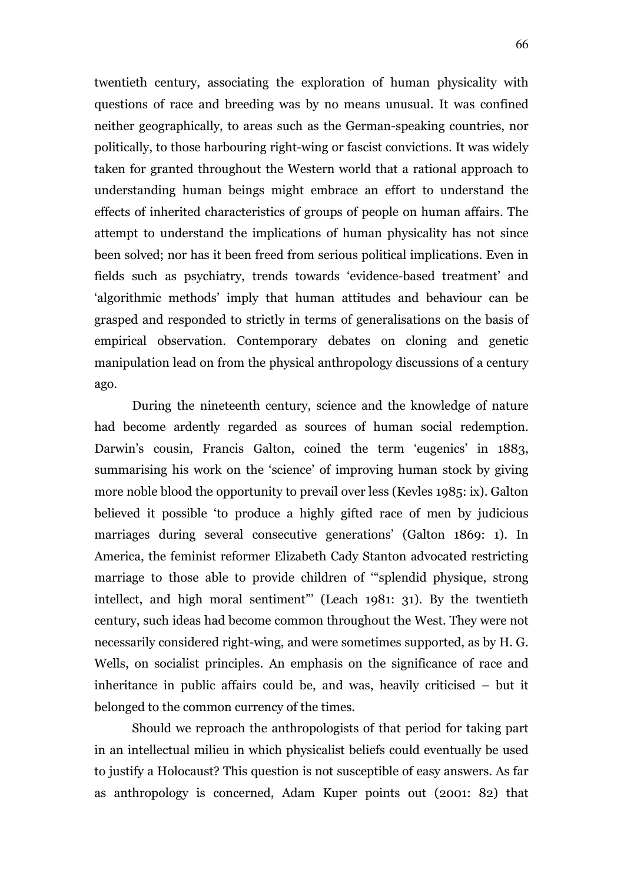twentieth century, associating the exploration of human physicality with questions of race and breeding was by no means unusual. It was confined neither geographically, to areas such as the German-speaking countries, nor politically, to those harbouring right-wing or fascist convictions. It was widely taken for granted throughout the Western world that a rational approach to understanding human beings might embrace an effort to understand the effects of inherited characteristics of groups of people on human affairs. The attempt to understand the implications of human physicality has not since been solved; nor has it been freed from serious political implications. Even in fields such as psychiatry, trends towards 'evidence-based treatment' and 'algorithmic methods' imply that human attitudes and behaviour can be grasped and responded to strictly in terms of generalisations on the basis of empirical observation. Contemporary debates on cloning and genetic manipulation lead on from the physical anthropology discussions of a century ago.

During the nineteenth century, science and the knowledge of nature had become ardently regarded as sources of human social redemption. Darwin's cousin, Francis Galton, coined the term 'eugenics' in 1883, summarising his work on the 'science' of improving human stock by giving more noble blood the opportunity to prevail over less (Kevles 1985: ix). Galton believed it possible 'to produce a highly gifted race of men by judicious marriages during several consecutive generations' (Galton 1869: 1). In America, the feminist reformer Elizabeth Cady Stanton advocated restricting marriage to those able to provide children of '"splendid physique, strong intellect, and high moral sentiment"' (Leach 1981: 31). By the twentieth century, such ideas had become common throughout the West. They were not necessarily considered right-wing, and were sometimes supported, as by H. G. Wells, on socialist principles. An emphasis on the significance of race and inheritance in public affairs could be, and was, heavily criticised – but it belonged to the common currency of the times.

Should we reproach the anthropologists of that period for taking part in an intellectual milieu in which physicalist beliefs could eventually be used to justify a Holocaust? This question is not susceptible of easy answers. As far as anthropology is concerned, Adam Kuper points out (2001: 82) that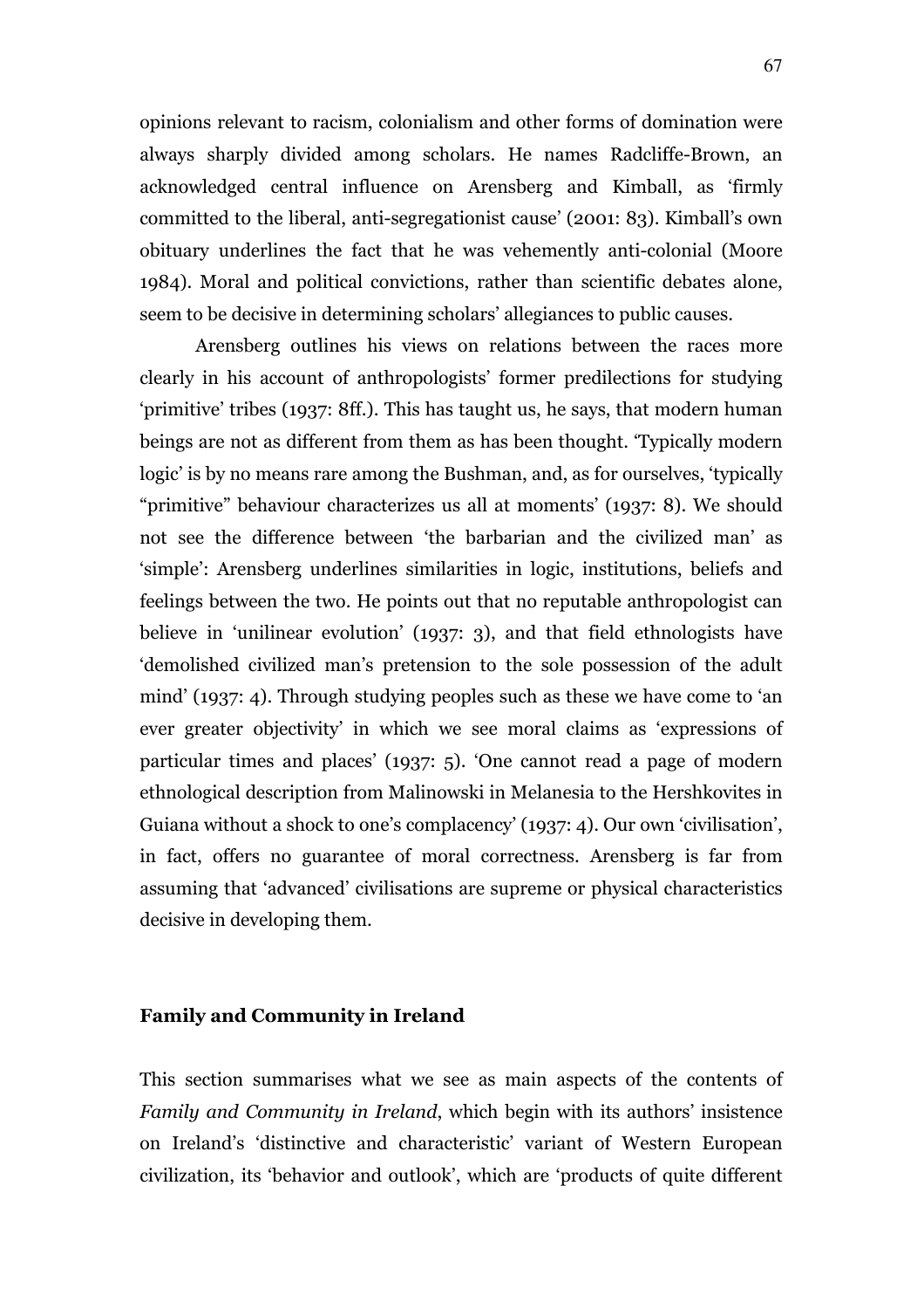opinions relevant to racism, colonialism and other forms of domination were always sharply divided among scholars. He names Radcliffe-Brown, an acknowledged central influence on Arensberg and Kimball, as 'firmly committed to the liberal, anti-segregationist cause' (2001: 83). Kimball's own obituary underlines the fact that he was vehemently anti-colonial (Moore 1984). Moral and political convictions, rather than scientific debates alone, seem to be decisive in determining scholars' allegiances to public causes.

Arensberg outlines his views on relations between the races more clearly in his account of anthropologists' former predilections for studying 'primitive' tribes (1937: 8ff.). This has taught us, he says, that modern human beings are not as different from them as has been thought. 'Typically modern logic' is by no means rare among the Bushman, and, as for ourselves, 'typically "primitive" behaviour characterizes us all at moments' (1937: 8). We should not see the difference between 'the barbarian and the civilized man' as 'simple': Arensberg underlines similarities in logic, institutions, beliefs and feelings between the two. He points out that no reputable anthropologist can believe in 'unilinear evolution' (1937: 3), and that field ethnologists have 'demolished civilized man's pretension to the sole possession of the adult mind' (1937: 4). Through studying peoples such as these we have come to 'an ever greater objectivity' in which we see moral claims as 'expressions of particular times and places' (1937: 5). 'One cannot read a page of modern ethnological description from Malinowski in Melanesia to the Hershkovites in Guiana without a shock to one's complacency' (1937: 4). Our own 'civilisation', in fact, offers no guarantee of moral correctness. Arensberg is far from assuming that 'advanced' civilisations are supreme or physical characteristics decisive in developing them.

## Family and Community in Ireland

This section summarises what we see as main aspects of the contents of *Family and Community in Ireland*, which begin with its authors' insistence on Ireland's 'distinctive and characteristic' variant of Western European civilization, its 'behavior and outlook', which are 'products of quite different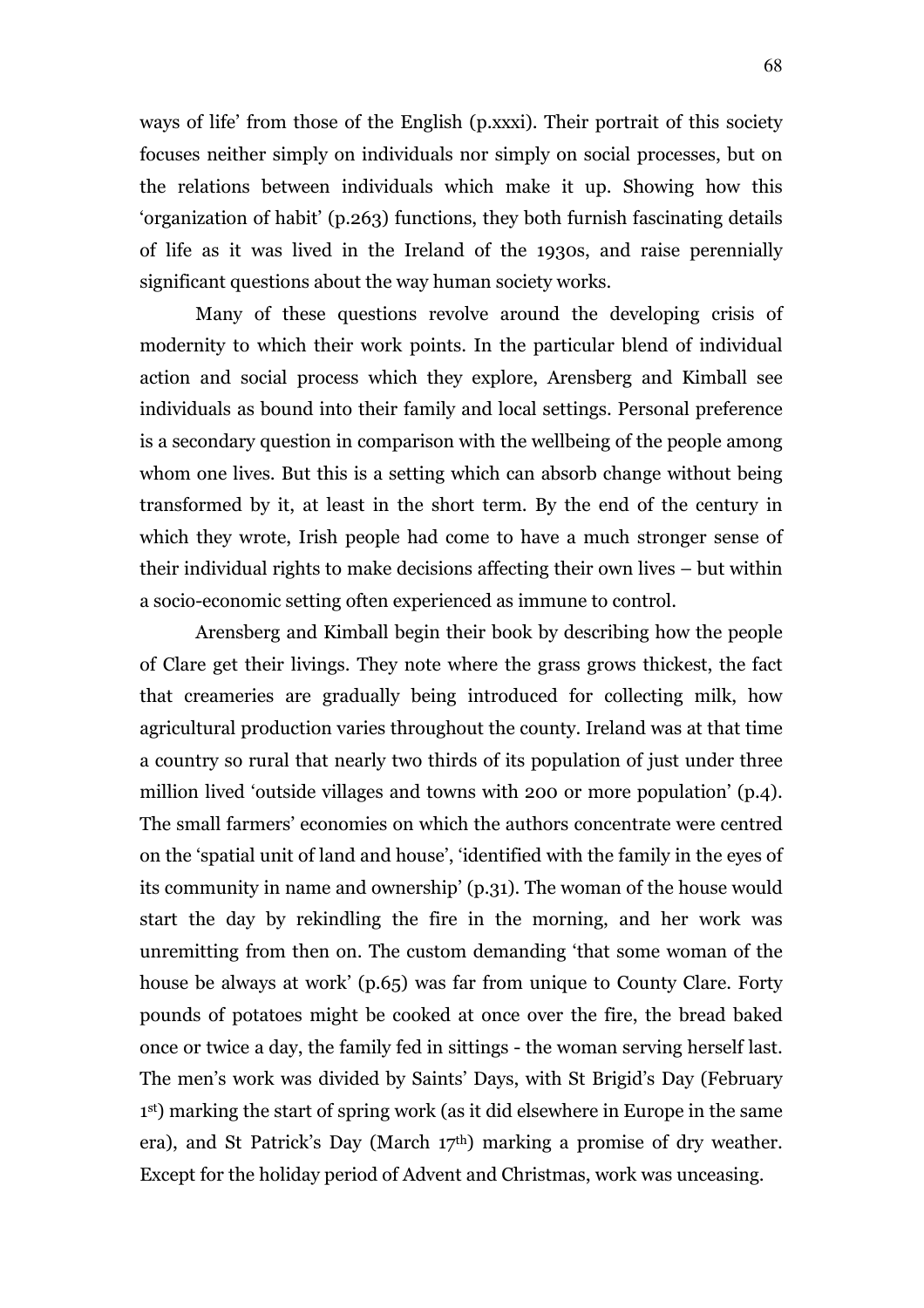ways of life' from those of the English (p.xxxi). Their portrait of this society focuses neither simply on individuals nor simply on social processes, but on the relations between individuals which make it up. Showing how this 'organization of habit' (p.263) functions, they both furnish fascinating details of life as it was lived in the Ireland of the 1930s, and raise perennially significant questions about the way human society works.

Many of these questions revolve around the developing crisis of modernity to which their work points. In the particular blend of individual action and social process which they explore, Arensberg and Kimball see individuals as bound into their family and local settings. Personal preference is a secondary question in comparison with the wellbeing of the people among whom one lives. But this is a setting which can absorb change without being transformed by it, at least in the short term. By the end of the century in which they wrote, Irish people had come to have a much stronger sense of their individual rights to make decisions affecting their own lives – but within a socio-economic setting often experienced as immune to control.

Arensberg and Kimball begin their book by describing how the people of Clare get their livings. They note where the grass grows thickest, the fact that creameries are gradually being introduced for collecting milk, how agricultural production varies throughout the county. Ireland was at that time a country so rural that nearly two thirds of its population of just under three million lived 'outside villages and towns with 200 or more population' (p.4). The small farmers' economies on which the authors concentrate were centred on the 'spatial unit of land and house', 'identified with the family in the eyes of its community in name and ownership' (p.31). The woman of the house would start the day by rekindling the fire in the morning, and her work was unremitting from then on. The custom demanding 'that some woman of the house be always at work' (p.65) was far from unique to County Clare. Forty pounds of potatoes might be cooked at once over the fire, the bread baked once or twice a day, the family fed in sittings - the woman serving herself last. The men's work was divided by Saints' Days, with St Brigid's Day (February 1st) marking the start of spring work (as it did elsewhere in Europe in the same era), and St Patrick's Day (March 17th) marking a promise of dry weather. Except for the holiday period of Advent and Christmas, work was unceasing.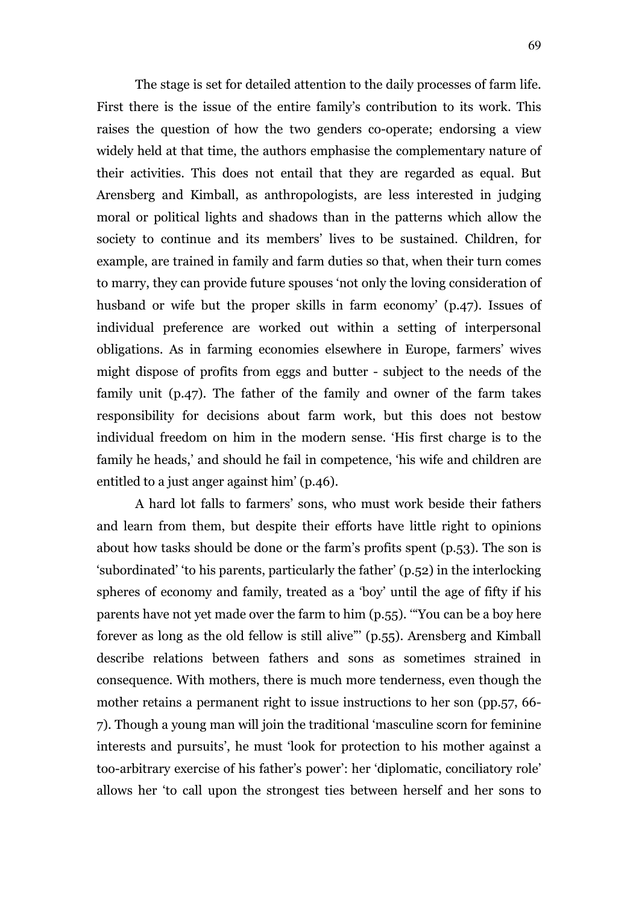The stage is set for detailed attention to the daily processes of farm life. First there is the issue of the entire family's contribution to its work. This raises the question of how the two genders co-operate; endorsing a view widely held at that time, the authors emphasise the complementary nature of their activities. This does not entail that they are regarded as equal. But Arensberg and Kimball, as anthropologists, are less interested in judging moral or political lights and shadows than in the patterns which allow the society to continue and its members' lives to be sustained. Children, for example, are trained in family and farm duties so that, when their turn comes to marry, they can provide future spouses 'not only the loving consideration of husband or wife but the proper skills in farm economy' (p.47). Issues of individual preference are worked out within a setting of interpersonal obligations. As in farming economies elsewhere in Europe, farmers' wives might dispose of profits from eggs and butter - subject to the needs of the family unit (p.47). The father of the family and owner of the farm takes responsibility for decisions about farm work, but this does not bestow individual freedom on him in the modern sense. 'His first charge is to the family he heads,' and should he fail in competence, 'his wife and children are entitled to a just anger against him' (p.46).

A hard lot falls to farmers' sons, who must work beside their fathers and learn from them, but despite their efforts have little right to opinions about how tasks should be done or the farm's profits spent (p.53). The son is 'subordinated' 'to his parents, particularly the father' (p.52) in the interlocking spheres of economy and family, treated as a 'boy' until the age of fifty if his parents have not yet made over the farm to him (p.55). '"You can be a boy here forever as long as the old fellow is still alive"' (p.55). Arensberg and Kimball describe relations between fathers and sons as sometimes strained in consequence. With mothers, there is much more tenderness, even though the mother retains a permanent right to issue instructions to her son (pp.57, 66-7). Though a young man will join the traditional 'masculine scorn for feminine interests and pursuits', he must 'look for protection to his mother against a too-arbitrary exercise of his father's power': her 'diplomatic, conciliatory role' allows her 'to call upon the strongest ties between herself and her sons to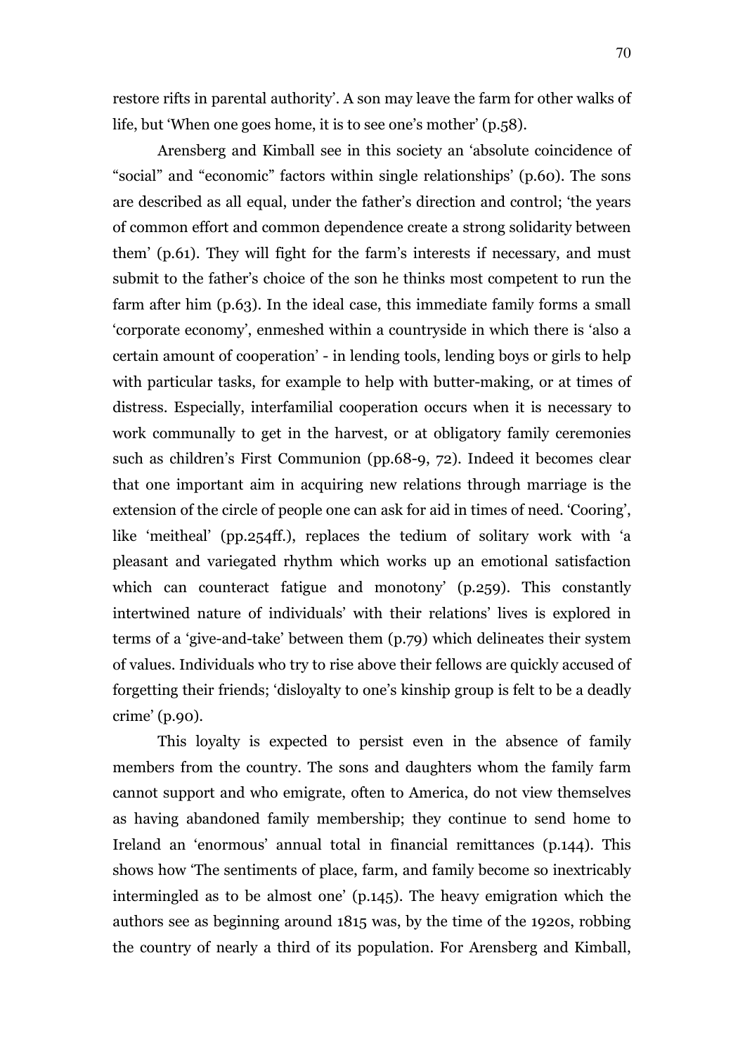restore rifts in parental authority'. A son may leave the farm for other walks of life, but 'When one goes home, it is to see one's mother' (p.58).

Arensberg and Kimball see in this society an 'absolute coincidence of "social" and "economic" factors within single relationships' (p.60). The sons are described as all equal, under the father's direction and control; 'the years of common effort and common dependence create a strong solidarity between them' (p.61). They will fight for the farm's interests if necessary, and must submit to the father's choice of the son he thinks most competent to run the farm after him (p.63). In the ideal case, this immediate family forms a small 'corporate economy', enmeshed within a countryside in which there is 'also a certain amount of cooperation' - in lending tools, lending boys or girls to help with particular tasks, for example to help with butter-making, or at times of distress. Especially, interfamilial cooperation occurs when it is necessary to work communally to get in the harvest, or at obligatory family ceremonies such as children's First Communion (pp.68-9, 72). Indeed it becomes clear that one important aim in acquiring new relations through marriage is the extension of the circle of people one can ask for aid in times of need. 'Cooring', like 'meitheal' (pp.254ff.), replaces the tedium of solitary work with 'a pleasant and variegated rhythm which works up an emotional satisfaction which can counteract fatigue and monotony' (p.259). This constantly intertwined nature of individuals' with their relations' lives is explored in terms of a 'give-and-take' between them (p.79) which delineates their system of values. Individuals who try to rise above their fellows are quickly accused of forgetting their friends; 'disloyalty to one's kinship group is felt to be a deadly crime' (p.90).

This loyalty is expected to persist even in the absence of family members from the country. The sons and daughters whom the family farm cannot support and who emigrate, often to America, do not view themselves as having abandoned family membership; they continue to send home to Ireland an 'enormous' annual total in financial remittances (p.144). This shows how 'The sentiments of place, farm, and family become so inextricably intermingled as to be almost one' (p.145). The heavy emigration which the authors see as beginning around 1815 was, by the time of the 1920s, robbing the country of nearly a third of its population. For Arensberg and Kimball,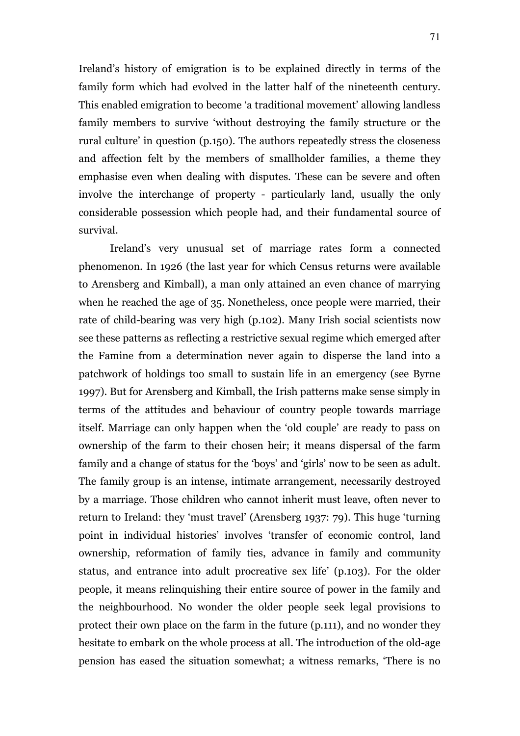Ireland's history of emigration is to be explained directly in terms of the family form which had evolved in the latter half of the nineteenth century. This enabled emigration to become 'a traditional movement' allowing landless family members to survive 'without destroying the family structure or the rural culture' in question (p.150). The authors repeatedly stress the closeness and affection felt by the members of smallholder families, a theme they emphasise even when dealing with disputes. These can be severe and often involve the interchange of property - particularly land, usually the only considerable possession which people had, and their fundamental source of survival.

Ireland's very unusual set of marriage rates form a connected phenomenon. In 1926 (the last year for which Census returns were available to Arensberg and Kimball), a man only attained an even chance of marrying when he reached the age of 35. Nonetheless, once people were married, their rate of child-bearing was very high (p.102). Many Irish social scientists now see these patterns as reflecting a restrictive sexual regime which emerged after the Famine from a determination never again to disperse the land into a patchwork of holdings too small to sustain life in an emergency (see Byrne 1997). But for Arensberg and Kimball, the Irish patterns make sense simply in terms of the attitudes and behaviour of country people towards marriage itself. Marriage can only happen when the 'old couple' are ready to pass on ownership of the farm to their chosen heir; it means dispersal of the farm family and a change of status for the 'boys' and 'girls' now to be seen as adult. The family group is an intense, intimate arrangement, necessarily destroyed by a marriage. Those children who cannot inherit must leave, often never to return to Ireland: they 'must travel' (Arensberg 1937: 79). This huge 'turning point in individual histories' involves 'transfer of economic control, land ownership, reformation of family ties, advance in family and community status, and entrance into adult procreative sex life' (p.103). For the older people, it means relinquishing their entire source of power in the family and the neighbourhood. No wonder the older people seek legal provisions to protect their own place on the farm in the future (p.111), and no wonder they hesitate to embark on the whole process at all. The introduction of the old-age pension has eased the situation somewhat; a witness remarks, 'There is no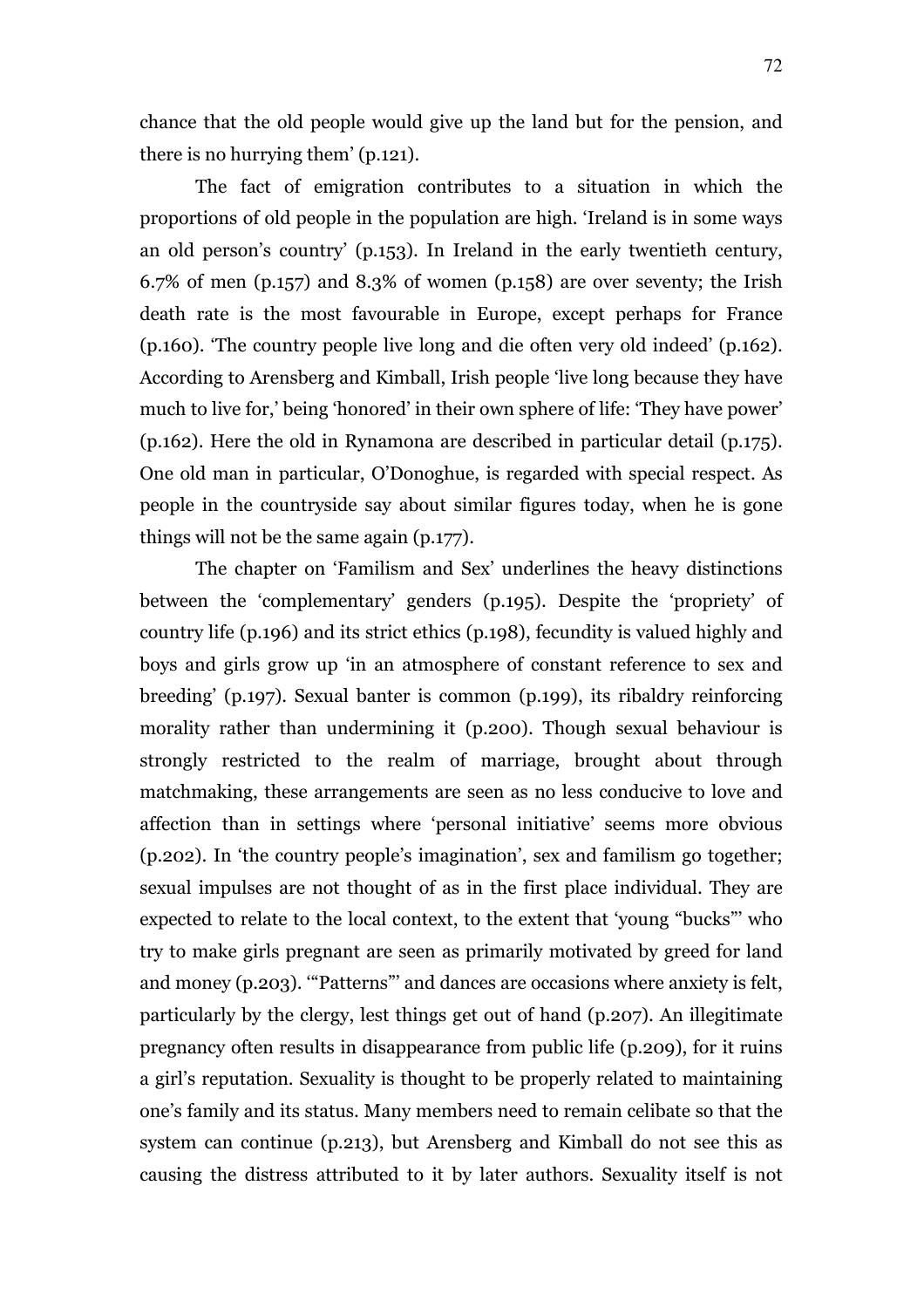chance that the old people would give up the land but for the pension, and there is no hurrying them' (p.121).

The fact of emigration contributes to a situation in which the proportions of old people in the population are high. 'Ireland is in some ways an old person's country' (p.153). In Ireland in the early twentieth century, 6.7% of men (p.157) and 8.3% of women (p.158) are over seventy; the Irish death rate is the most favourable in Europe, except perhaps for France (p.160). 'The country people live long and die often very old indeed' (p.162). According to Arensberg and Kimball, Irish people 'live long because they have much to live for,' being 'honored' in their own sphere of life: 'They have power' (p.162). Here the old in Rynamona are described in particular detail (p.175). One old man in particular, O'Donoghue, is regarded with special respect. As people in the countryside say about similar figures today, when he is gone things will not be the same again (p.177).

The chapter on 'Familism and Sex' underlines the heavy distinctions between the 'complementary' genders (p.195). Despite the 'propriety' of country life (p.196) and its strict ethics (p.198), fecundity is valued highly and boys and girls grow up 'in an atmosphere of constant reference to sex and breeding' (p.197). Sexual banter is common (p.199), its ribaldry reinforcing morality rather than undermining it (p.200). Though sexual behaviour is strongly restricted to the realm of marriage, brought about through matchmaking, these arrangements are seen as no less conducive to love and affection than in settings where 'personal initiative' seems more obvious (p.202). In 'the country people's imagination', sex and familism go together; sexual impulses are not thought of as in the first place individual. They are expected to relate to the local context, to the extent that 'young "bucks"' who try to make girls pregnant are seen as primarily motivated by greed for land and money (p.203). '"Patterns"' and dances are occasions where anxiety is felt, particularly by the clergy, lest things get out of hand (p.207). An illegitimate pregnancy often results in disappearance from public life (p.209), for it ruins a girl's reputation. Sexuality is thought to be properly related to maintaining one's family and its status. Many members need to remain celibate so that the system can continue (p.213), but Arensberg and Kimball do not see this as causing the distress attributed to it by later authors. Sexuality itself is not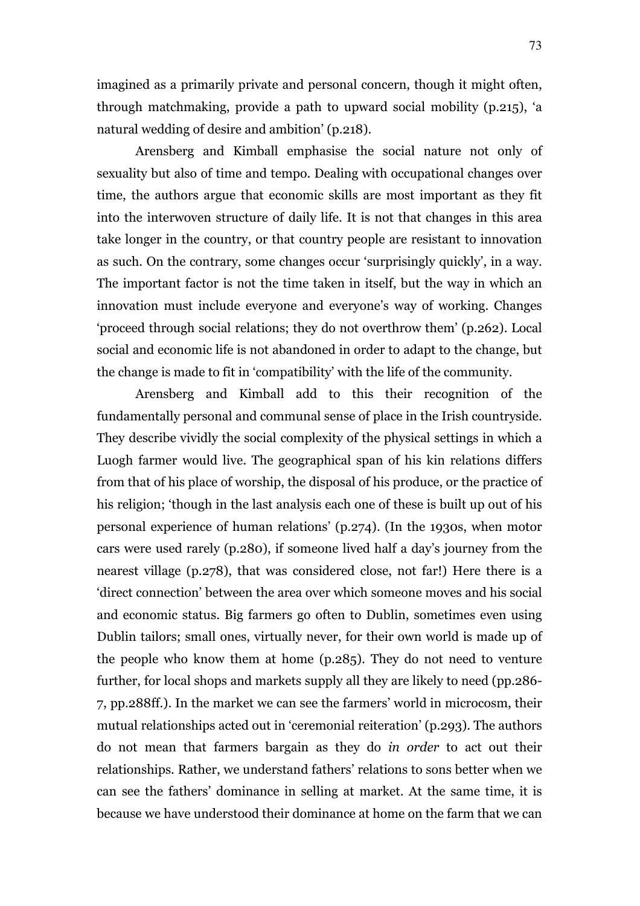imagined as a primarily private and personal concern, though it might often, through matchmaking, provide a path to upward social mobility (p.215), 'a natural wedding of desire and ambition' (p.218).

Arensberg and Kimball emphasise the social nature not only of sexuality but also of time and tempo. Dealing with occupational changes over time, the authors argue that economic skills are most important as they fit into the interwoven structure of daily life. It is not that changes in this area take longer in the country, or that country people are resistant to innovation as such. On the contrary, some changes occur 'surprisingly quickly', in a way. The important factor is not the time taken in itself, but the way in which an innovation must include everyone and everyone's way of working. Changes 'proceed through social relations; they do not overthrow them' (p.262). Local social and economic life is not abandoned in order to adapt to the change, but the change is made to fit in 'compatibility' with the life of the community.

Arensberg and Kimball add to this their recognition of the fundamentally personal and communal sense of place in the Irish countryside. They describe vividly the social complexity of the physical settings in which a Luogh farmer would live. The geographical span of his kin relations differs from that of his place of worship, the disposal of his produce, or the practice of his religion; 'though in the last analysis each one of these is built up out of his personal experience of human relations' (p.274). (In the 1930s, when motor cars were used rarely (p.280), if someone lived half a day's journey from the nearest village (p.278), that was considered close, not far!) Here there is a 'direct connection' between the area over which someone moves and his social and economic status. Big farmers go often to Dublin, sometimes even using Dublin tailors; small ones, virtually never, for their own world is made up of the people who know them at home (p.285). They do not need to venture further, for local shops and markets supply all they are likely to need (pp.286-7, pp.288ff.). In the market we can see the farmers' world in microcosm, their mutual relationships acted out in 'ceremonial reiteration' (p.293). The authors do not mean that farmers bargain as they do *in order* to act out their relationships. Rather, we understand fathers' relations to sons better when we can see the fathers' dominance in selling at market. At the same time, it is because we have understood their dominance at home on the farm that we can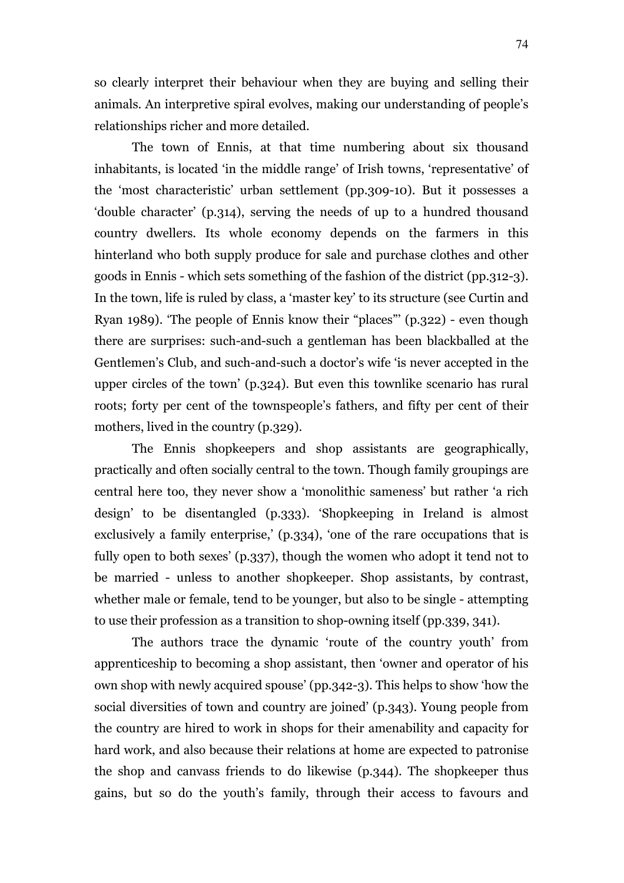so clearly interpret their behaviour when they are buying and selling their animals. An interpretive spiral evolves, making our understanding of people's relationships richer and more detailed.

The town of Ennis, at that time numbering about six thousand inhabitants, is located 'in the middle range' of Irish towns, 'representative' of the 'most characteristic' urban settlement (pp.309-10). But it possesses a 'double character' (p.314), serving the needs of up to a hundred thousand country dwellers. Its whole economy depends on the farmers in this hinterland who both supply produce for sale and purchase clothes and other goods in Ennis - which sets something of the fashion of the district (pp.312-3). In the town, life is ruled by class, a 'master key' to its structure (see Curtin and Ryan 1989). 'The people of Ennis know their "places"' (p.322) - even though there are surprises: such-and-such a gentleman has been blackballed at the Gentlemen's Club, and such-and-such a doctor's wife 'is never accepted in the upper circles of the town' (p.324). But even this townlike scenario has rural roots; forty per cent of the townspeople's fathers, and fifty per cent of their mothers, lived in the country (p.329).

The Ennis shopkeepers and shop assistants are geographically, practically and often socially central to the town. Though family groupings are central here too, they never show a 'monolithic sameness' but rather 'a rich design' to be disentangled (p.333). 'Shopkeeping in Ireland is almost exclusively a family enterprise,' (p.334), 'one of the rare occupations that is fully open to both sexes' (p.337), though the women who adopt it tend not to be married - unless to another shopkeeper. Shop assistants, by contrast, whether male or female, tend to be younger, but also to be single - attempting to use their profession as a transition to shop-owning itself (pp.339, 341).

The authors trace the dynamic 'route of the country youth' from apprenticeship to becoming a shop assistant, then 'owner and operator of his own shop with newly acquired spouse' (pp.342-3). This helps to show 'how the social diversities of town and country are joined' (p.343). Young people from the country are hired to work in shops for their amenability and capacity for hard work, and also because their relations at home are expected to patronise the shop and canvass friends to do likewise (p.344). The shopkeeper thus gains, but so do the youth's family, through their access to favours and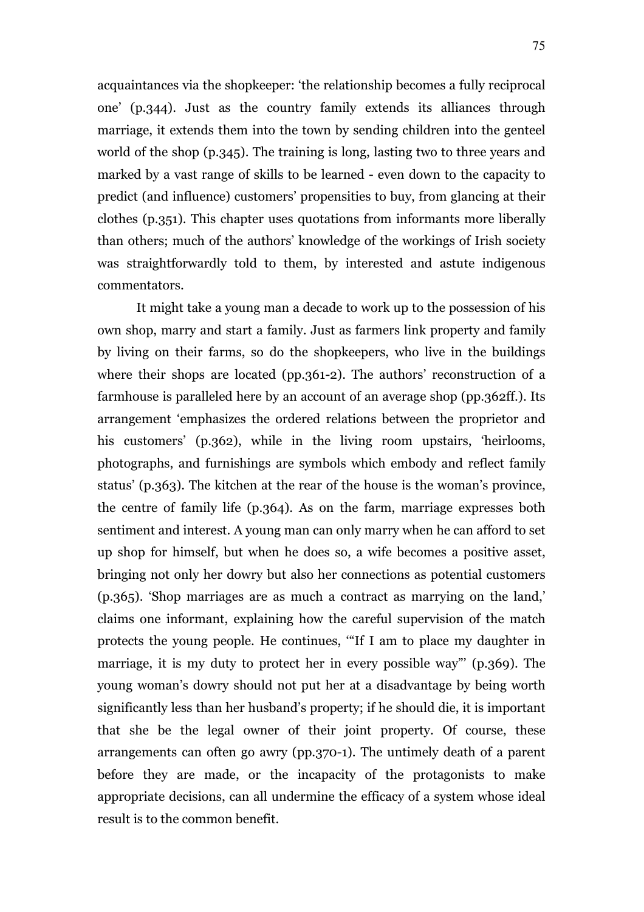acquaintances via the shopkeeper: 'the relationship becomes a fully reciprocal one' (p.344). Just as the country family extends its alliances through marriage, it extends them into the town by sending children into the genteel world of the shop (p.345). The training is long, lasting two to three years and marked by a vast range of skills to be learned - even down to the capacity to predict (and influence) customers' propensities to buy, from glancing at their clothes (p.351). This chapter uses quotations from informants more liberally than others; much of the authors' knowledge of the workings of Irish society was straightforwardly told to them, by interested and astute indigenous commentators.

It might take a young man a decade to work up to the possession of his own shop, marry and start a family. Just as farmers link property and family by living on their farms, so do the shopkeepers, who live in the buildings where their shops are located (pp.361-2). The authors' reconstruction of a farmhouse is paralleled here by an account of an average shop (pp.362ff.). Its arrangement 'emphasizes the ordered relations between the proprietor and his customers' (p.362), while in the living room upstairs, 'heirlooms, photographs, and furnishings are symbols which embody and reflect family status' (p.363). The kitchen at the rear of the house is the woman's province, the centre of family life (p.364). As on the farm, marriage expresses both sentiment and interest. A young man can only marry when he can afford to set up shop for himself, but when he does so, a wife becomes a positive asset, bringing not only her dowry but also her connections as potential customers (p.365). 'Shop marriages are as much a contract as marrying on the land,' claims one informant, explaining how the careful supervision of the match protects the young people. He continues, '"If I am to place my daughter in marriage, it is my duty to protect her in every possible way"' (p.369). The young woman's dowry should not put her at a disadvantage by being worth significantly less than her husband's property; if he should die, it is important that she be the legal owner of their joint property. Of course, these arrangements can often go awry (pp.370-1). The untimely death of a parent before they are made, or the incapacity of the protagonists to make appropriate decisions, can all undermine the efficacy of a system whose ideal result is to the common benefit.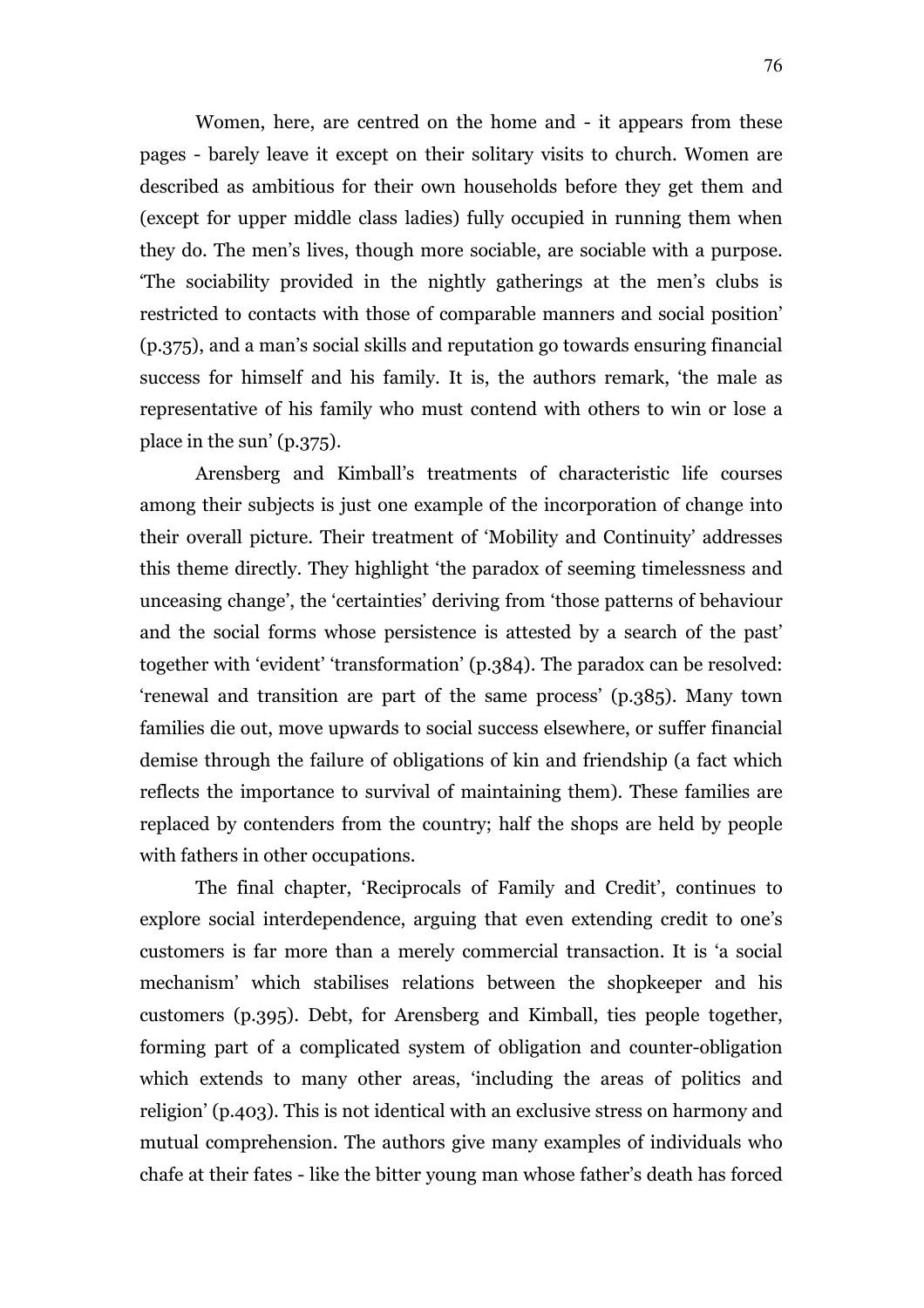Women, here, are centred on the home and - it appears from these pages - barely leave it except on their solitary visits to church. Women are described as ambitious for their own households before they get them and (except for upper middle class ladies) fully occupied in running them when they do. The men's lives, though more sociable, are sociable with a purpose. 'The sociability provided in the nightly gatherings at the men's clubs is restricted to contacts with those of comparable manners and social position' (p.375), and a man's social skills and reputation go towards ensuring financial success for himself and his family. It is, the authors remark, 'the male as representative of his family who must contend with others to win or lose a place in the sun' (p.375).

Arensberg and Kimball's treatments of characteristic life courses among their subjects is just one example of the incorporation of change into their overall picture. Their treatment of 'Mobility and Continuity' addresses this theme directly. They highlight 'the paradox of seeming timelessness and unceasing change', the 'certainties' deriving from 'those patterns of behaviour and the social forms whose persistence is attested by a search of the past' together with 'evident' 'transformation' (p.384). The paradox can be resolved: 'renewal and transition are part of the same process' (p.385). Many town families die out, move upwards to social success elsewhere, or suffer financial demise through the failure of obligations of kin and friendship (a fact which reflects the importance to survival of maintaining them). These families are replaced by contenders from the country; half the shops are held by people with fathers in other occupations.

The final chapter, 'Reciprocals of Family and Credit', continues to explore social interdependence, arguing that even extending credit to one's customers is far more than a merely commercial transaction. It is 'a social mechanism' which stabilises relations between the shopkeeper and his customers (p.395). Debt, for Arensberg and Kimball, ties people together, forming part of a complicated system of obligation and counter-obligation which extends to many other areas, 'including the areas of politics and religion' (p.403). This is not identical with an exclusive stress on harmony and mutual comprehension. The authors give many examples of individuals who chafe at their fates - like the bitter young man whose father's death has forced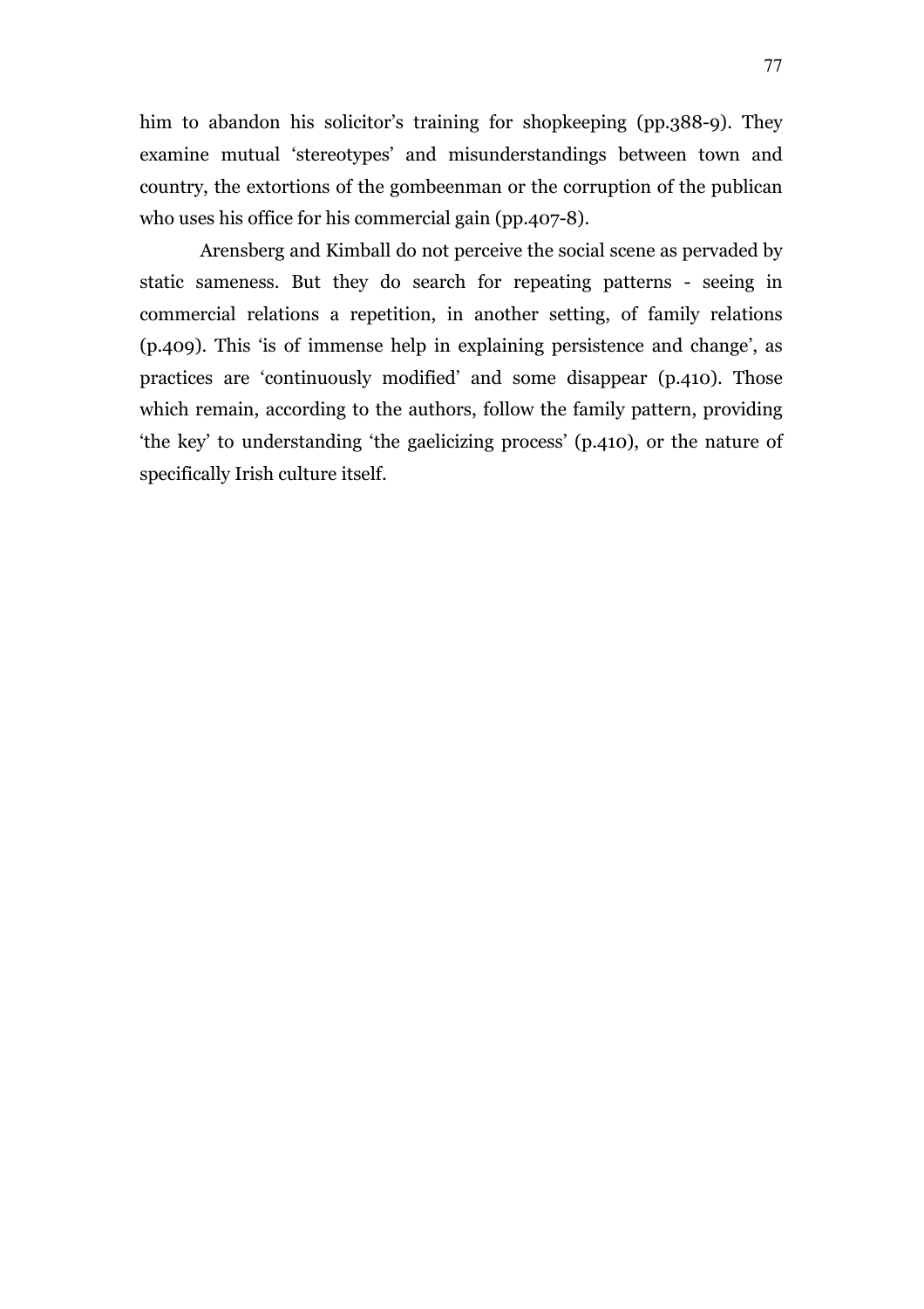him to abandon his solicitor's training for shopkeeping (pp.388-9). They examine mutual 'stereotypes' and misunderstandings between town and country, the extortions of the gombeenman or the corruption of the publican who uses his office for his commercial gain (pp.407-8).

Arensberg and Kimball do not perceive the social scene as pervaded by static sameness. But they do search for repeating patterns - seeing in commercial relations a repetition, in another setting, of family relations (p.409). This 'is of immense help in explaining persistence and change', as practices are 'continuously modified' and some disappear (p.410). Those which remain, according to the authors, follow the family pattern, providing 'the key' to understanding 'the gaelicizing process' (p.410), or the nature of specifically Irish culture itself.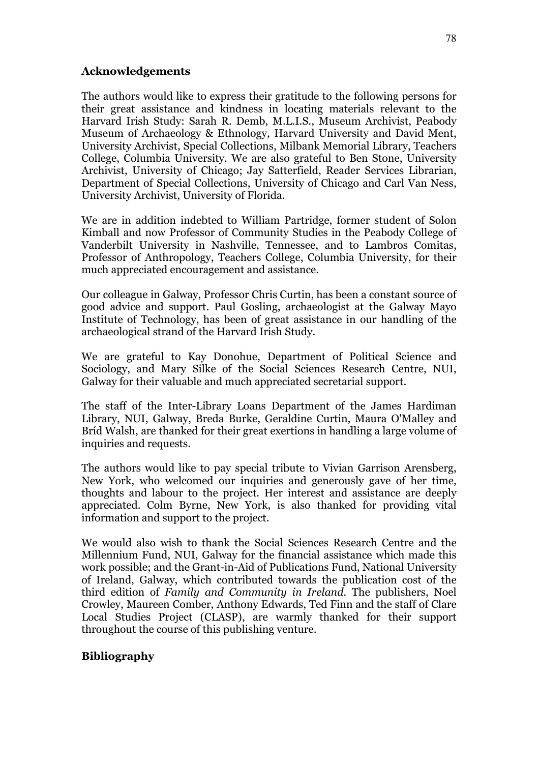## Acknowledgements

The authors would like to express their gratitude to the following persons for their great assistance and kindness in locating materials relevant to the Harvard Irish Study: Sarah R. Demb, M.L.I.S., Museum Archivist, Peabody Museum of Archaeology & Ethnology, Harvard University and David Ment, University Archivist, Special Collections, Milbank Memorial Library, Teachers College, Columbia University. We are also grateful to Ben Stone, University Archivist, University of Chicago; Jay Satterfield, Reader Services Librarian, Department of Special Collections, University of Chicago and Carl Van Ness, University Archivist, University of Florida.

We are in addition indebted to William Partridge, former student of Solon Kimball and now Professor of Community Studies in the Peabody College of Vanderbilt University in Nashville, Tennessee, and to Lambros Comitas, Professor of Anthropology, Teachers College, Columbia University, for their much appreciated encouragement and assistance.

Our colleague in Galway, Professor Chris Curtin, has been a constant source of good advice and support. Paul Gosling, archaeologist at the Galway Mayo Institute of Technology, has been of great assistance in our handling of the archaeological strand of the Harvard Irish Study.

We are grateful to Kay Donohue, Department of Political Science and Sociology, and Mary Silke of the Social Sciences Research Centre, NUI, Galway for their valuable and much appreciated secretarial support.

The staff of the Inter-Library Loans Department of the James Hardiman Library, NUI, Galway, Breda Burke, Geraldine Curtin, Maura O'Malley and Bríd Walsh, are thanked for their great exertions in handling a large volume of inquiries and requests.

The authors would like to pay special tribute to Vivian Garrison Arensberg, New York, who welcomed our inquiries and generously gave of her time, thoughts and labour to the project. Her interest and assistance are deeply appreciated. Colm Byrne, New York, is also thanked for providing vital information and support to the project.

We would also wish to thank the Social Sciences Research Centre and the Millennium Fund, NUI, Galway for the financial assistance which made this work possible; and the Grant-in-Aid of Publications Fund, National University of Ireland, Galway, which contributed towards the publication cost of the third edition of *Family and Community in Ireland*. The publishers, Noel Crowley, Maureen Comber, Anthony Edwards, Ted Finn and the staff of Clare Local Studies Project (CLASP), are warmly thanked for their support throughout the course of this publishing venture.

## Bibliography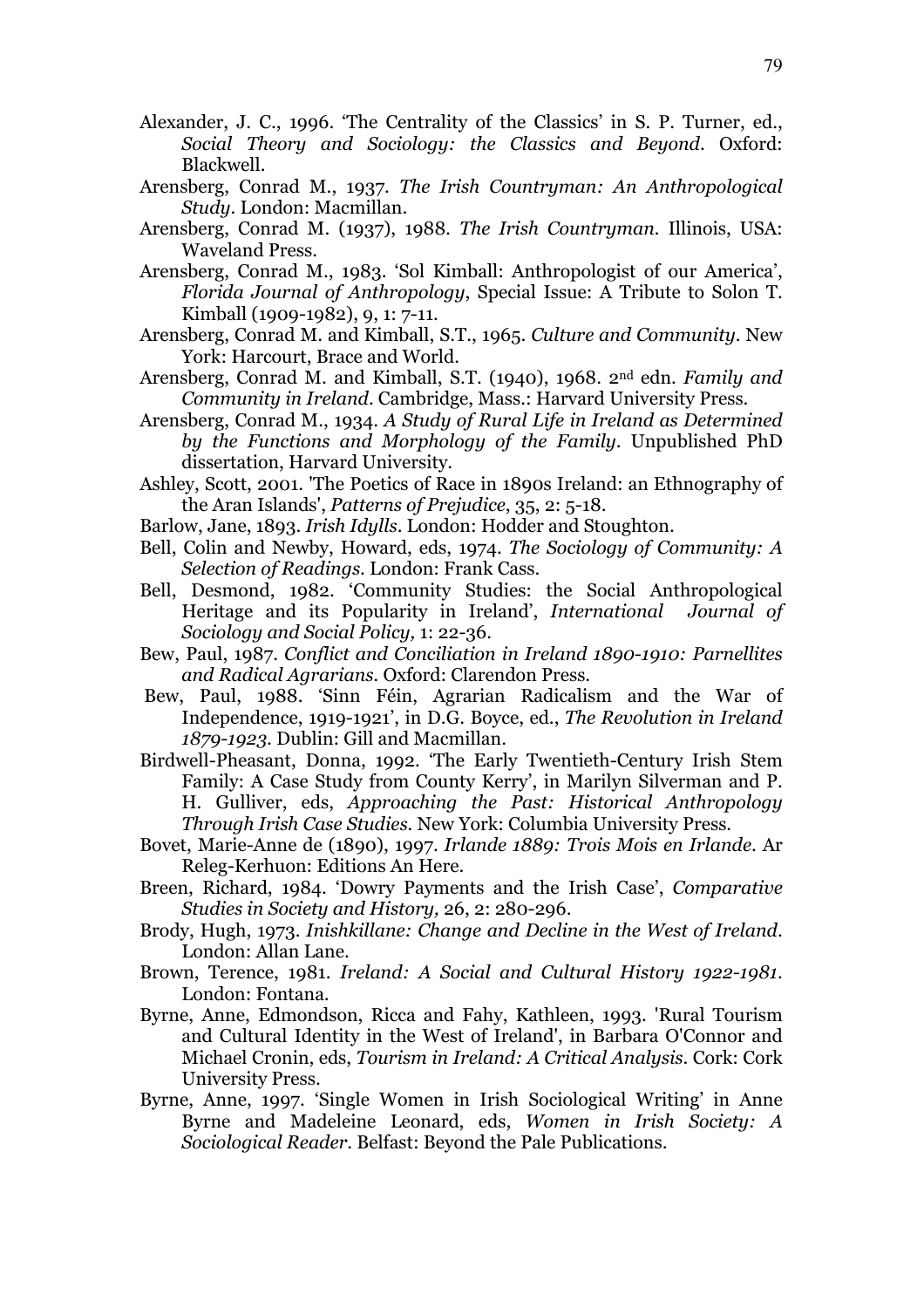Alexander, J. C., 1996. 'The Centrality of the Classics' in S. P. Turner, ed., *Social Theory and Sociology: the Classics and Beyond*. Oxford: Blackwell.

Arensberg, Conrad M., 1937. *The Irish Countryman: An Anthropological Study*. London: Macmillan.

Arensberg, Conrad M. (1937), 1988. *The Irish Countryman*. Illinois, USA: Waveland Press.

Arensberg, Conrad M., 1983. 'Sol Kimball: Anthropologist of our America', *Florida Journal of Anthropology*, Special Issue: A Tribute to Solon T. Kimball (1909-1982), 9, 1: 7-11.

Arensberg, Conrad M. and Kimball, S.T., 1965. *Culture and Community*. New York: Harcourt, Brace and World.

Arensberg, Conrad M. and Kimball, S.T. (1940), 1968. 2nd edn. *Family and Community in Ireland*. Cambridge, Mass.: Harvard University Press.

Arensberg, Conrad M., 1934. *A Study of Rural Life in Ireland as Determined by the Functions and Morphology of the Family*. Unpublished PhD dissertation, Harvard University.

Ashley, Scott, 2001. 'The Poetics of Race in 1890s Ireland: an Ethnography of the Aran Islands', *Patterns of Prejudice*, 35, 2: 5-18.

Barlow, Jane, 1893. *Irish Idylls*. London: Hodder and Stoughton.

Bell, Colin and Newby, Howard, eds, 1974. *The Sociology of Community: A Selection of Readings*. London: Frank Cass.

Bell, Desmond, 1982. 'Community Studies: the Social Anthropological Heritage and its Popularity in Ireland', *International Journal of Sociology and Social Policy,* 1: 22-36.

Bew, Paul, 1987. *Conflict and Conciliation in Ireland 1890-1910: Parnellites and Radical Agrarians*. Oxford: Clarendon Press.

Bew, Paul, 1988. 'Sinn Féin, Agrarian Radicalism and the War of Independence, 1919-1921', in D.G. Boyce, ed., *The Revolution in Ireland 1879-1923*. Dublin: Gill and Macmillan.

Birdwell-Pheasant, Donna, 1992. 'The Early Twentieth-Century Irish Stem Family: A Case Study from County Kerry', in Marilyn Silverman and P. H. Gulliver, eds, *Approaching the Past: Historical Anthropology Through Irish Case Studies*. New York: Columbia University Press.

Bovet, Marie-Anne de (1890), 1997. *Irlande 1889: Trois Mois en Irlande*. Ar Releg-Kerhuon: Editions An Here.

Breen, Richard, 1984. 'Dowry Payments and the Irish Case', *Comparative Studies in Society and History,* 26, 2: 280-296.

Brody, Hugh, 1973. *Inishkillane: Change and Decline in the West of Ireland*. London: Allan Lane.

Brown, Terence, 1981. *Ireland: A Social and Cultural History 1922-1981*. London: Fontana.

Byrne, Anne, Edmondson, Ricca and Fahy, Kathleen, 1993. 'Rural Tourism and Cultural Identity in the West of Ireland', in Barbara O'Connor and Michael Cronin, eds, *Tourism in Ireland: A Critical Analysis*. Cork: Cork University Press.

Byrne, Anne, 1997. 'Single Women in Irish Sociological Writing' in Anne Byrne and Madeleine Leonard, eds, *Women in Irish Society: A Sociological Reader*. Belfast: Beyond the Pale Publications.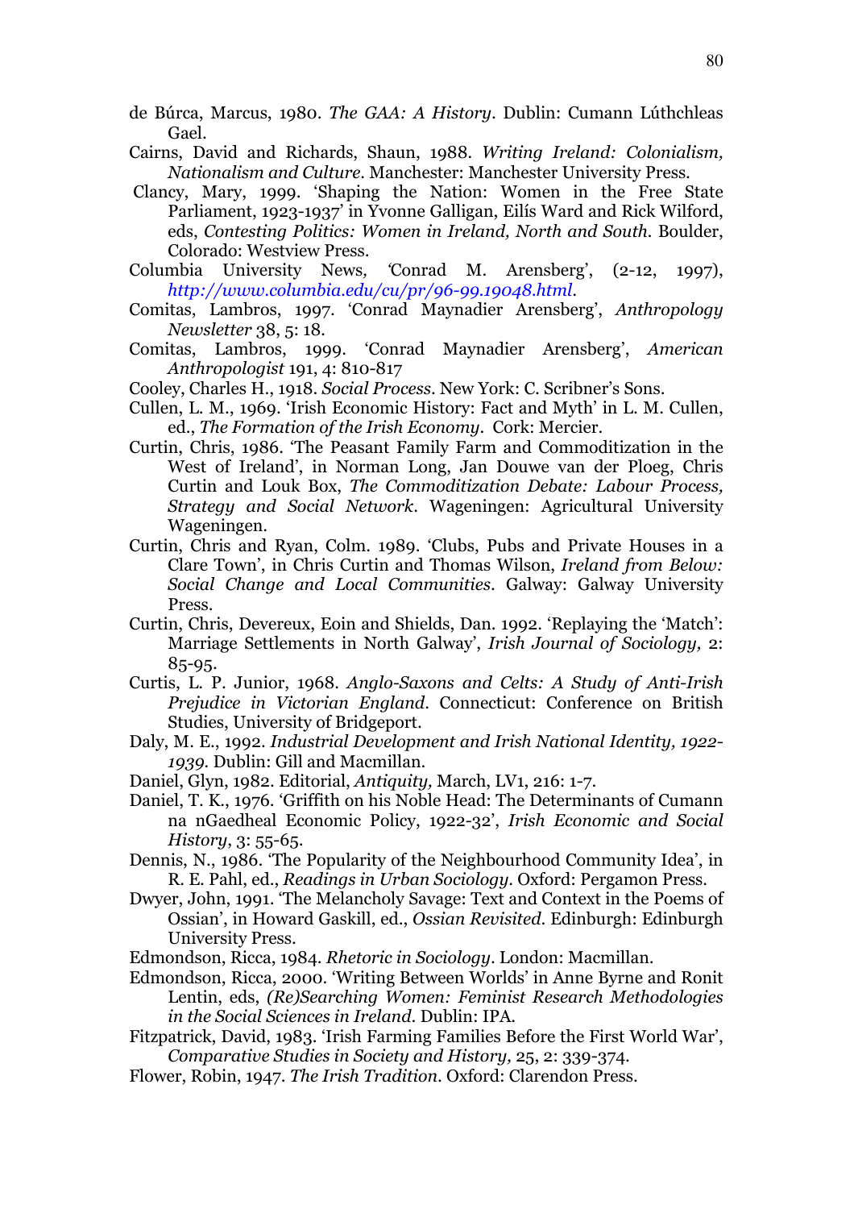de Búrca, Marcus, 1980. *The GAA: A History*. Dublin: Cumann Lúthchleas Gael.

Cairns, David and Richards, Shaun, 1988. *Writing Ireland: Colonialism, Nationalism and Culture*. Manchester: Manchester University Press.

Clancy, Mary, 1999. 'Shaping the Nation: Women in the Free State Parliament, 1923-1937' in Yvonne Galligan, Eilís Ward and Rick Wilford, eds, *Contesting Politics: Women in Ireland, North and South*. Boulder, Colorado: Westview Press.

Columbia University News, 'Conrad M. Arensberg', (2-12, 1997), *http://www.columbia.edu/cu/pr/96-99.19048.html*.

Comitas, Lambros, 1997. 'Conrad Maynadier Arensberg', *Anthropology Newsletter* 38, 5: 18.

Comitas, Lambros, 1999. 'Conrad Maynadier Arensberg', *American Anthropologist* 191, 4: 810-817

Cooley, Charles H., 1918. *Social Process*. New York: C. Scribner's Sons.

Cullen, L. M., 1969. 'Irish Economic History: Fact and Myth' in L. M. Cullen, ed., *The Formation of the Irish Economy*. Cork: Mercier.

Curtin, Chris, 1986. 'The Peasant Family Farm and Commoditization in the West of Ireland', in Norman Long, Jan Douwe van der Ploeg, Chris Curtin and Louk Box, *The Commoditization Debate: Labour Process, Strategy and Social Network*. Wageningen: Agricultural University Wageningen.

Curtin, Chris and Ryan, Colm. 1989. 'Clubs, Pubs and Private Houses in a Clare Town', in Chris Curtin and Thomas Wilson, *Ireland from Below: Social Change and Local Communities*. Galway: Galway University Press.

Curtin, Chris, Devereux, Eoin and Shields, Dan. 1992. 'Replaying the 'Match': Marriage Settlements in North Galway', *Irish Journal of Sociology,* 2: 85-95.

Curtis, L. P. Junior, 1968. *Anglo-Saxons and Celts: A Study of Anti-Irish Prejudice in Victorian England*. Connecticut: Conference on British Studies, University of Bridgeport.

Daly, M. E., 1992. *Industrial Development and Irish National Identity, 1922-1939*. Dublin: Gill and Macmillan.

Daniel, Glyn, 1982. Editorial, *Antiquity,* March, LV1, 216: 1-7.

Daniel, T. K., 1976. 'Griffith on his Noble Head: The Determinants of Cumann na nGaedheal Economic Policy, 1922-32', *Irish Economic and Social History*, 3: 55-65.

Dennis, N., 1986. 'The Popularity of the Neighbourhood Community Idea', in R. E. Pahl, ed., *Readings in Urban Sociology*. Oxford: Pergamon Press.

Dwyer, John, 1991. 'The Melancholy Savage: Text and Context in the Poems of Ossian', in Howard Gaskill, ed., *Ossian Revisited*. Edinburgh: Edinburgh University Press.

Edmondson, Ricca, 1984. *Rhetoric in Sociology*. London: Macmillan.

Edmondson, Ricca, 2000. 'Writing Between Worlds' in Anne Byrne and Ronit Lentin, eds, *(Re)Searching Women: Feminist Research Methodologies in the Social Sciences in Ireland*. Dublin: IPA.

Fitzpatrick, David, 1983. 'Irish Farming Families Before the First World War', *Comparative Studies in Society and History,* 25, 2: 339-374.

Flower, Robin, 1947. *The Irish Tradition*. Oxford: Clarendon Press.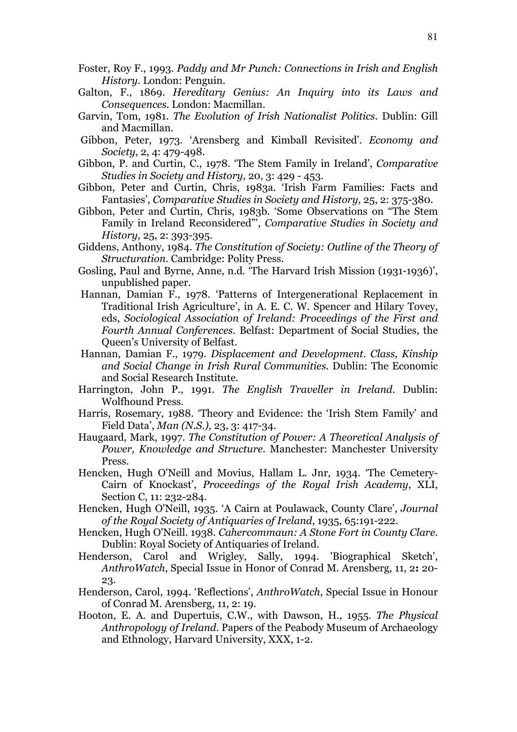Foster, Roy F., 1993. *Paddy and Mr Punch: Connections in Irish and English History*. London: Penguin.

Galton, F., 1869. *Hereditary Genius: An Inquiry into its Laws and Consequences*. London: Macmillan.

Garvin, Tom, 1981. *The Evolution of Irish Nationalist Politics*. Dublin: Gill and Macmillan.

Gibbon, Peter, 1973. 'Arensberg and Kimball Revisited'. *Economy and Society*, 2, 4: 479-498.

Gibbon, P. and Curtin, C., 1978. 'The Stem Family in Ireland', *Comparative Studies in Society and History,* 20, 3: 429 - 453.

Gibbon, Peter and Curtin, Chris, 1983a. 'Irish Farm Families: Facts and Fantasies', *Comparative Studies in Society and History,* 25, 2: 375-380.

Gibbon, Peter and Curtin, Chris, 1983b. 'Some Observations on "The Stem Family in Ireland Reconsidered"', *Comparative Studies in Society and History,* 25, 2: 393-395.

Giddens, Anthony, 1984. *The Constitution of Society: Outline of the Theory of Structuration*. Cambridge: Polity Press.

Gosling, Paul and Byrne, Anne, n.d. 'The Harvard Irish Mission (1931-1936)', unpublished paper.

Hannan, Damian F., 1978. 'Patterns of Intergenerational Replacement in Traditional Irish Agriculture', in A. E. C. W. Spencer and Hilary Tovey, eds, *Sociological Association of Ireland: Proceedings of the First and Fourth Annual Conferences*. Belfast: Department of Social Studies, the Queen's University of Belfast.

Hannan, Damian F., 1979. *Displacement and Development. Class, Kinship and Social Change in Irish Rural Communities.* Dublin: The Economic and Social Research Institute.

Harrington, John P., 1991. *The English Traveller in Ireland*. Dublin: Wolfhound Press.

Harris, Rosemary, 1988. 'Theory and Evidence: the 'Irish Stem Family' and Field Data', *Man (N.S.),* 23, 3: 417-34.

Haugaard, Mark, 1997. *The Constitution of Power: A Theoretical Analysis of Power, Knowledge and Structure*. Manchester: Manchester University Press.

Hencken, Hugh O'Neill and Movius, Hallam L. Jnr, 1934. 'The Cemetery-Cairn of Knockast', *Proceedings of the Royal Irish Academy*, XLI, Section C, 11: 232-284.

Hencken, Hugh O'Neill, 1935. 'A Cairn at Poulawack, County Clare', *Journal of the Royal Society of Antiquaries of Ireland*, 1935, 65:191-222.

Hencken, Hugh O'Neill. 1938. *Cahercommaun: A Stone Fort in County Clare.* Dublin: Royal Society of Antiquaries of Ireland.

Henderson, Carol and Wrigley, Sally, 1994. 'Biographical Sketch', *AnthroWatch*, Special Issue in Honor of Conrad M. Arensberg, 11, 2**:** 20-23.

Henderson, Carol, 1994. 'Reflections', *AnthroWatch*, Special Issue in Honour of Conrad M. Arensberg, 11, 2: 19.

Hooton, E. A. and Dupertuis, C.W., with Dawson, H., 1955. *The Physical Anthropology of Ireland*. Papers of the Peabody Museum of Archaeology and Ethnology, Harvard University, XXX, 1-2.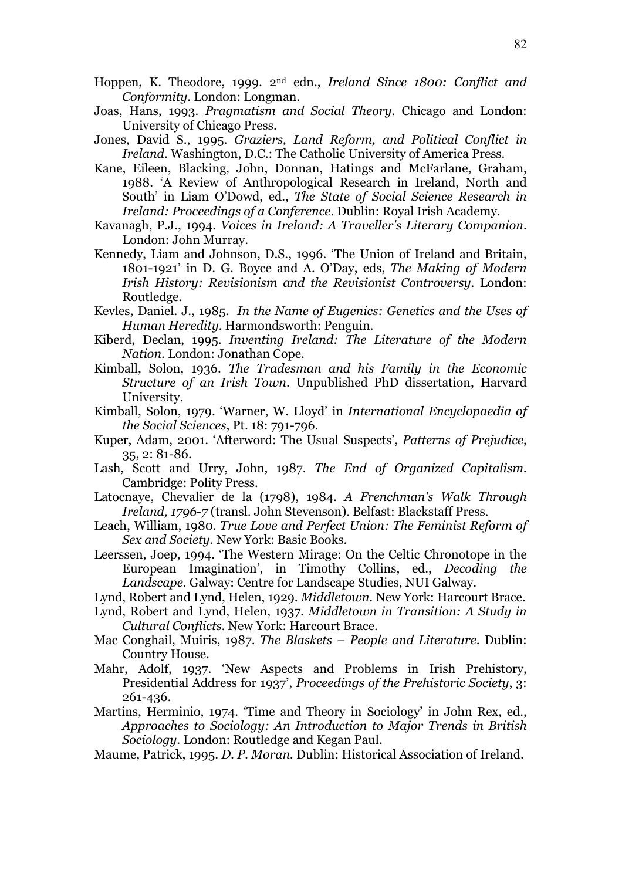Hoppen, K. Theodore, 1999. 2nd edn., *Ireland Since 1800: Conflict and Conformity*. London: Longman.

Joas, Hans, 1993. *Pragmatism and Social Theory*. Chicago and London: University of Chicago Press.

Jones, David S., 1995. *Graziers, Land Reform, and Political Conflict in Ireland*. Washington, D.C.: The Catholic University of America Press.

Kane, Eileen, Blacking, John, Donnan, Hatings and McFarlane, Graham, 1988. 'A Review of Anthropological Research in Ireland, North and South' in Liam O'Dowd, ed., *The State of Social Science Research in Ireland: Proceedings of a Conference*. Dublin: Royal Irish Academy.

Kavanagh, P.J., 1994. *Voices in Ireland: A Traveller's Literary Companion*. London: John Murray.

Kennedy, Liam and Johnson, D.S., 1996. 'The Union of Ireland and Britain, 1801-1921' in D. G. Boyce and A. O'Day, eds, *The Making of Modern Irish History: Revisionism and the Revisionist Controversy*. London: Routledge.

Kevles, Daniel. J., 1985. *In the Name of Eugenics: Genetics and the Uses of Human Heredity*. Harmondsworth: Penguin.

Kiberd, Declan, 1995. *Inventing Ireland: The Literature of the Modern Nation*. London: Jonathan Cope.

Kimball, Solon, 1936. *The Tradesman and his Family in the Economic Structure of an Irish Town*. Unpublished PhD dissertation, Harvard University.

Kimball, Solon, 1979. 'Warner, W. Lloyd' in *International Encyclopaedia of the Social Sciences*, Pt. 18: 791-796.

Kuper, Adam, 2001. 'Afterword: The Usual Suspects', *Patterns of Prejudice*, 35, 2: 81-86.

Lash, Scott and Urry, John, 1987. *The End of Organized Capitalism*. Cambridge: Polity Press.

Latocnaye, Chevalier de la (1798), 1984. *A Frenchman's Walk Through Ireland, 1796-7* (transl. John Stevenson). Belfast: Blackstaff Press.

Leach, William, 1980. *True Love and Perfect Union: The Feminist Reform of Sex and Society*. New York: Basic Books.

Leerssen, Joep, 1994. 'The Western Mirage: On the Celtic Chronotope in the European Imagination', in Timothy Collins, ed., *Decoding the Landscape*. Galway: Centre for Landscape Studies, NUI Galway.

Lynd, Robert and Lynd, Helen, 1929. *Middletown*. New York: Harcourt Brace.

Lynd, Robert and Lynd, Helen, 1937. *Middletown in Transition: A Study in Cultural Conflicts*. New York: Harcourt Brace.

Mac Conghail, Muiris, 1987. *The Blaskets – People and Literature*. Dublin: Country House.

Mahr, Adolf, 1937. 'New Aspects and Problems in Irish Prehistory, Presidential Address for 1937', *Proceedings of the Prehistoric Society*, 3: 261-436.

Martins, Herminio, 1974. 'Time and Theory in Sociology' in John Rex, ed., *Approaches to Sociology: An Introduction to Major Trends in British Sociology*. London: Routledge and Kegan Paul.

Maume, Patrick, 1995. *D. P. Moran*. Dublin: Historical Association of Ireland.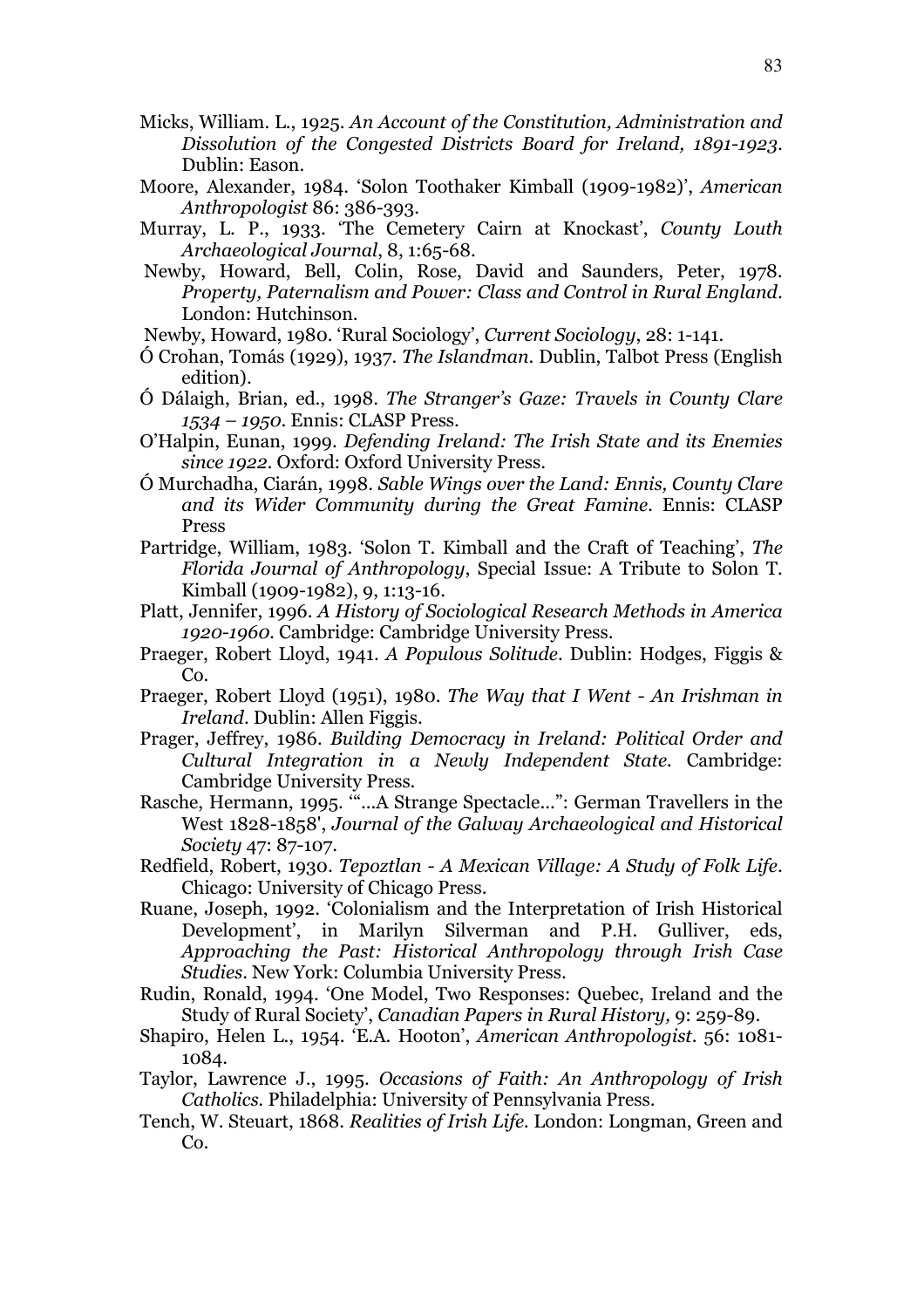Micks, William. L., 1925. *An Account of the Constitution, Administration and Dissolution of the Congested Districts Board for Ireland, 1891-1923*. Dublin: Eason.

Moore, Alexander, 1984. 'Solon Toothaker Kimball (1909-1982)', *American Anthropologist* 86: 386-393.

Murray, L. P., 1933. 'The Cemetery Cairn at Knockast', *County Louth Archaeological Journal*, 8, 1:65-68.

Newby, Howard, Bell, Colin, Rose, David and Saunders, Peter, 1978. *Property, Paternalism and Power: Class and Control in Rural England*. London: Hutchinson.

Newby, Howard, 1980. 'Rural Sociology', *Current Sociology*, 28: 1-141.

Ó Crohan, Tomás (1929), 1937. *The Islandman*. Dublin, Talbot Press (English edition).

Ó Dálaigh, Brian, ed., 1998. *The Stranger's Gaze: Travels in County Clare 1534 – 1950*. Ennis: CLASP Press.

O'Halpin, Eunan, 1999. *Defending Ireland: The Irish State and its Enemies since 1922*. Oxford: Oxford University Press.

Ó Murchadha, Ciarán, 1998. *Sable Wings over the Land: Ennis, County Clare and its Wider Community during the Great Famine*. Ennis: CLASP Press

Partridge, William, 1983. 'Solon T. Kimball and the Craft of Teaching', *The Florida Journal of Anthropology*, Special Issue: A Tribute to Solon T. Kimball (1909-1982), 9, 1:13-16.

Platt, Jennifer, 1996. *A History of Sociological Research Methods in America 1920-1960*. Cambridge: Cambridge University Press.

Praeger, Robert Lloyd, 1941. *A Populous Solitude*. Dublin: Hodges, Figgis & Co.

Praeger, Robert Lloyd (1951), 1980. *The Way that I Went - An Irishman in Ireland*. Dublin: Allen Figgis.

Prager, Jeffrey, 1986. *Building Democracy in Ireland: Political Order and Cultural Integration in a Newly Independent State*. Cambridge: Cambridge University Press.

Rasche, Hermann, 1995. '"...A Strange Spectacle...": German Travellers in the West 1828-1858', *Journal of the Galway Archaeological and Historical Society* 47: 87-107.

Redfield, Robert, 1930. *Tepoztlan - A Mexican Village: A Study of Folk Life*. Chicago: University of Chicago Press.

Ruane, Joseph, 1992. 'Colonialism and the Interpretation of Irish Historical Development', in Marilyn Silverman and P.H. Gulliver, eds, *Approaching the Past: Historical Anthropology through Irish Case Studies*. New York: Columbia University Press.

Rudin, Ronald, 1994. 'One Model, Two Responses: Quebec, Ireland and the Study of Rural Society', *Canadian Papers in Rural History,* 9: 259-89.

Shapiro, Helen L., 1954. 'E.A. Hooton', *American Anthropologist*. 56: 1081-1084.

Taylor, Lawrence J., 1995. *Occasions of Faith: An Anthropology of Irish Catholics*. Philadelphia: University of Pennsylvania Press.

Tench, W. Steuart, 1868. *Realities of Irish Life*. London: Longman, Green and Co.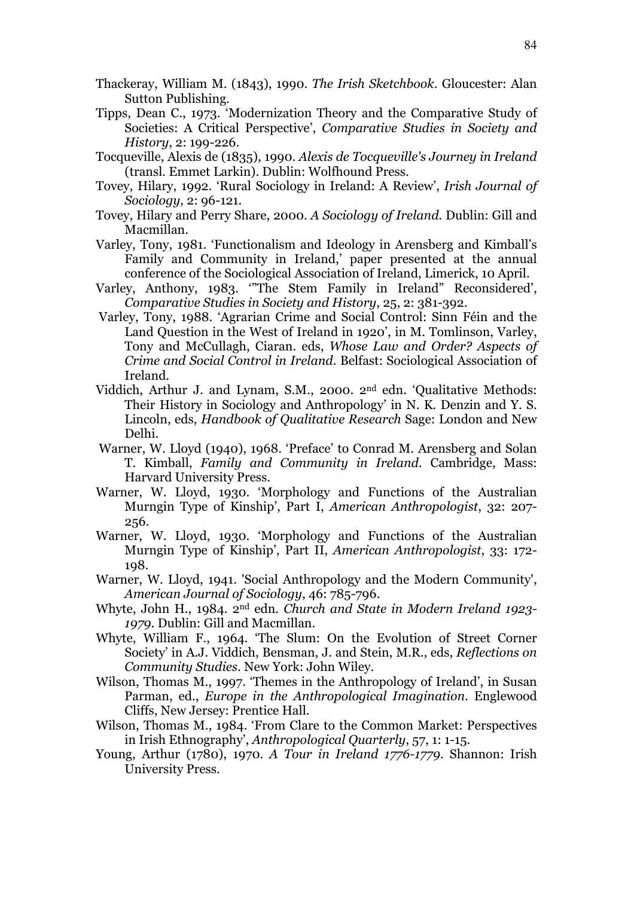Thackeray, William M. (1843), 1990. *The Irish Sketchbook*. Gloucester: Alan Sutton Publishing.

Tipps, Dean C., 1973. 'Modernization Theory and the Comparative Study of Societies: A Critical Perspective', *Comparative Studies in Society and History*, 2: 199-226.

Tocqueville, Alexis de (1835), 1990. *Alexis de Tocqueville's Journey in Ireland* (transl. Emmet Larkin). Dublin: Wolfhound Press.

Tovey, Hilary, 1992. 'Rural Sociology in Ireland: A Review', *Irish Journal of Sociology,* 2: 96-121.

Tovey, Hilary and Perry Share, 2000. *A Sociology of Ireland*. Dublin: Gill and Macmillan.

Varley, Tony, 1981. 'Functionalism and Ideology in Arensberg and Kimball's Family and Community in Ireland,' paper presented at the annual conference of the Sociological Association of Ireland, Limerick, 10 April.

Varley, Anthony, 1983. '"The Stem Family in Ireland" Reconsidered', *Comparative Studies in Society and History*, 25, 2: 381-392.

Varley, Tony, 1988. 'Agrarian Crime and Social Control: Sinn Féin and the Land Question in the West of Ireland in 1920', in M. Tomlinson, Varley, Tony and McCullagh, Ciaran. eds, *Whose Law and Order? Aspects of Crime and Social Control in Ireland*. Belfast: Sociological Association of Ireland.

Viddich, Arthur J. and Lynam, S.M., 2000. 2nd edn. 'Qualitative Methods: Their History in Sociology and Anthropology' in N. K. Denzin and Y. S. Lincoln, eds, *Handbook of Qualitative Research* Sage: London and New Delhi.

Warner, W. Lloyd (1940), 1968. 'Preface' to Conrad M. Arensberg and Solan T. Kimball, *Family and Community in Ireland*. Cambridge, Mass: Harvard University Press.

Warner, W. Lloyd, 1930. 'Morphology and Functions of the Australian Murngin Type of Kinship', Part I, *American Anthropologist*, 32: 207-256.

Warner, W. Lloyd, 1930. 'Morphology and Functions of the Australian Murngin Type of Kinship', Part II, *American Anthropologist*, 33: 172-198.

Warner, W. Lloyd, 1941. 'Social Anthropology and the Modern Community', *American Journal of Sociology*, 46: 785-796.

Whyte, John H., 1984. 2nd edn. *Church and State in Modern Ireland 1923-1979*. Dublin: Gill and Macmillan.

Whyte, William F., 1964. 'The Slum: On the Evolution of Street Corner Society' in A.J. Viddich, Bensman, J. and Stein, M.R., eds, *Reflections on Community Studies*. New York: John Wiley.

Wilson, Thomas M., 1997. 'Themes in the Anthropology of Ireland', in Susan Parman, ed., *Europe in the Anthropological Imagination*. Englewood Cliffs, New Jersey: Prentice Hall.

Wilson, Thomas M., 1984. 'From Clare to the Common Market: Perspectives in Irish Ethnography', *Anthropological Quarterly*, 57, 1: 1-15.

Young, Arthur (1780), 1970. *A Tour in Ireland 1776-1779*. Shannon: Irish University Press.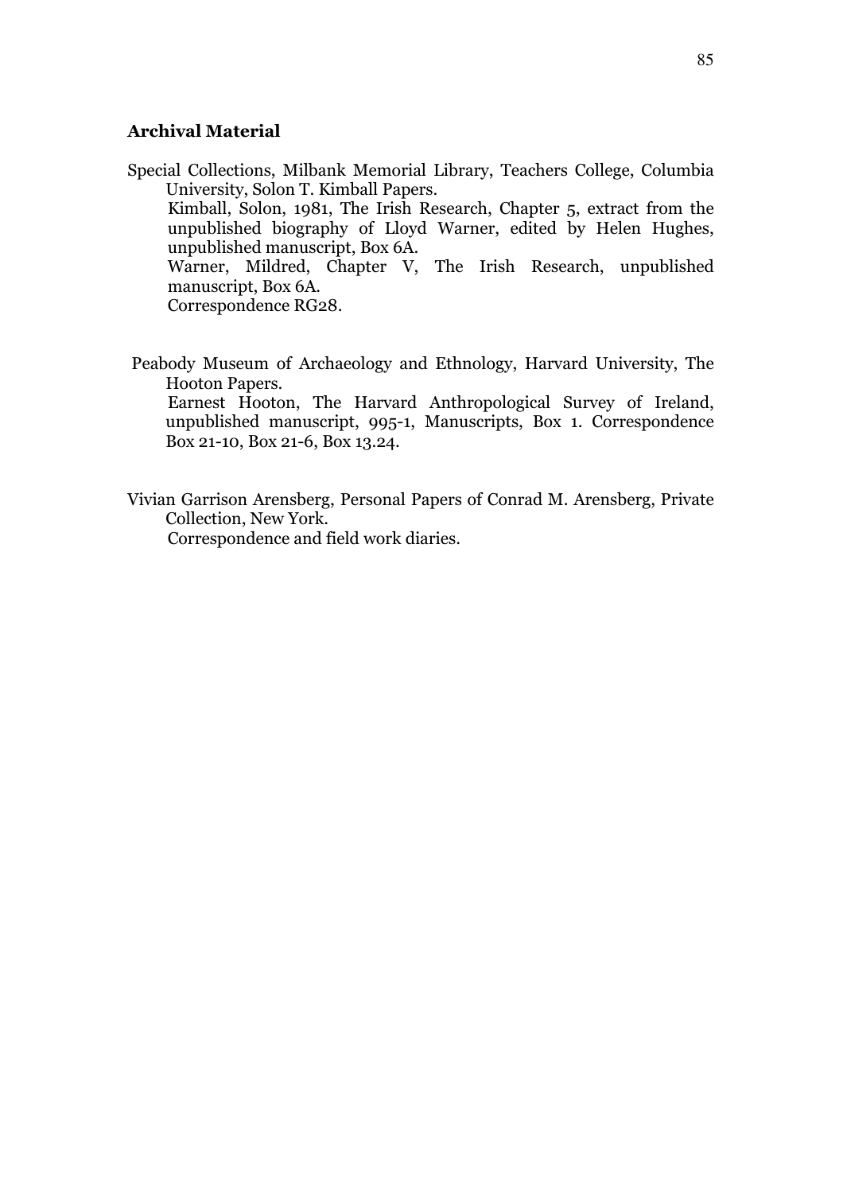## Archival Material

Special Collections, Milbank Memorial Library, Teachers College, Columbia University, Solon T. Kimball Papers.

Kimball, Solon, 1981, The Irish Research, Chapter 5, extract from the unpublished biography of Lloyd Warner, edited by Helen Hughes, unpublished manuscript, Box 6A.

Warner, Mildred, Chapter V, The Irish Research, unpublished manuscript, Box 6A.

Correspondence RG28.

Peabody Museum of Archaeology and Ethnology, Harvard University, The Hooton Papers.

Earnest Hooton, The Harvard Anthropological Survey of Ireland, unpublished manuscript, 995-1, Manuscripts, Box 1. Correspondence Box 21-10, Box 21-6, Box 13.24.

Vivian Garrison Arensberg, Personal Papers of Conrad M. Arensberg, Private Collection, New York.

Correspondence and field work diaries.